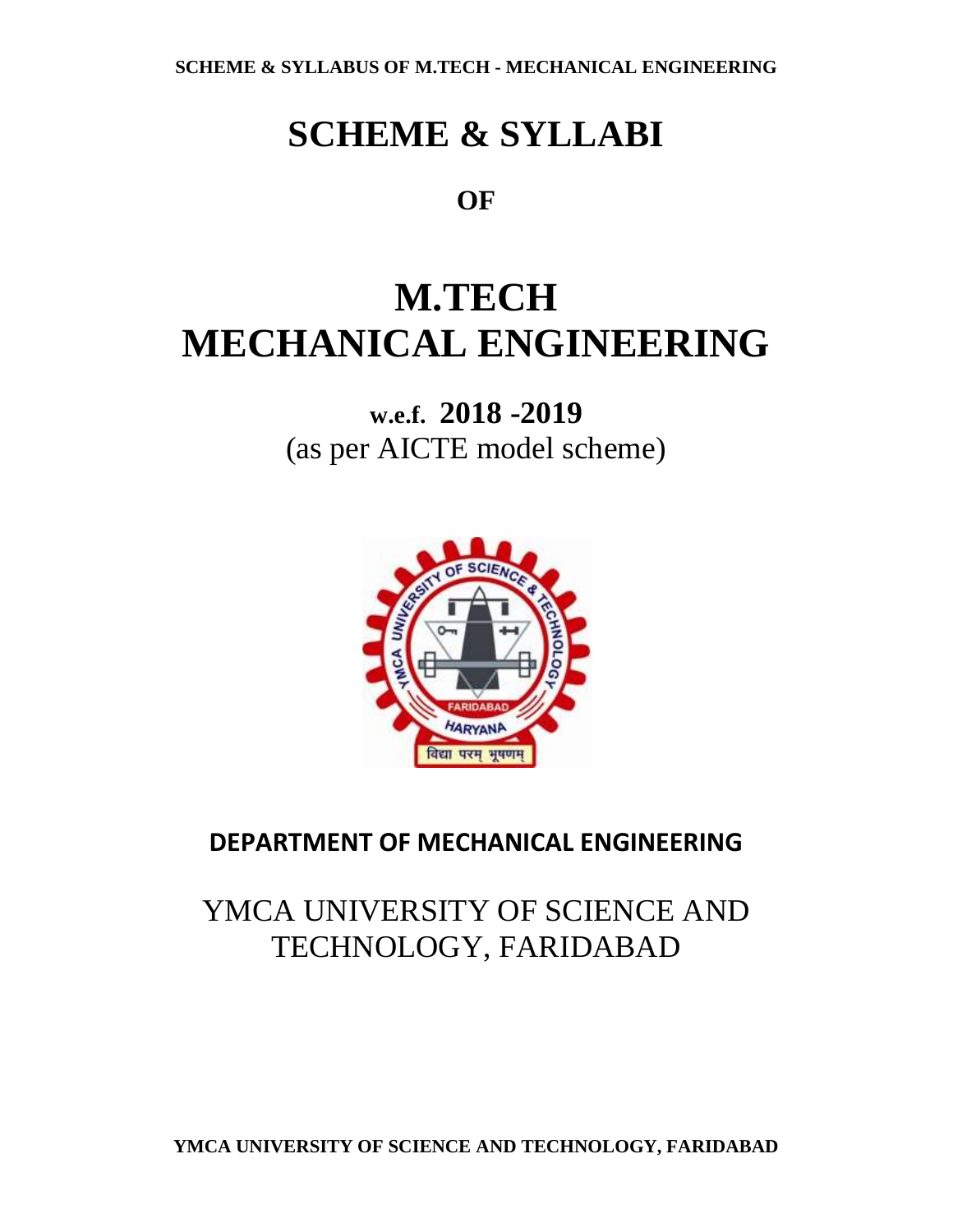# SCHEME & SYLLABI

**OF**

# M.TECH MECHANICAL ENGINEERING

**w.e.f. 2018 -2019**

(as per AICTE model scheme)

## DEPARTMENT OF MECHANICAL ENGINEERING

YMCA UNIVERSITY OF SCIENCE AND TECHNOLOGY, FARIDABAD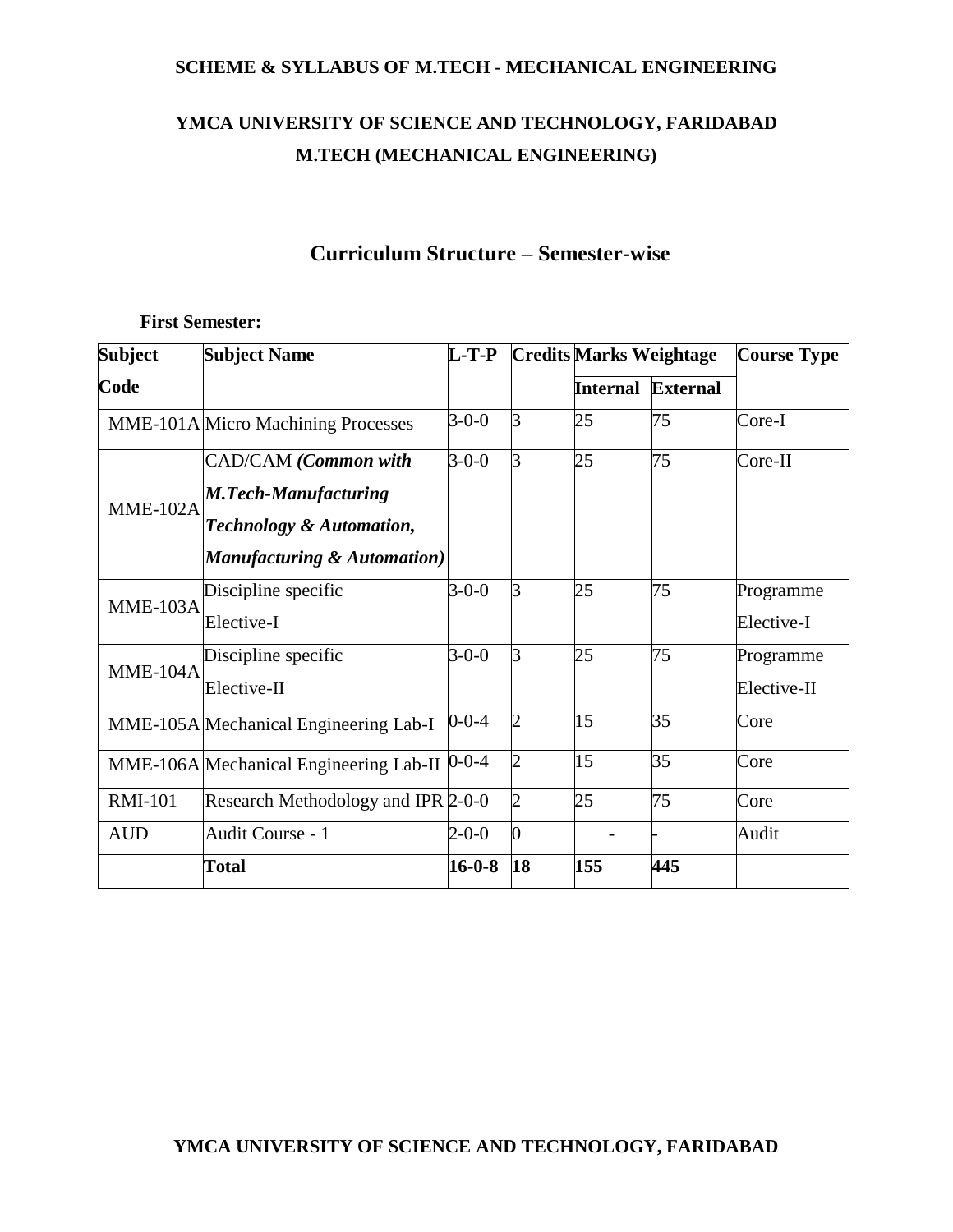# SCHEME & SYLLABUS OF M.TECH - MECHANICAL ENGINEERING

## YMCA UNIVERSITY OF SCIENCE AND TECHNOLOGY, FARIDABAD

## M.TECH (MECHANICAL ENGINEERING)

## Curriculum Structure – Semester-wise

**First Semester:**

| Subject Code | Subject Name | L-T-P | Credits | Marks Weightage | | Course Type |
|---|---|---|---|---|---|---|
| | | | | **Internal** | **External** | |
| MME-101A | Micro Machining Processes | 3-0-0 | 3 | 25 | 75 | Core-I |
| MME-102A | CAD/CAM ***(Common with M.Tech-Manufacturing Technology & Automation, Manufacturing & Automation)*** | 3-0-0 | 3 | 25 | 75 | Core-II |
| MME-103A | Discipline specific Elective-I | 3-0-0 | 3 | 25 | 75 | Programme Elective-I |
| MME-104A | Discipline specific Elective-II | 3-0-0 | 3 | 25 | 75 | Programme Elective-II |
| MME-105A | Mechanical Engineering Lab-I | 0-0-4 | 2 | 15 | 35 | Core |
| MME-106A | Mechanical Engineering Lab-II | 0-0-4 | 2 | 15 | 35 | Core |
| RMI-101 | Research Methodology and IPR | 2-0-0 | 2 | 25 | 75 | Core |
| AUD | Audit Course - 1 | 2-0-0 | 0 | - | - | Audit |
| | **Total** | **16-0-8** | **18** | **155** | **445** | |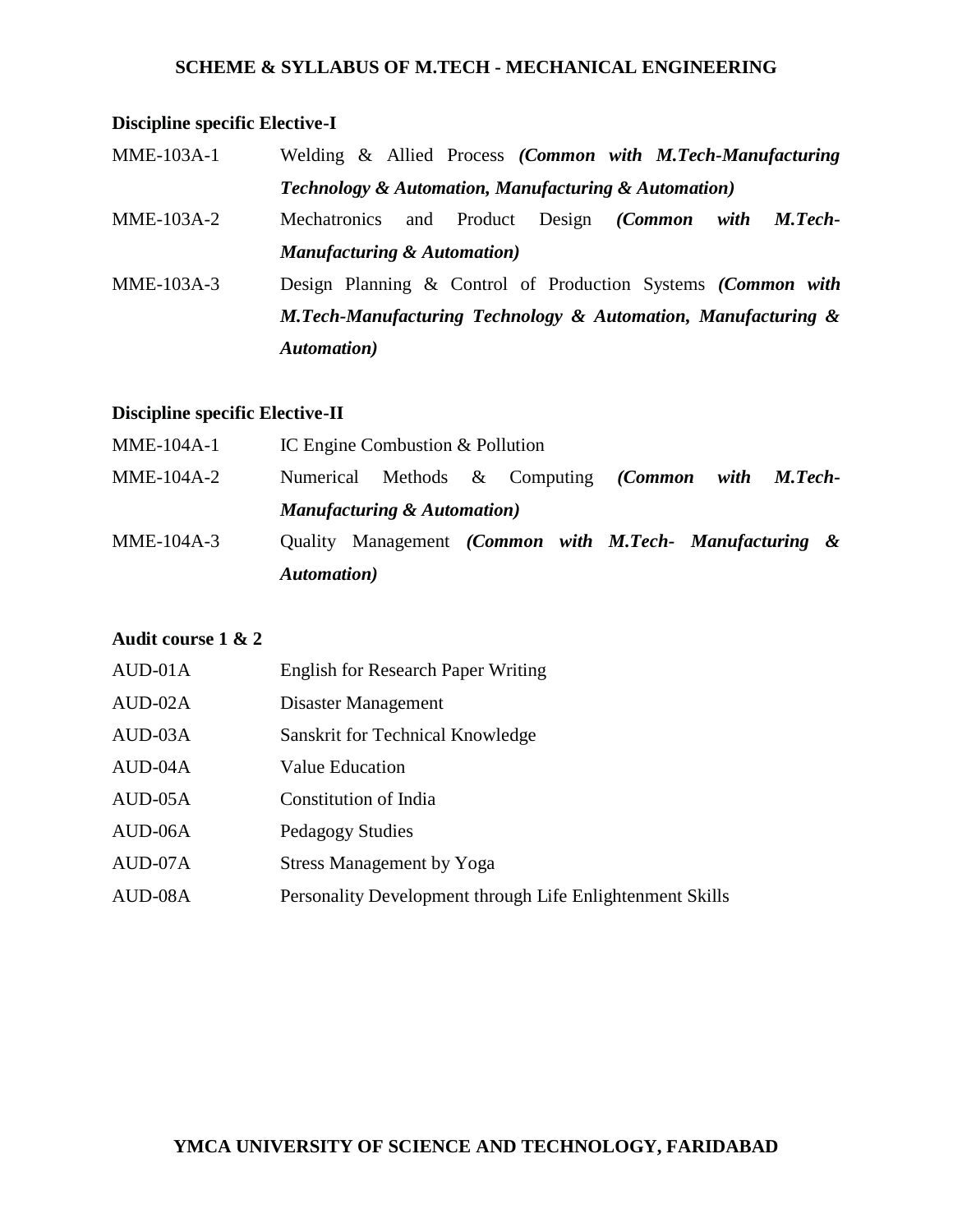**Discipline specific Elective-I**

| | |
|---|---|
| MME-103A-1 | Welding & Allied Process ***(Common with M.Tech-Manufacturing Technology & Automation, Manufacturing & Automation)*** |
| MME-103A-2 | Mechatronics and Product Design ***(Common with M.Tech-Manufacturing & Automation)*** |
| MME-103A-3 | Design Planning & Control of Production Systems ***(Common with M.Tech-Manufacturing Technology & Automation, Manufacturing & Automation)*** |

**Discipline specific Elective-II**

| | |
|---|---|
| MME-104A-1 | IC Engine Combustion & Pollution |
| MME-104A-2 | Numerical Methods & Computing ***(Common with M.Tech-Manufacturing & Automation)*** |
| MME-104A-3 | Quality Management ***(Common with M.Tech- Manufacturing & Automation)*** |

**Audit course 1 & 2**

| | |
|---|---|
| AUD-01A | English for Research Paper Writing |
| AUD-02A | Disaster Management |
| AUD-03A | Sanskrit for Technical Knowledge |
| AUD-04A | Value Education |
| AUD-05A | Constitution of India |
| AUD-06A | Pedagogy Studies |
| AUD-07A | Stress Management by Yoga |
| AUD-08A | Personality Development through Life Enlightenment Skills |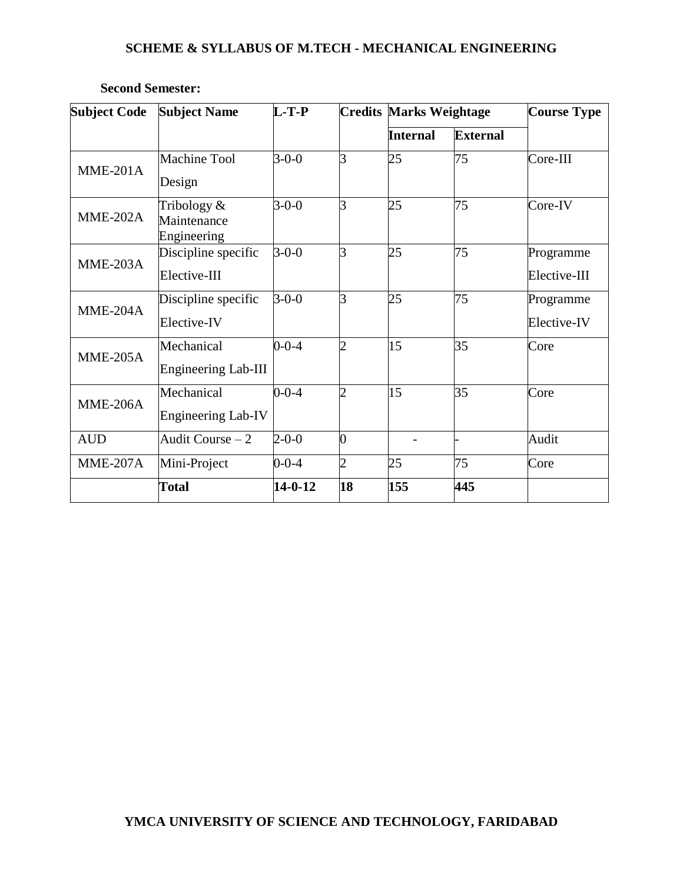**Second Semester:**

| Subject Code | Subject Name | L-T-P | Credits | Marks Weightage | | Course Type |
|---|---|---|---|---|---|---|
| | | | | Internal | External | |
| MME-201A | Machine Tool Design | 3-0-0 | 3 | 25 | 75 | Core-III |
| MME-202A | Tribology & Maintenance Engineering | 3-0-0 | 3 | 25 | 75 | Core-IV |
| MME-203A | Discipline specific Elective-III | 3-0-0 | 3 | 25 | 75 | Programme Elective-III |
| MME-204A | Discipline specific Elective-IV | 3-0-0 | 3 | 25 | 75 | Programme Elective-IV |
| MME-205A | Mechanical Engineering Lab-III | 0-0-4 | 2 | 15 | 35 | Core |
| MME-206A | Mechanical Engineering Lab-IV | 0-0-4 | 2 | 15 | 35 | Core |
| AUD | Audit Course – 2 | 2-0-0 | 0 | - | - | Audit |
| MME-207A | Mini-Project | 0-0-4 | 2 | 25 | 75 | Core |
| | **Total** | **14-0-12** | **18** | **155** | **445** | |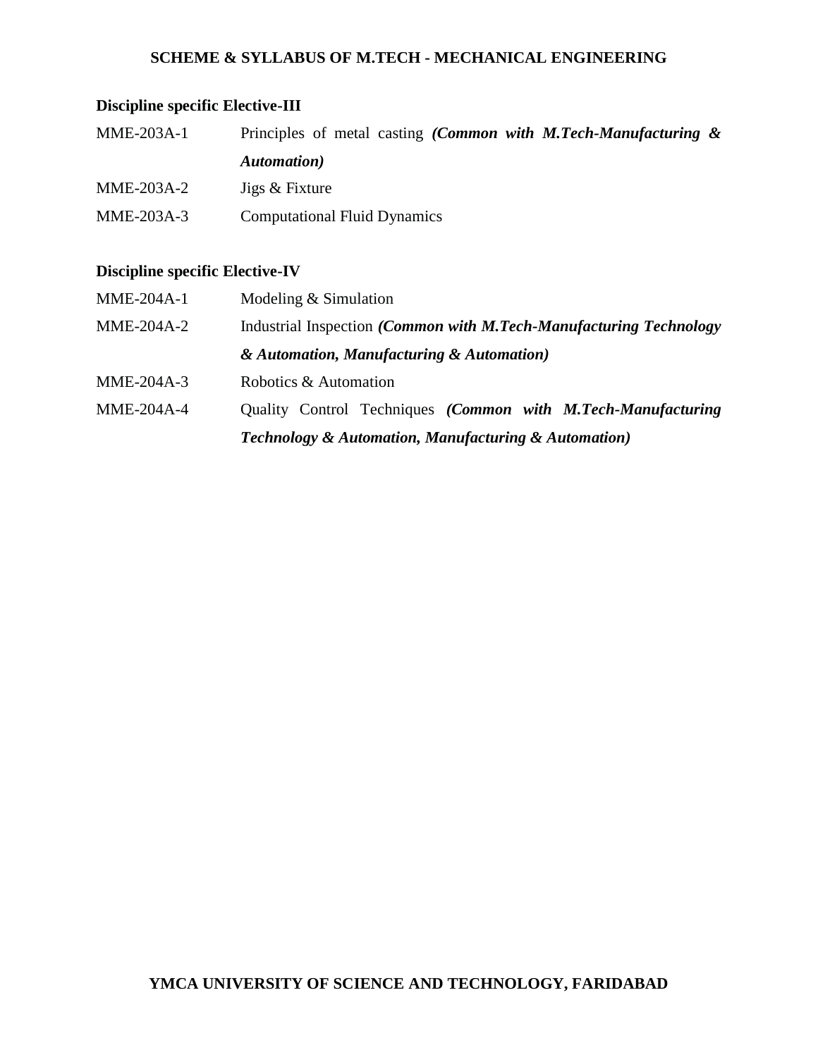**Discipline specific Elective-III**

| | |
|---|---|
| MME-203A-1 | Principles of metal casting ***(Common with M.Tech-Manufacturing & Automation)*** |
| MME-203A-2 | Jigs & Fixture |
| MME-203A-3 | Computational Fluid Dynamics |

**Discipline specific Elective-IV**

| | |
|---|---|
| MME-204A-1 | Modeling & Simulation |
| MME-204A-2 | Industrial Inspection ***(Common with M.Tech-Manufacturing Technology & Automation, Manufacturing & Automation)*** |
| MME-204A-3 | Robotics & Automation |
| MME-204A-4 | Quality Control Techniques ***(Common with M.Tech-Manufacturing Technology & Automation, Manufacturing & Automation)*** |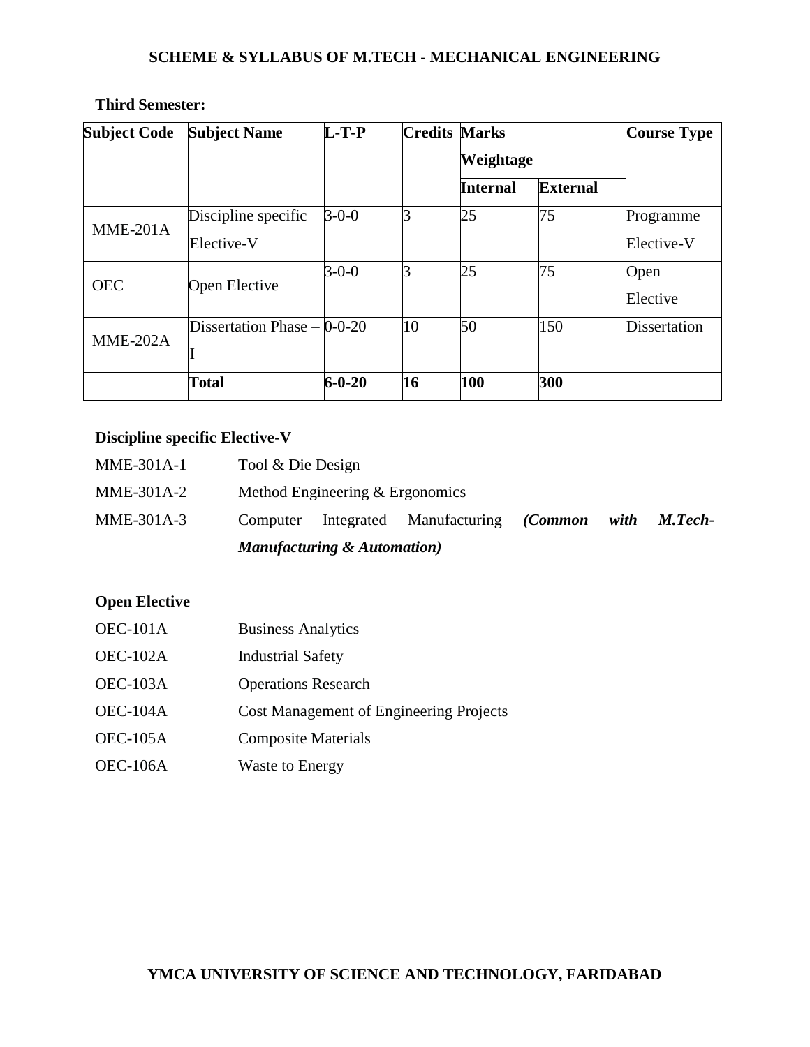**Third Semester:**

| Subject Code | Subject Name | L-T-P | Credits | Marks Weightage | | Course Type |
|---|---|---|---|---|---|---|
| | | | | Internal | External | |
| MME-201A | Discipline specific Elective-V | 3-0-0 | 3 | 25 | 75 | Programme Elective-V |
| OEC | Open Elective | 3-0-0 | 3 | 25 | 75 | Open Elective |
| MME-202A | Dissertation Phase – I | 0-0-20 | 10 | 50 | 150 | Dissertation |
| | **Total** | **6-0-20** | **16** | **100** | **300** | |

**Discipline specific Elective-V**

MME-301A-1 Tool & Die Design

MME-301A-2 Method Engineering & Ergonomics

MME-301A-3 Computer Integrated Manufacturing ***(Common with M.Tech-Manufacturing & Automation)***

**Open Elective**

OEC-101A Business Analytics

OEC-102A Industrial Safety

OEC-103A Operations Research

OEC-104A Cost Management of Engineering Projects

OEC-105A Composite Materials

OEC-106A Waste to Energy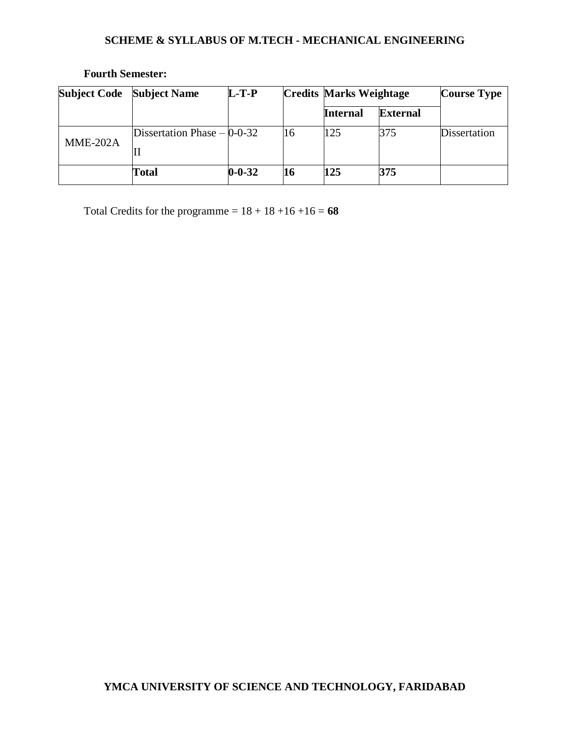**Fourth Semester:**

| Subject Code | Subject Name | L-T-P | Credits | Marks Weightage | | Course Type |
|---|---|---|---|---|---|---|
| | | | | **Internal** | **External** | |
| MME-202A | Dissertation Phase – II | 0-0-32 | 16 | 125 | 375 | Dissertation |
| | **Total** | **0-0-32** | **16** | **125** | **375** | |

Total Credits for the programme = 18 + 18 +16 +16 = **68**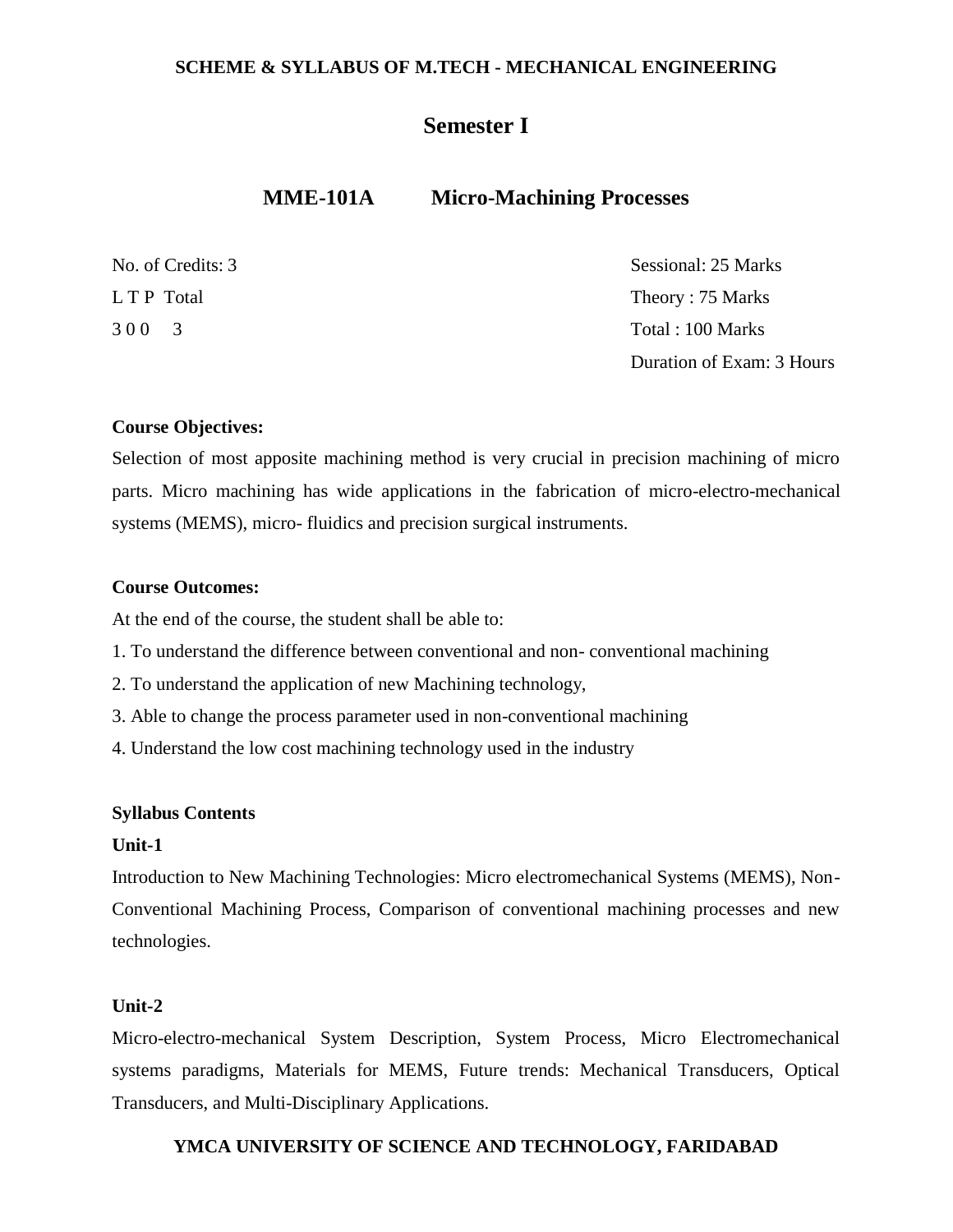## Semester I

### MME-101A Micro-Machining Processes

| | |
|---|---|
| No. of Credits: 3 | Sessional: 25 Marks |
| L T P Total | Theory : 75 Marks |
| 3 0 0 3 | Total : 100 Marks |
| | Duration of Exam: 3 Hours |

**Course Objectives:**

Selection of most apposite machining method is very crucial in precision machining of micro parts. Micro machining has wide applications in the fabrication of micro-electro-mechanical systems (MEMS), micro- fluidics and precision surgical instruments.

**Course Outcomes:**

At the end of the course, the student shall be able to:

1. To understand the difference between conventional and non- conventional machining
2. To understand the application of new Machining technology,
3. Able to change the process parameter used in non-conventional machining
4. Understand the low cost machining technology used in the industry

**Syllabus Contents**

**Unit-1**

Introduction to New Machining Technologies: Micro electromechanical Systems (MEMS), Non-Conventional Machining Process, Comparison of conventional machining processes and new technologies.

**Unit-2**

Micro-electro-mechanical System Description, System Process, Micro Electromechanical systems paradigms, Materials for MEMS, Future trends: Mechanical Transducers, Optical Transducers, and Multi-Disciplinary Applications.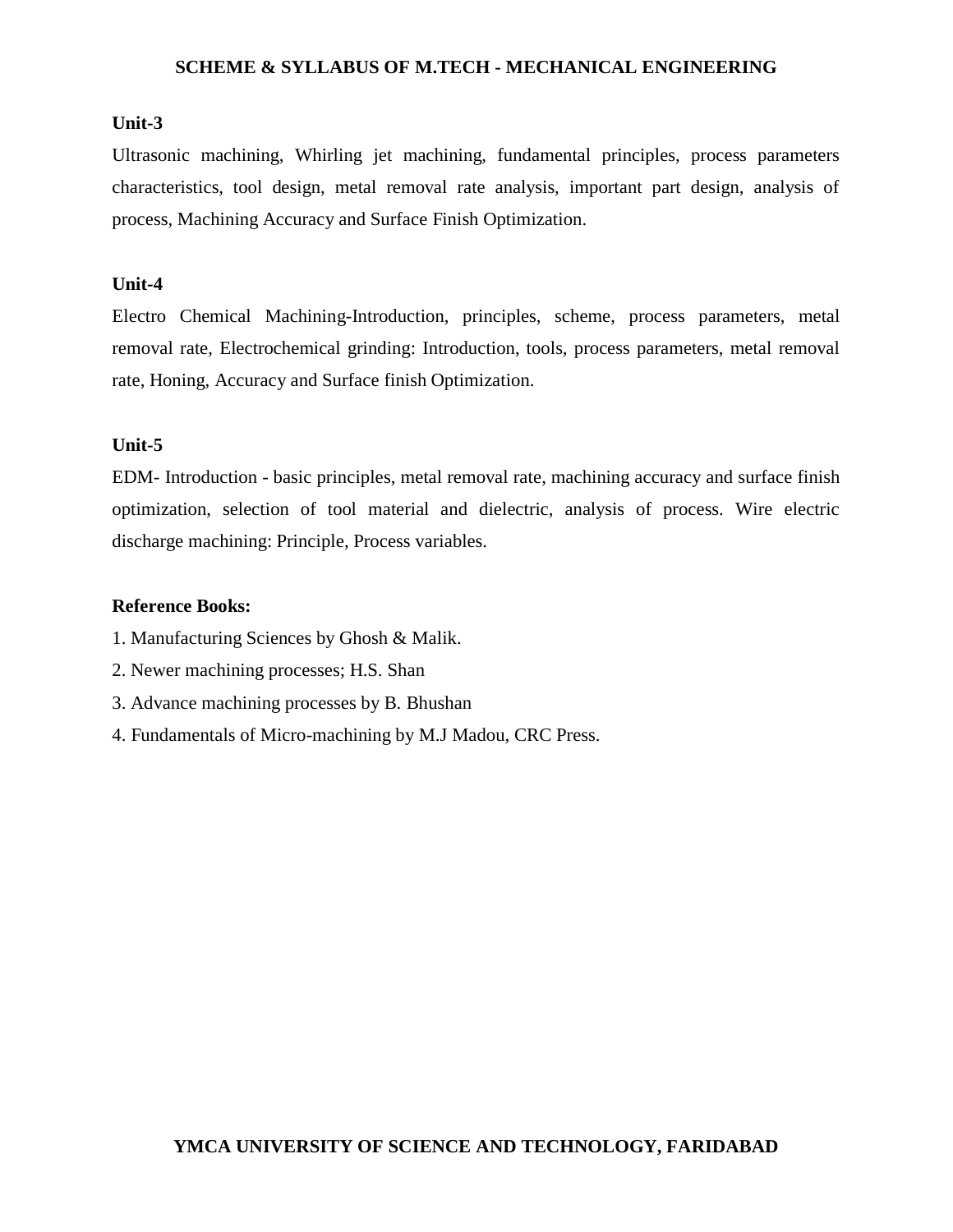**Unit-3**

Ultrasonic machining, Whirling jet machining, fundamental principles, process parameters characteristics, tool design, metal removal rate analysis, important part design, analysis of process, Machining Accuracy and Surface Finish Optimization.

**Unit-4**

Electro Chemical Machining-Introduction, principles, scheme, process parameters, metal removal rate, Electrochemical grinding: Introduction, tools, process parameters, metal removal rate, Honing, Accuracy and Surface finish Optimization.

**Unit-5**

EDM- Introduction - basic principles, metal removal rate, machining accuracy and surface finish optimization, selection of tool material and dielectric, analysis of process. Wire electric discharge machining: Principle, Process variables.

**Reference Books:**

1. Manufacturing Sciences by Ghosh & Malik.
2. Newer machining processes; H.S. Shan
3. Advance machining processes by B. Bhushan
4. Fundamentals of Micro-machining by M.J Madou, CRC Press.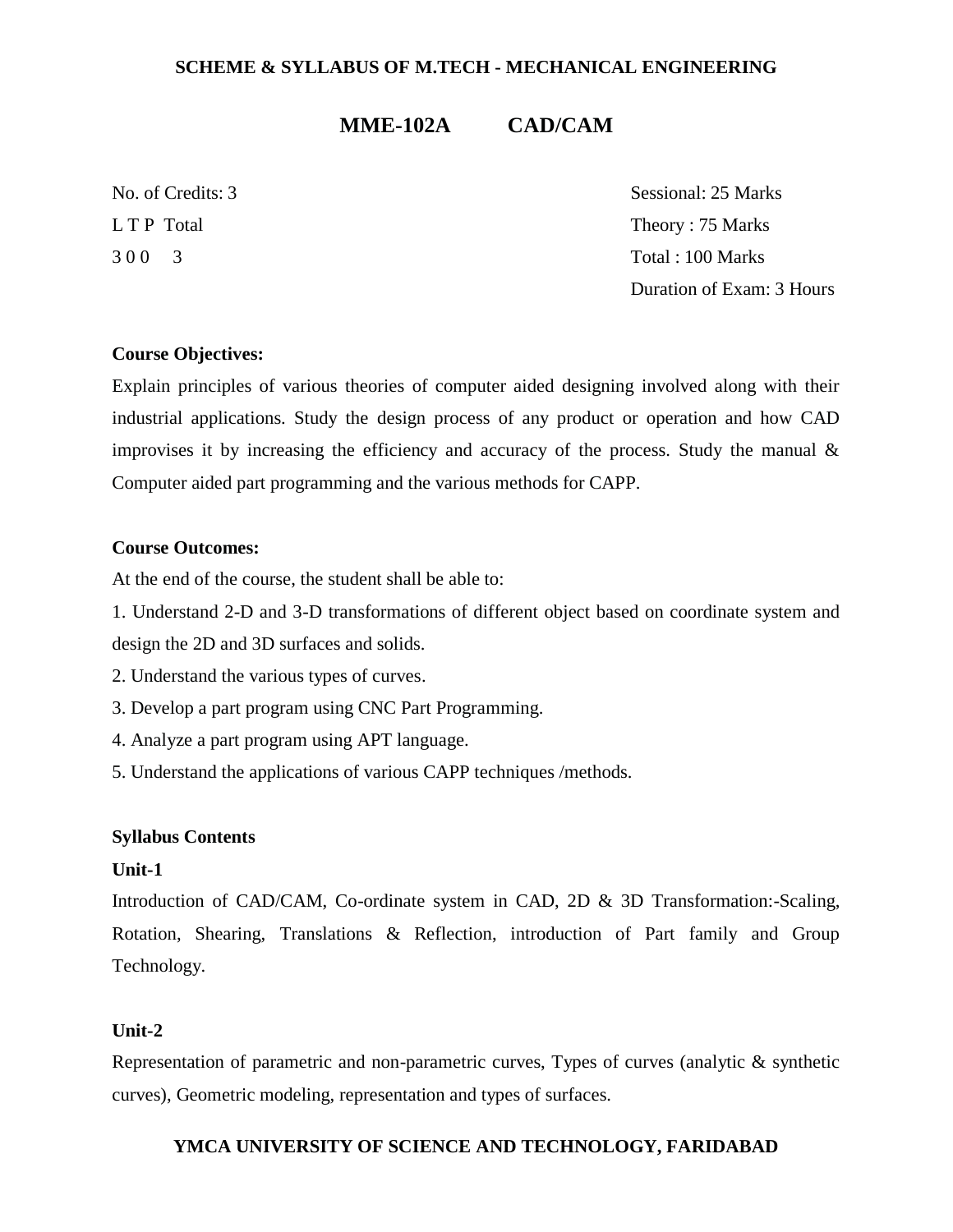## MME-102A CAD/CAM

| | |
|---|---|
| No. of Credits: 3 | Sessional: 25 Marks |
| L T P Total | Theory : 75 Marks |
| 3 0 0 3 | Total : 100 Marks |
| | Duration of Exam: 3 Hours |

**Course Objectives:**

Explain principles of various theories of computer aided designing involved along with their industrial applications. Study the design process of any product or operation and how CAD improvises it by increasing the efficiency and accuracy of the process. Study the manual & Computer aided part programming and the various methods for CAPP.

**Course Outcomes:**

At the end of the course, the student shall be able to:

1. Understand 2-D and 3-D transformations of different object based on coordinate system and design the 2D and 3D surfaces and solids.
2. Understand the various types of curves.
3. Develop a part program using CNC Part Programming.
4. Analyze a part program using APT language.
5. Understand the applications of various CAPP techniques /methods.

**Syllabus Contents**

**Unit-1**

Introduction of CAD/CAM, Co-ordinate system in CAD, 2D & 3D Transformation:-Scaling, Rotation, Shearing, Translations & Reflection, introduction of Part family and Group Technology.

**Unit-2**

Representation of parametric and non-parametric curves, Types of curves (analytic & synthetic curves), Geometric modeling, representation and types of surfaces.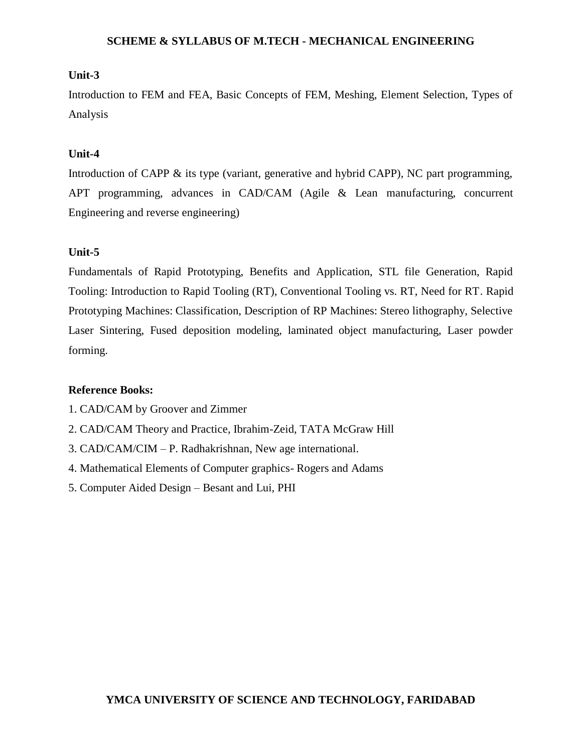**Unit-3**

Introduction to FEM and FEA, Basic Concepts of FEM, Meshing, Element Selection, Types of Analysis

**Unit-4**

Introduction of CAPP & its type (variant, generative and hybrid CAPP), NC part programming, APT programming, advances in CAD/CAM (Agile & Lean manufacturing, concurrent Engineering and reverse engineering)

**Unit-5**

Fundamentals of Rapid Prototyping, Benefits and Application, STL file Generation, Rapid Tooling: Introduction to Rapid Tooling (RT), Conventional Tooling vs. RT, Need for RT. Rapid Prototyping Machines: Classification, Description of RP Machines: Stereo lithography, Selective Laser Sintering, Fused deposition modeling, laminated object manufacturing, Laser powder forming.

**Reference Books:**

1. CAD/CAM by Groover and Zimmer
2. CAD/CAM Theory and Practice, Ibrahim-Zeid, TATA McGraw Hill
3. CAD/CAM/CIM – P. Radhakrishnan, New age international.
4. Mathematical Elements of Computer graphics- Rogers and Adams
5. Computer Aided Design – Besant and Lui, PHI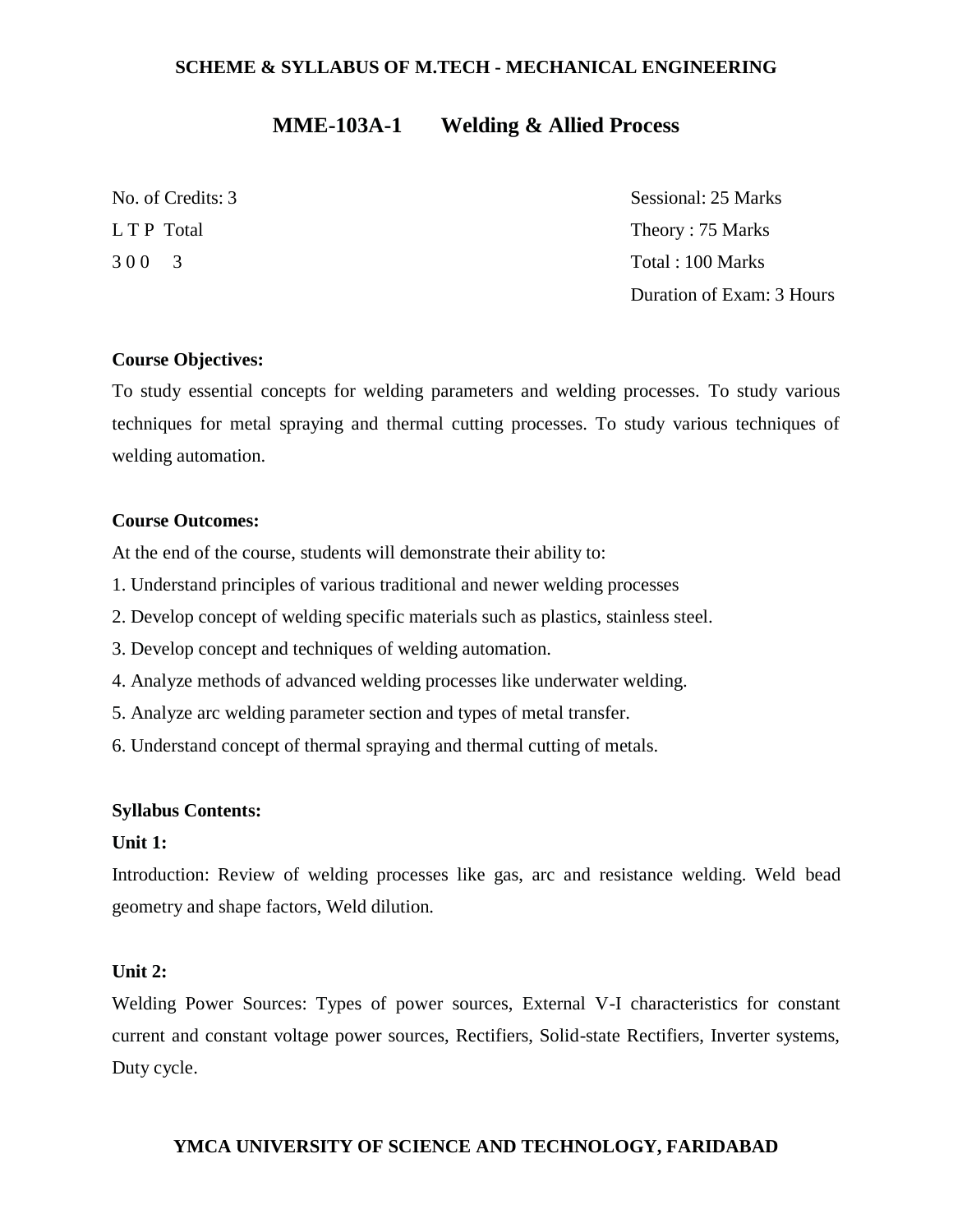## MME-103A-1 Welding & Allied Process

| | |
|---|---|
| No. of Credits: 3 | Sessional: 25 Marks |
| L T P Total | Theory : 75 Marks |
| 3 0 0 3 | Total : 100 Marks |
| | Duration of Exam: 3 Hours |

**Course Objectives:**

To study essential concepts for welding parameters and welding processes. To study various techniques for metal spraying and thermal cutting processes. To study various techniques of welding automation.

**Course Outcomes:**

At the end of the course, students will demonstrate their ability to:

1. Understand principles of various traditional and newer welding processes
2. Develop concept of welding specific materials such as plastics, stainless steel.
3. Develop concept and techniques of welding automation.
4. Analyze methods of advanced welding processes like underwater welding.
5. Analyze arc welding parameter section and types of metal transfer.
6. Understand concept of thermal spraying and thermal cutting of metals.

**Syllabus Contents:**

**Unit 1:**

Introduction: Review of welding processes like gas, arc and resistance welding. Weld bead geometry and shape factors, Weld dilution.

**Unit 2:**

Welding Power Sources: Types of power sources, External V-I characteristics for constant current and constant voltage power sources, Rectifiers, Solid-state Rectifiers, Inverter systems, Duty cycle.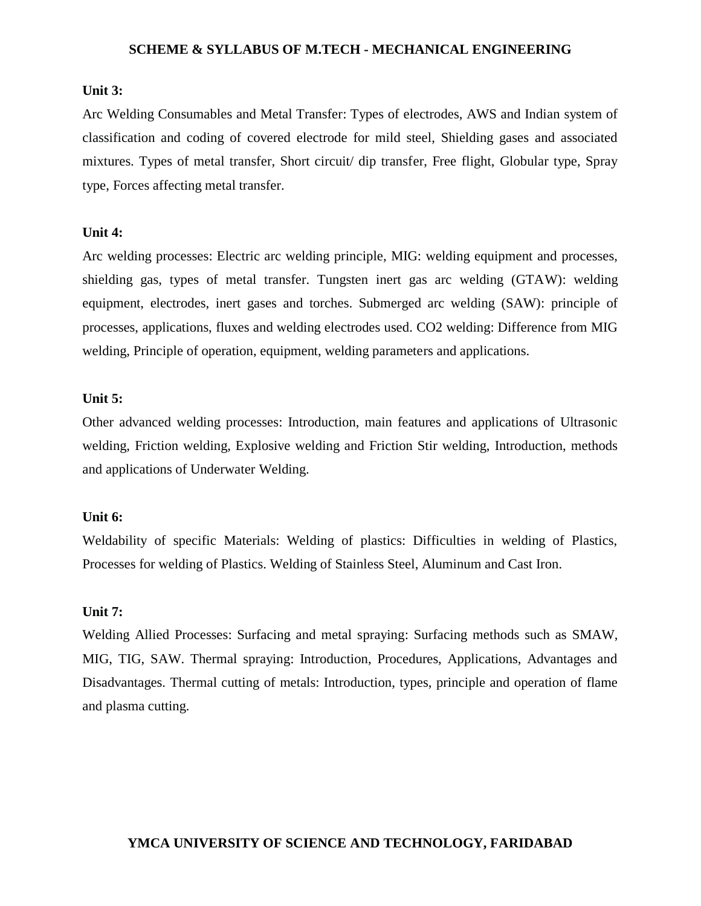**Unit 3:**

Arc Welding Consumables and Metal Transfer: Types of electrodes, AWS and Indian system of classification and coding of covered electrode for mild steel, Shielding gases and associated mixtures. Types of metal transfer, Short circuit/ dip transfer, Free flight, Globular type, Spray type, Forces affecting metal transfer.

**Unit 4:**

Arc welding processes: Electric arc welding principle, MIG: welding equipment and processes, shielding gas, types of metal transfer. Tungsten inert gas arc welding (GTAW): welding equipment, electrodes, inert gases and torches. Submerged arc welding (SAW): principle of processes, applications, fluxes and welding electrodes used. CO2 welding: Difference from MIG welding, Principle of operation, equipment, welding parameters and applications.

**Unit 5:**

Other advanced welding processes: Introduction, main features and applications of Ultrasonic welding, Friction welding, Explosive welding and Friction Stir welding, Introduction, methods and applications of Underwater Welding.

**Unit 6:**

Weldability of specific Materials: Welding of plastics: Difficulties in welding of Plastics, Processes for welding of Plastics. Welding of Stainless Steel, Aluminum and Cast Iron.

**Unit 7:**

Welding Allied Processes: Surfacing and metal spraying: Surfacing methods such as SMAW, MIG, TIG, SAW. Thermal spraying: Introduction, Procedures, Applications, Advantages and Disadvantages. Thermal cutting of metals: Introduction, types, principle and operation of flame and plasma cutting.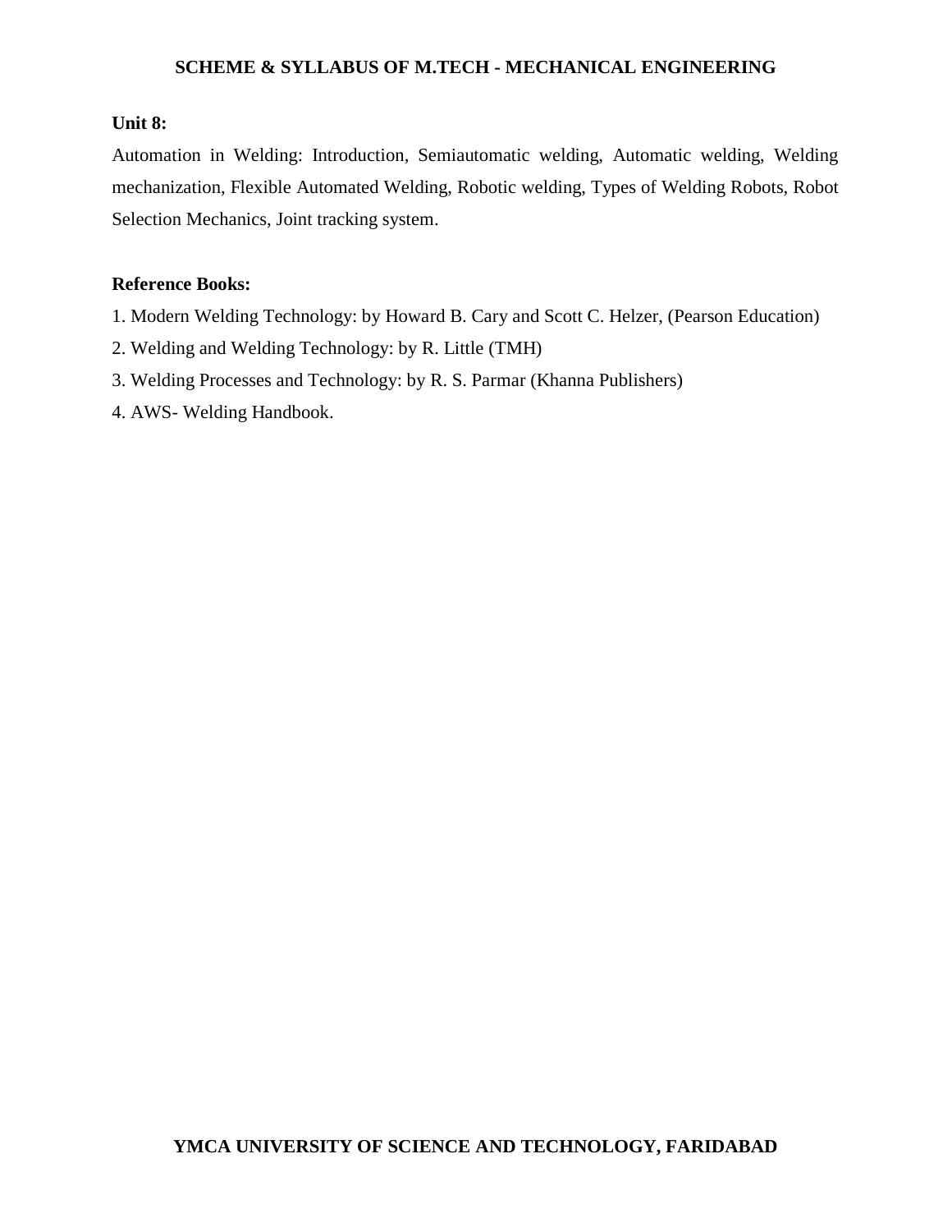**Unit 8:**

Automation in Welding: Introduction, Semiautomatic welding, Automatic welding, Welding mechanization, Flexible Automated Welding, Robotic welding, Types of Welding Robots, Robot Selection Mechanics, Joint tracking system.

**Reference Books:**

1. Modern Welding Technology: by Howard B. Cary and Scott C. Helzer, (Pearson Education)
2. Welding and Welding Technology: by R. Little (TMH)
3. Welding Processes and Technology: by R. S. Parmar (Khanna Publishers)
4. AWS- Welding Handbook.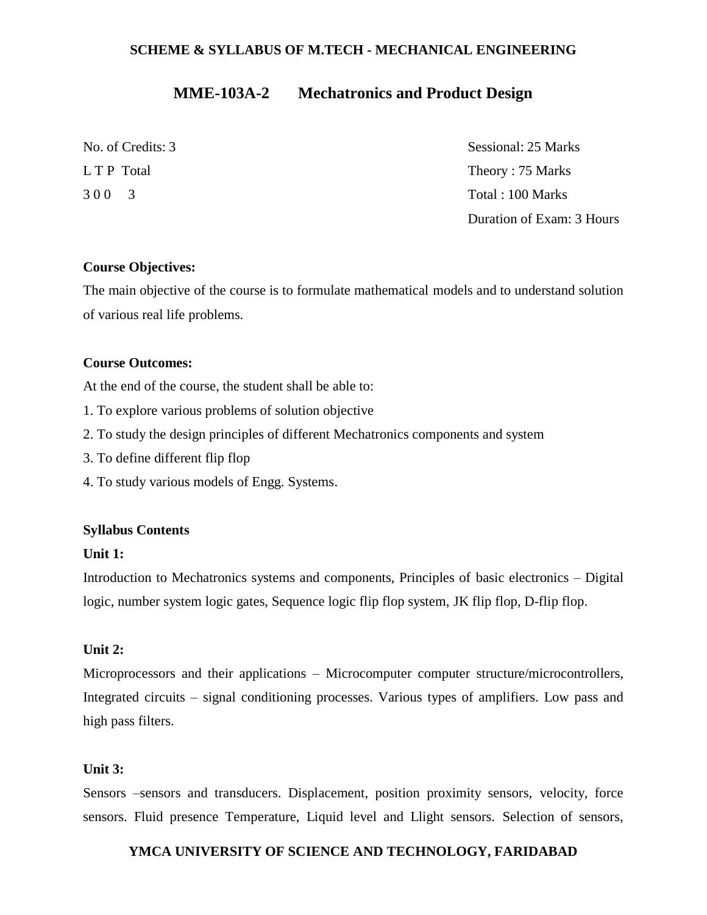## MME-103A-2 Mechatronics and Product Design

| | |
|---|---|
| No. of Credits: 3 | Sessional: 25 Marks |
| L T P Total | Theory : 75 Marks |
| 3 0 0 3 | Total : 100 Marks |
| | Duration of Exam: 3 Hours |

**Course Objectives:**

The main objective of the course is to formulate mathematical models and to understand solution of various real life problems.

**Course Outcomes:**

At the end of the course, the student shall be able to:

1. To explore various problems of solution objective
2. To study the design principles of different Mechatronics components and system
3. To define different flip flop
4. To study various models of Engg. Systems.

**Syllabus Contents**

**Unit 1:**

Introduction to Mechatronics systems and components, Principles of basic electronics – Digital logic, number system logic gates, Sequence logic flip flop system, JK flip flop, D-flip flop.

**Unit 2:**

Microprocessors and their applications – Microcomputer computer structure/microcontrollers, Integrated circuits – signal conditioning processes. Various types of amplifiers. Low pass and high pass filters.

**Unit 3:**

Sensors –sensors and transducers. Displacement, position proximity sensors, velocity, force sensors. Fluid presence Temperature, Liquid level and Llight sensors. Selection of sensors,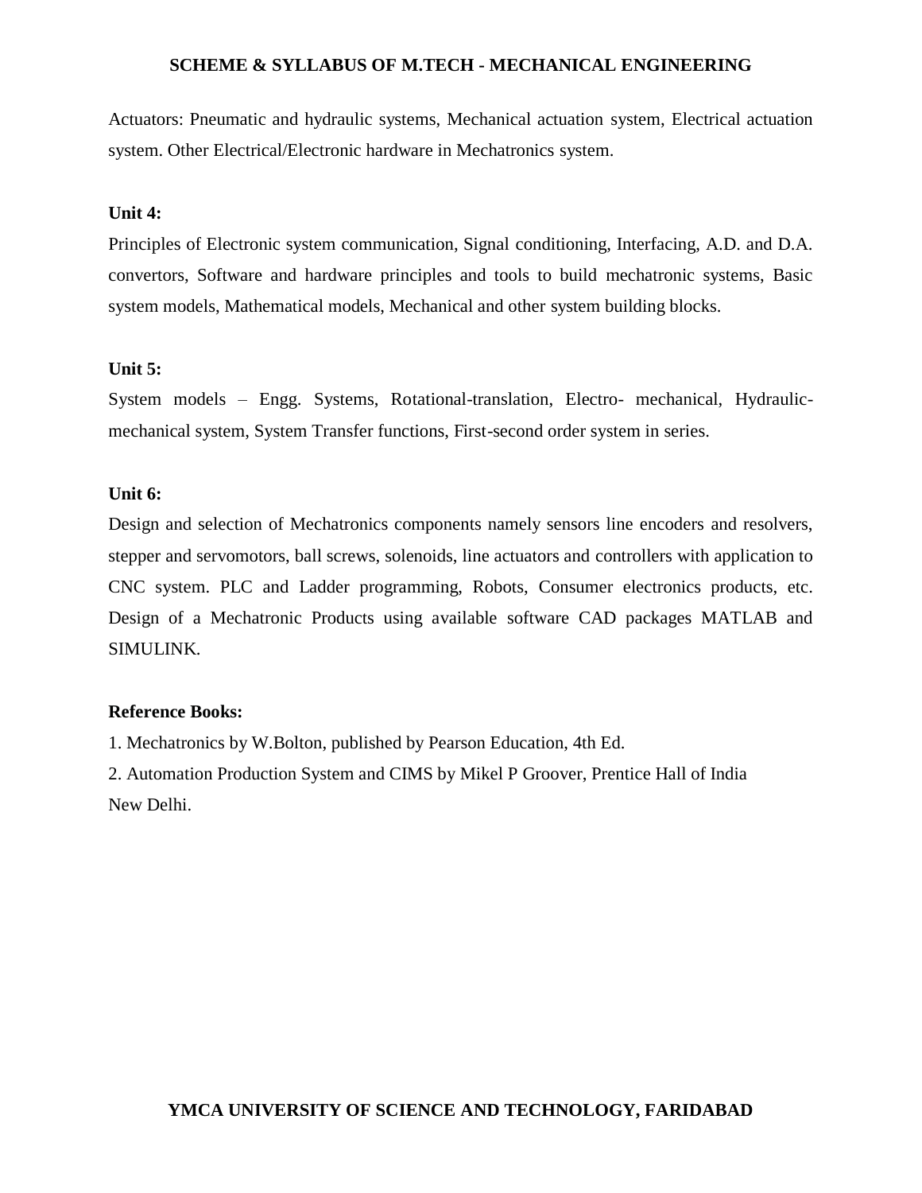Actuators: Pneumatic and hydraulic systems, Mechanical actuation system, Electrical actuation system. Other Electrical/Electronic hardware in Mechatronics system.

**Unit 4:**

Principles of Electronic system communication, Signal conditioning, Interfacing, A.D. and D.A. convertors, Software and hardware principles and tools to build mechatronic systems, Basic system models, Mathematical models, Mechanical and other system building blocks.

**Unit 5:**

System models – Engg. Systems, Rotational-translation, Electro- mechanical, Hydraulic-mechanical system, System Transfer functions, First-second order system in series.

**Unit 6:**

Design and selection of Mechatronics components namely sensors line encoders and resolvers, stepper and servomotors, ball screws, solenoids, line actuators and controllers with application to CNC system. PLC and Ladder programming, Robots, Consumer electronics products, etc. Design of a Mechatronic Products using available software CAD packages MATLAB and SIMULINK.

**Reference Books:**

1. Mechatronics by W.Bolton, published by Pearson Education, 4th Ed.
2. Automation Production System and CIMS by Mikel P Groover, Prentice Hall of India New Delhi.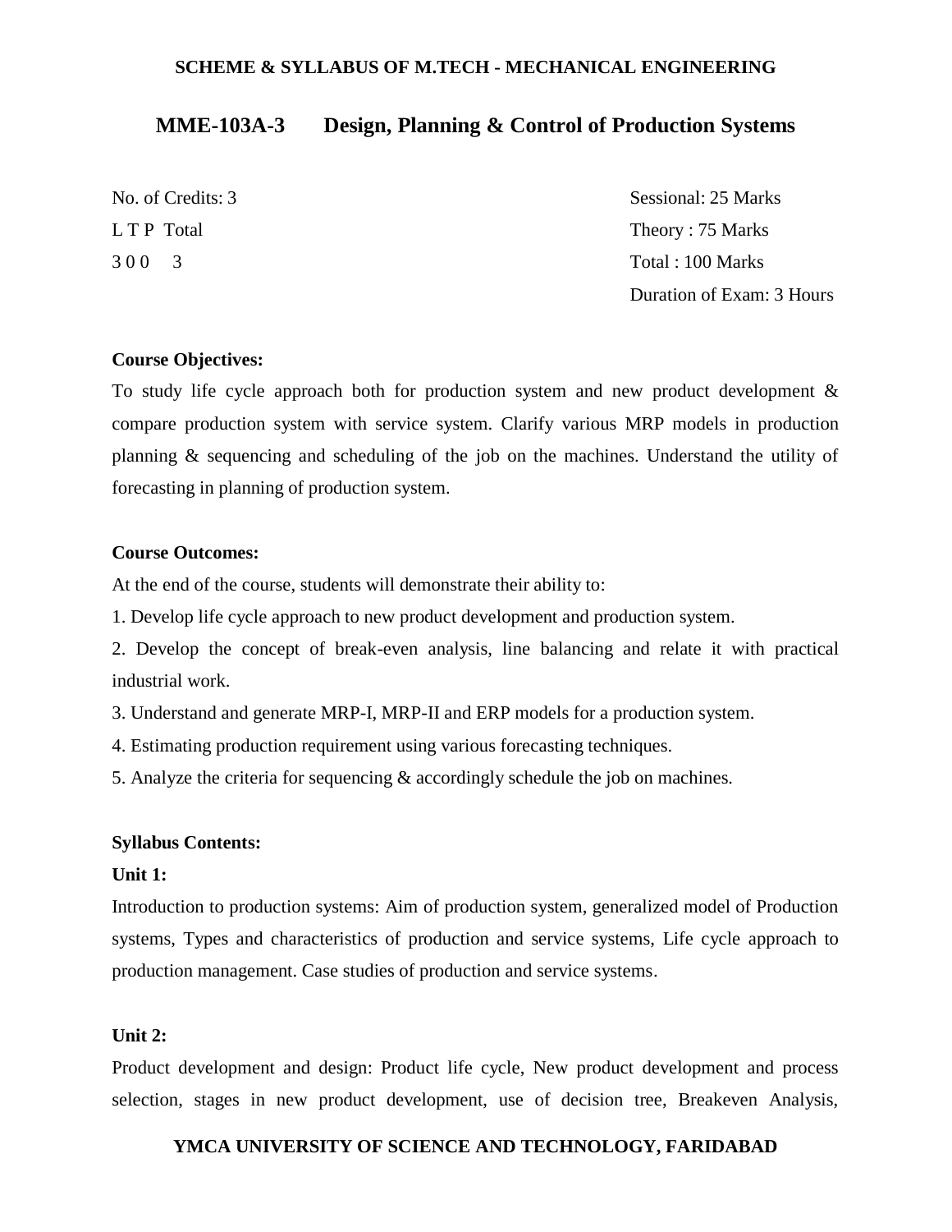## MME-103A-3 Design, Planning & Control of Production Systems

| | |
|---|---|
| No. of Credits: 3 | Sessional: 25 Marks |
| L T P Total | Theory : 75 Marks |
| 3 0 0 3 | Total : 100 Marks |
| | Duration of Exam: 3 Hours |

**Course Objectives:**

To study life cycle approach both for production system and new product development & compare production system with service system. Clarify various MRP models in production planning & sequencing and scheduling of the job on the machines. Understand the utility of forecasting in planning of production system.

**Course Outcomes:**

At the end of the course, students will demonstrate their ability to:

1. Develop life cycle approach to new product development and production system.
2. Develop the concept of break-even analysis, line balancing and relate it with practical industrial work.
3. Understand and generate MRP-I, MRP-II and ERP models for a production system.
4. Estimating production requirement using various forecasting techniques.
5. Analyze the criteria for sequencing & accordingly schedule the job on machines.

**Syllabus Contents:**

**Unit 1:**

Introduction to production systems: Aim of production system, generalized model of Production systems, Types and characteristics of production and service systems, Life cycle approach to production management. Case studies of production and service systems.

**Unit 2:**

Product development and design: Product life cycle, New product development and process selection, stages in new product development, use of decision tree, Breakeven Analysis,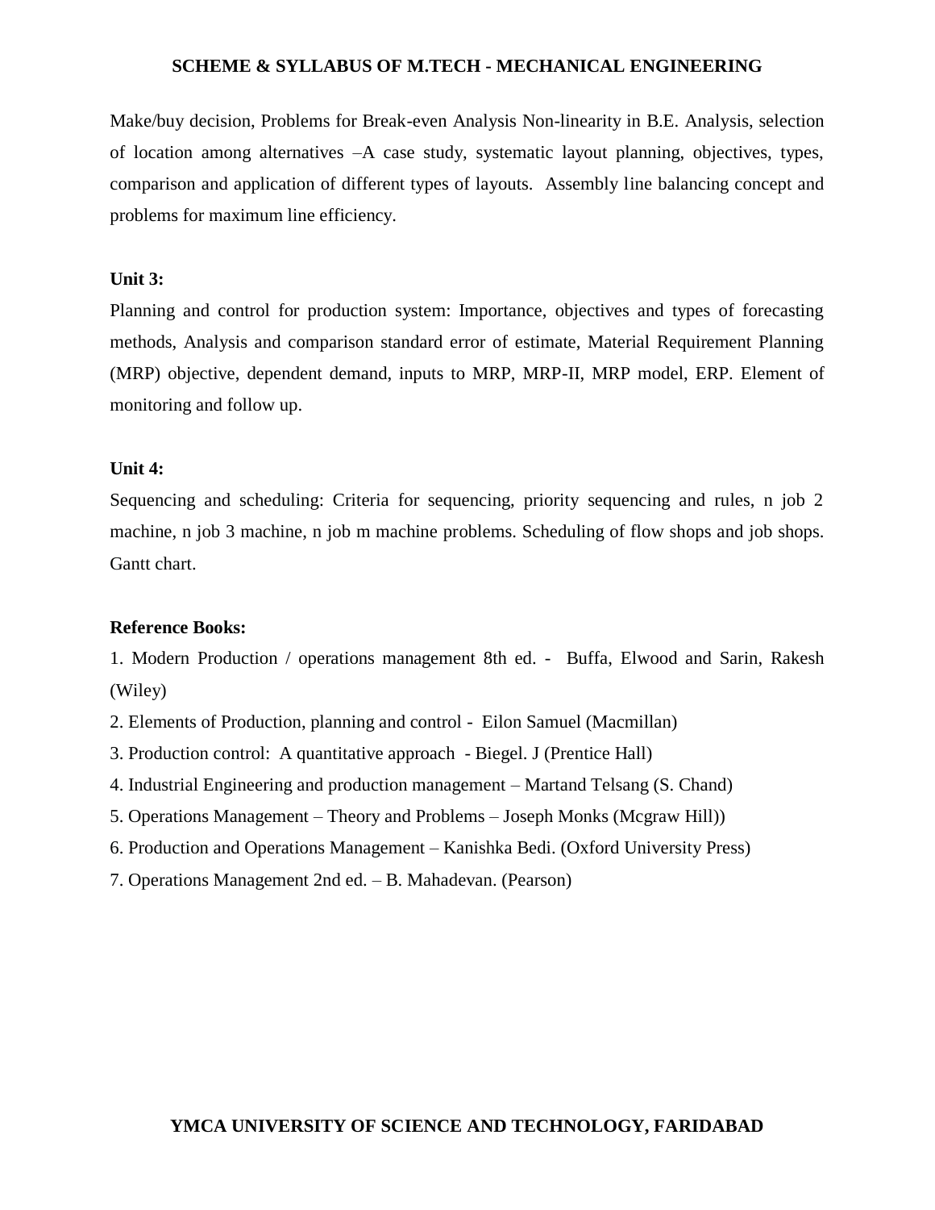Make/buy decision, Problems for Break-even Analysis Non-linearity in B.E. Analysis, selection of location among alternatives –A case study, systematic layout planning, objectives, types, comparison and application of different types of layouts. Assembly line balancing concept and problems for maximum line efficiency.

**Unit 3:**

Planning and control for production system: Importance, objectives and types of forecasting methods, Analysis and comparison standard error of estimate, Material Requirement Planning (MRP) objective, dependent demand, inputs to MRP, MRP-II, MRP model, ERP. Element of monitoring and follow up.

**Unit 4:**

Sequencing and scheduling: Criteria for sequencing, priority sequencing and rules, n job 2 machine, n job 3 machine, n job m machine problems. Scheduling of flow shops and job shops. Gantt chart.

**Reference Books:**

1. Modern Production / operations management 8th ed. - Buffa, Elwood and Sarin, Rakesh (Wiley)
2. Elements of Production, planning and control - Eilon Samuel (Macmillan)
3. Production control: A quantitative approach - Biegel. J (Prentice Hall)
4. Industrial Engineering and production management – Martand Telsang (S. Chand)
5. Operations Management – Theory and Problems – Joseph Monks (Mcgraw Hill))
6. Production and Operations Management – Kanishka Bedi. (Oxford University Press)
7. Operations Management 2nd ed. – B. Mahadevan. (Pearson)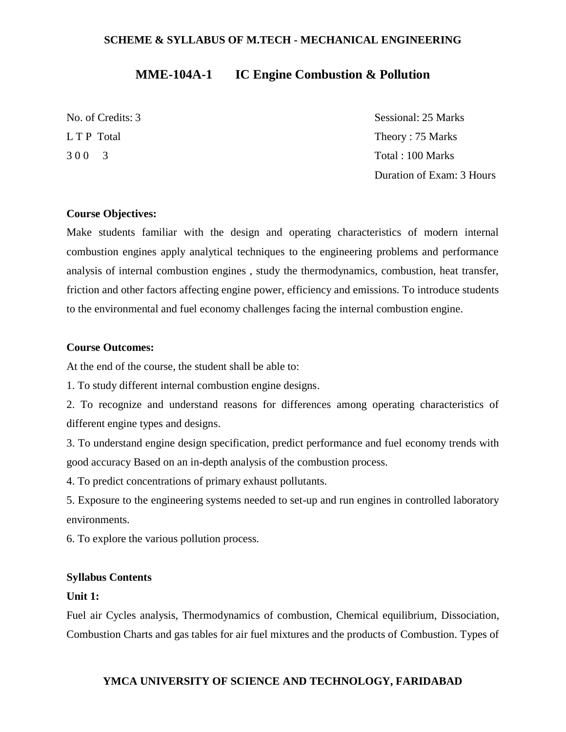## MME-104A-1 IC Engine Combustion & Pollution

| No. of Credits: 3 | Sessional: 25 Marks |
|---|---|
| L T P Total | Theory : 75 Marks |
| 3 0 0 3 | Total : 100 Marks |
| | Duration of Exam: 3 Hours |

**Course Objectives:**

Make students familiar with the design and operating characteristics of modern internal combustion engines apply analytical techniques to the engineering problems and performance analysis of internal combustion engines , study the thermodynamics, combustion, heat transfer, friction and other factors affecting engine power, efficiency and emissions. To introduce students to the environmental and fuel economy challenges facing the internal combustion engine.

**Course Outcomes:**

At the end of the course, the student shall be able to:

1. To study different internal combustion engine designs.
2. To recognize and understand reasons for differences among operating characteristics of different engine types and designs.
3. To understand engine design specification, predict performance and fuel economy trends with good accuracy Based on an in-depth analysis of the combustion process.
4. To predict concentrations of primary exhaust pollutants.
5. Exposure to the engineering systems needed to set-up and run engines in controlled laboratory environments.
6. To explore the various pollution process.

**Syllabus Contents**

**Unit 1:**

Fuel air Cycles analysis, Thermodynamics of combustion, Chemical equilibrium, Dissociation, Combustion Charts and gas tables for air fuel mixtures and the products of Combustion. Types of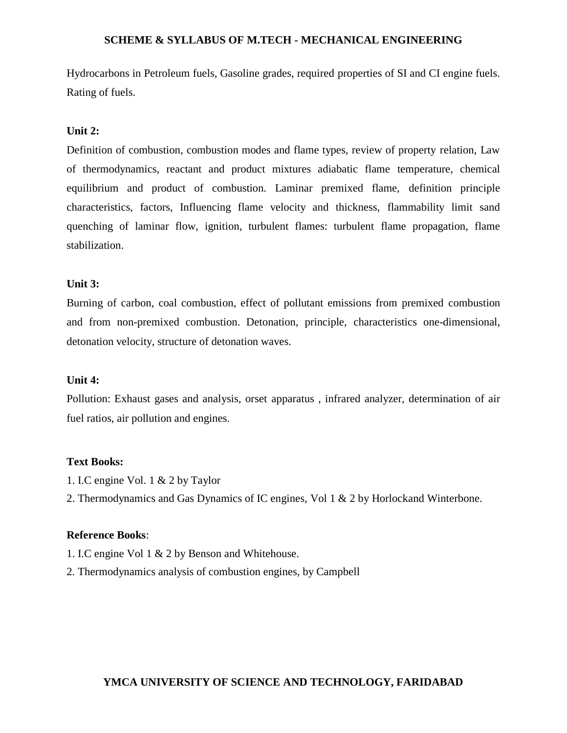Hydrocarbons in Petroleum fuels, Gasoline grades, required properties of SI and CI engine fuels. Rating of fuels.

**Unit 2:**

Definition of combustion, combustion modes and flame types, review of property relation, Law of thermodynamics, reactant and product mixtures adiabatic flame temperature, chemical equilibrium and product of combustion. Laminar premixed flame, definition principle characteristics, factors, Influencing flame velocity and thickness, flammability limit sand quenching of laminar flow, ignition, turbulent flames: turbulent flame propagation, flame stabilization.

**Unit 3:**

Burning of carbon, coal combustion, effect of pollutant emissions from premixed combustion and from non-premixed combustion. Detonation, principle, characteristics one-dimensional, detonation velocity, structure of detonation waves.

**Unit 4:**

Pollution: Exhaust gases and analysis, orset apparatus , infrared analyzer, determination of air fuel ratios, air pollution and engines.

**Text Books:**

1. I.C engine Vol. 1 & 2 by Taylor
2. Thermodynamics and Gas Dynamics of IC engines, Vol 1 & 2 by Horlockand Winterbone.

**Reference Books**:

1. I.C engine Vol 1 & 2 by Benson and Whitehouse.
2. Thermodynamics analysis of combustion engines, by Campbell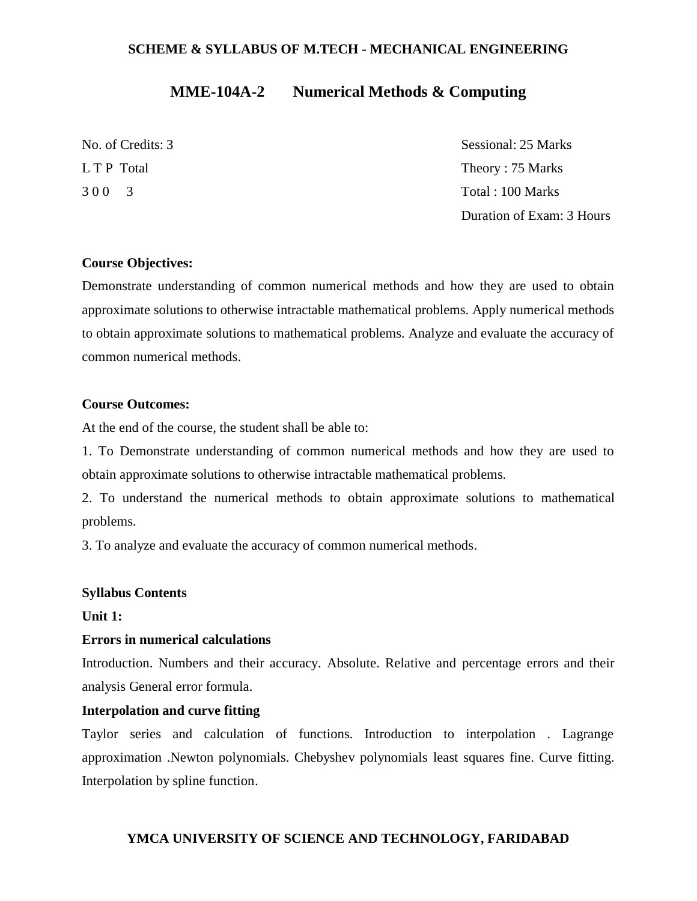## MME-104A-2 Numerical Methods & Computing

| No. of Credits: 3 | Sessional: 25 Marks |
|---|---|
| L T P Total | Theory : 75 Marks |
| 3 0 0 3 | Total : 100 Marks |
| | Duration of Exam: 3 Hours |

**Course Objectives:**

Demonstrate understanding of common numerical methods and how they are used to obtain approximate solutions to otherwise intractable mathematical problems. Apply numerical methods to obtain approximate solutions to mathematical problems. Analyze and evaluate the accuracy of common numerical methods.

**Course Outcomes:**

At the end of the course, the student shall be able to:

1. To Demonstrate understanding of common numerical methods and how they are used to obtain approximate solutions to otherwise intractable mathematical problems.
2. To understand the numerical methods to obtain approximate solutions to mathematical problems.
3. To analyze and evaluate the accuracy of common numerical methods.

**Syllabus Contents**

**Unit 1:**

**Errors in numerical calculations**

Introduction. Numbers and their accuracy. Absolute. Relative and percentage errors and their analysis General error formula.

**Interpolation and curve fitting**

Taylor series and calculation of functions. Introduction to interpolation . Lagrange approximation .Newton polynomials. Chebyshev polynomials least squares fine. Curve fitting. Interpolation by spline function.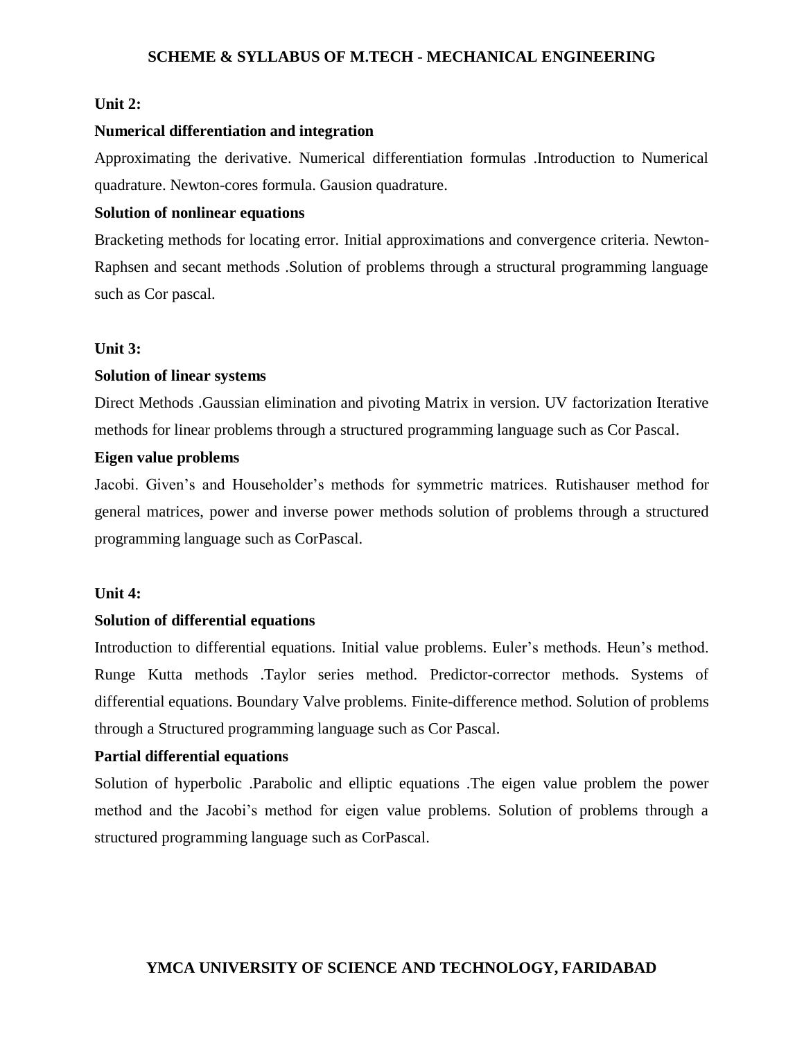**Unit 2:**

**Numerical differentiation and integration**

Approximating the derivative. Numerical differentiation formulas .Introduction to Numerical quadrature. Newton-cores formula. Gausion quadrature.

**Solution of nonlinear equations**

Bracketing methods for locating error. Initial approximations and convergence criteria. Newton-Raphsen and secant methods .Solution of problems through a structural programming language such as Cor pascal.

**Unit 3:**

**Solution of linear systems**

Direct Methods .Gaussian elimination and pivoting Matrix in version. UV factorization Iterative methods for linear problems through a structured programming language such as Cor Pascal.

**Eigen value problems**

Jacobi. Given's and Householder's methods for symmetric matrices. Rutishauser method for general matrices, power and inverse power methods solution of problems through a structured programming language such as CorPascal.

**Unit 4:**

**Solution of differential equations**

Introduction to differential equations. Initial value problems. Euler's methods. Heun's method. Runge Kutta methods .Taylor series method. Predictor-corrector methods. Systems of differential equations. Boundary Valve problems. Finite-difference method. Solution of problems through a Structured programming language such as Cor Pascal.

**Partial differential equations**

Solution of hyperbolic .Parabolic and elliptic equations .The eigen value problem the power method and the Jacobi's method for eigen value problems. Solution of problems through a structured programming language such as CorPascal.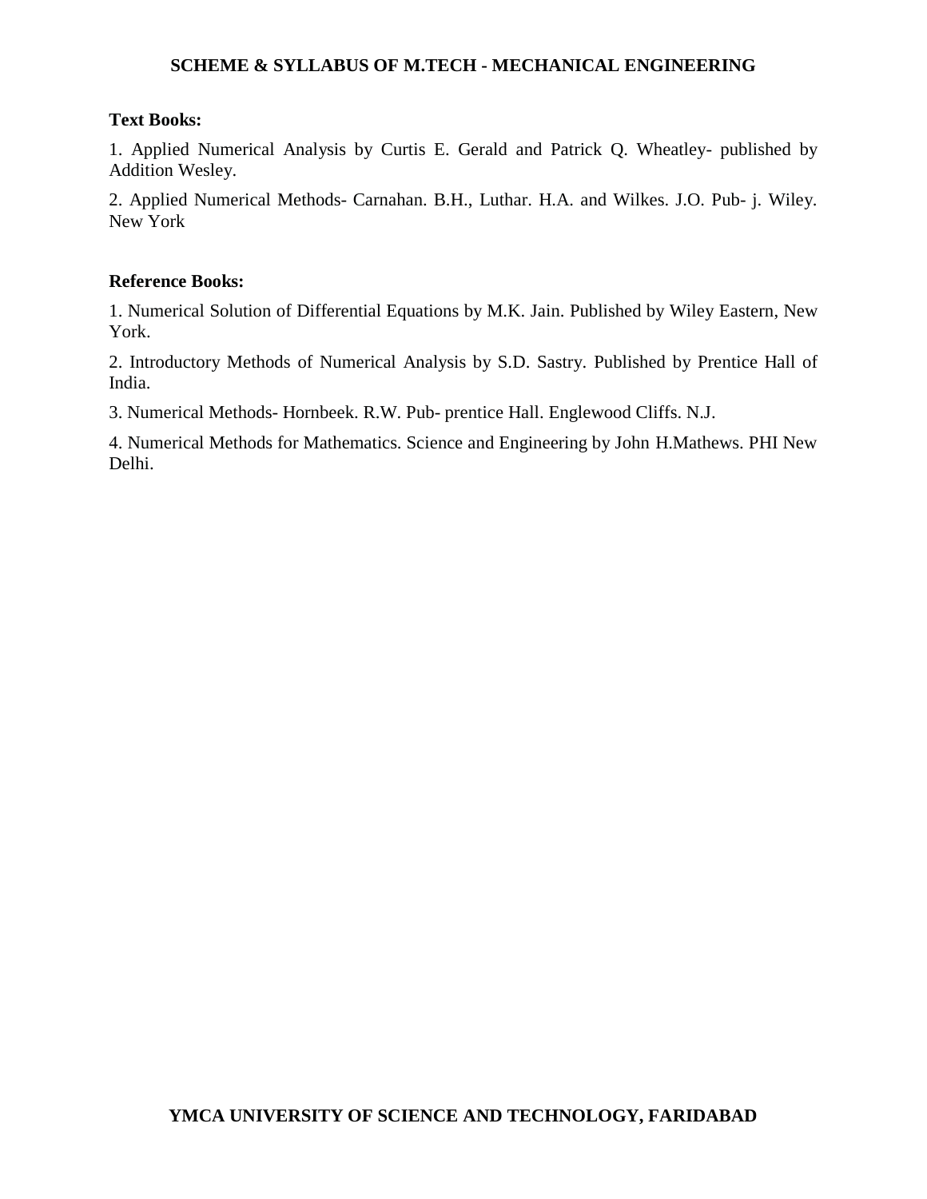**Text Books:**

1. Applied Numerical Analysis by Curtis E. Gerald and Patrick Q. Wheatley- published by Addition Wesley.

2. Applied Numerical Methods- Carnahan. B.H., Luthar. H.A. and Wilkes. J.O. Pub- j. Wiley. New York

**Reference Books:**

1. Numerical Solution of Differential Equations by M.K. Jain. Published by Wiley Eastern, New York.

2. Introductory Methods of Numerical Analysis by S.D. Sastry. Published by Prentice Hall of India.

3. Numerical Methods- Hornbeek. R.W. Pub- prentice Hall. Englewood Cliffs. N.J.

4. Numerical Methods for Mathematics. Science and Engineering by John H.Mathews. PHI New Delhi.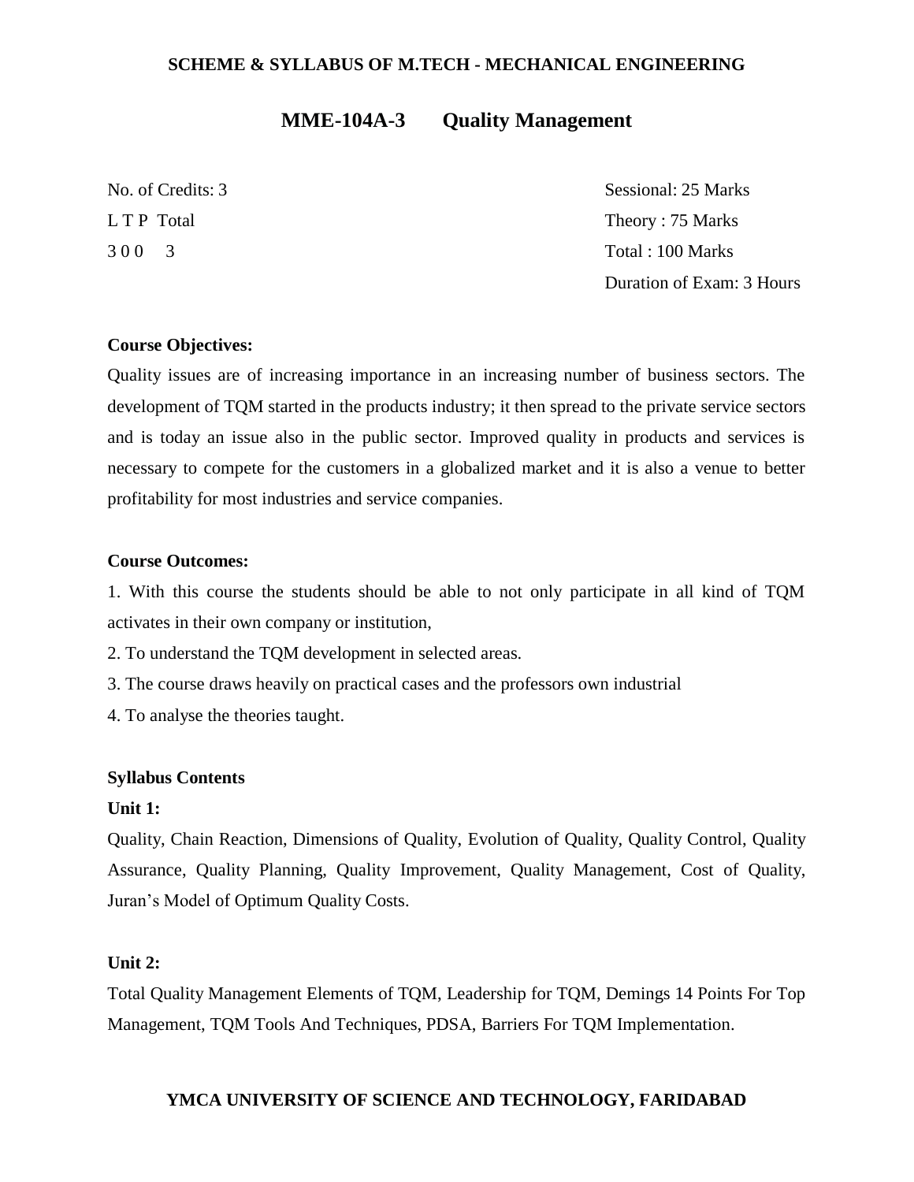## MME-104A-3 Quality Management

| | |
|---|---|
| No. of Credits: 3 | Sessional: 25 Marks |
| L T P Total | Theory : 75 Marks |
| 3 0 0 3 | Total : 100 Marks |
| | Duration of Exam: 3 Hours |

**Course Objectives:**

Quality issues are of increasing importance in an increasing number of business sectors. The development of TQM started in the products industry; it then spread to the private service sectors and is today an issue also in the public sector. Improved quality in products and services is necessary to compete for the customers in a globalized market and it is also a venue to better profitability for most industries and service companies.

**Course Outcomes:**

1. With this course the students should be able to not only participate in all kind of TQM activates in their own company or institution,
2. To understand the TQM development in selected areas.
3. The course draws heavily on practical cases and the professors own industrial
4. To analyse the theories taught.

**Syllabus Contents**

**Unit 1:**

Quality, Chain Reaction, Dimensions of Quality, Evolution of Quality, Quality Control, Quality Assurance, Quality Planning, Quality Improvement, Quality Management, Cost of Quality, Juran's Model of Optimum Quality Costs.

**Unit 2:**

Total Quality Management Elements of TQM, Leadership for TQM, Demings 14 Points For Top Management, TQM Tools And Techniques, PDSA, Barriers For TQM Implementation.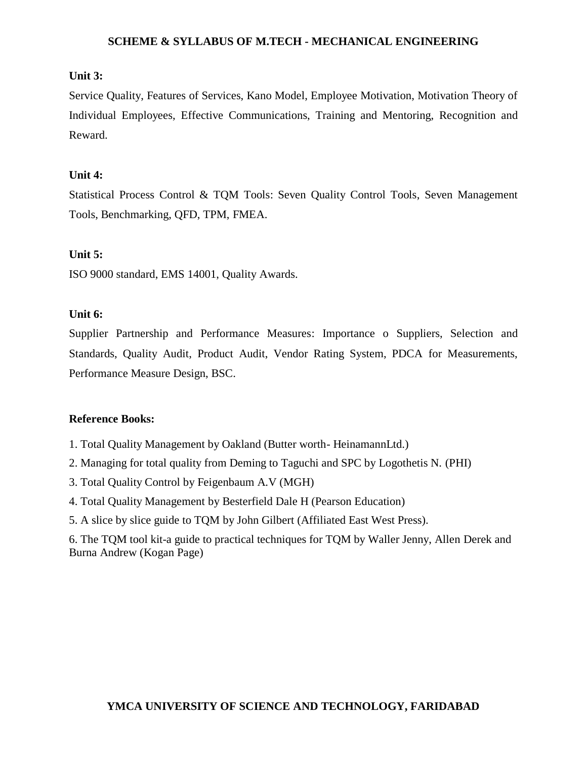**Unit 3:**

Service Quality, Features of Services, Kano Model, Employee Motivation, Motivation Theory of Individual Employees, Effective Communications, Training and Mentoring, Recognition and Reward.

**Unit 4:**

Statistical Process Control & TQM Tools: Seven Quality Control Tools, Seven Management Tools, Benchmarking, QFD, TPM, FMEA.

**Unit 5:**

ISO 9000 standard, EMS 14001, Quality Awards.

**Unit 6:**

Supplier Partnership and Performance Measures: Importance o Suppliers, Selection and Standards, Quality Audit, Product Audit, Vendor Rating System, PDCA for Measurements, Performance Measure Design, BSC.

**Reference Books:**

1. Total Quality Management by Oakland (Butter worth- HeinamannLtd.)
2. Managing for total quality from Deming to Taguchi and SPC by Logothetis N. (PHI)
3. Total Quality Control by Feigenbaum A.V (MGH)
4. Total Quality Management by Besterfield Dale H (Pearson Education)
5. A slice by slice guide to TQM by John Gilbert (Affiliated East West Press).
6. The TQM tool kit-a guide to practical techniques for TQM by Waller Jenny, Allen Derek and Burna Andrew (Kogan Page)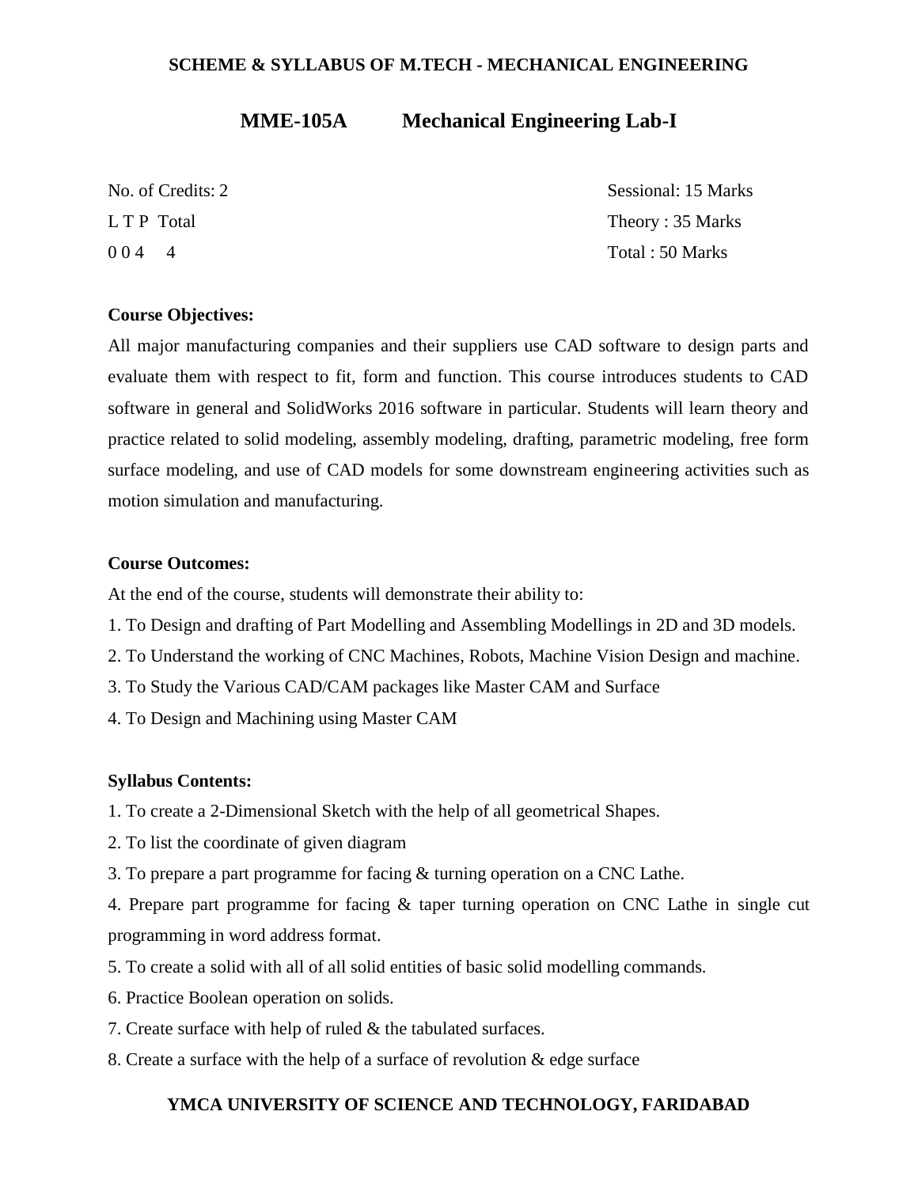## MME-105A Mechanical Engineering Lab-I

No. of Credits: 2

L T P Total

0 0 4 4

Sessional: 15 Marks

Theory : 35 Marks

Total : 50 Marks

**Course Objectives:**

All major manufacturing companies and their suppliers use CAD software to design parts and evaluate them with respect to fit, form and function. This course introduces students to CAD software in general and SolidWorks 2016 software in particular. Students will learn theory and practice related to solid modeling, assembly modeling, drafting, parametric modeling, free form surface modeling, and use of CAD models for some downstream engineering activities such as motion simulation and manufacturing.

**Course Outcomes:**

At the end of the course, students will demonstrate their ability to:

1. To Design and drafting of Part Modelling and Assembling Modellings in 2D and 3D models.
2. To Understand the working of CNC Machines, Robots, Machine Vision Design and machine.
3. To Study the Various CAD/CAM packages like Master CAM and Surface
4. To Design and Machining using Master CAM

**Syllabus Contents:**

1. To create a 2-Dimensional Sketch with the help of all geometrical Shapes.
2. To list the coordinate of given diagram
3. To prepare a part programme for facing & turning operation on a CNC Lathe.
4. Prepare part programme for facing & taper turning operation on CNC Lathe in single cut programming in word address format.
5. To create a solid with all of all solid entities of basic solid modelling commands.
6. Practice Boolean operation on solids.
7. Create surface with help of ruled & the tabulated surfaces.
8. Create a surface with the help of a surface of revolution & edge surface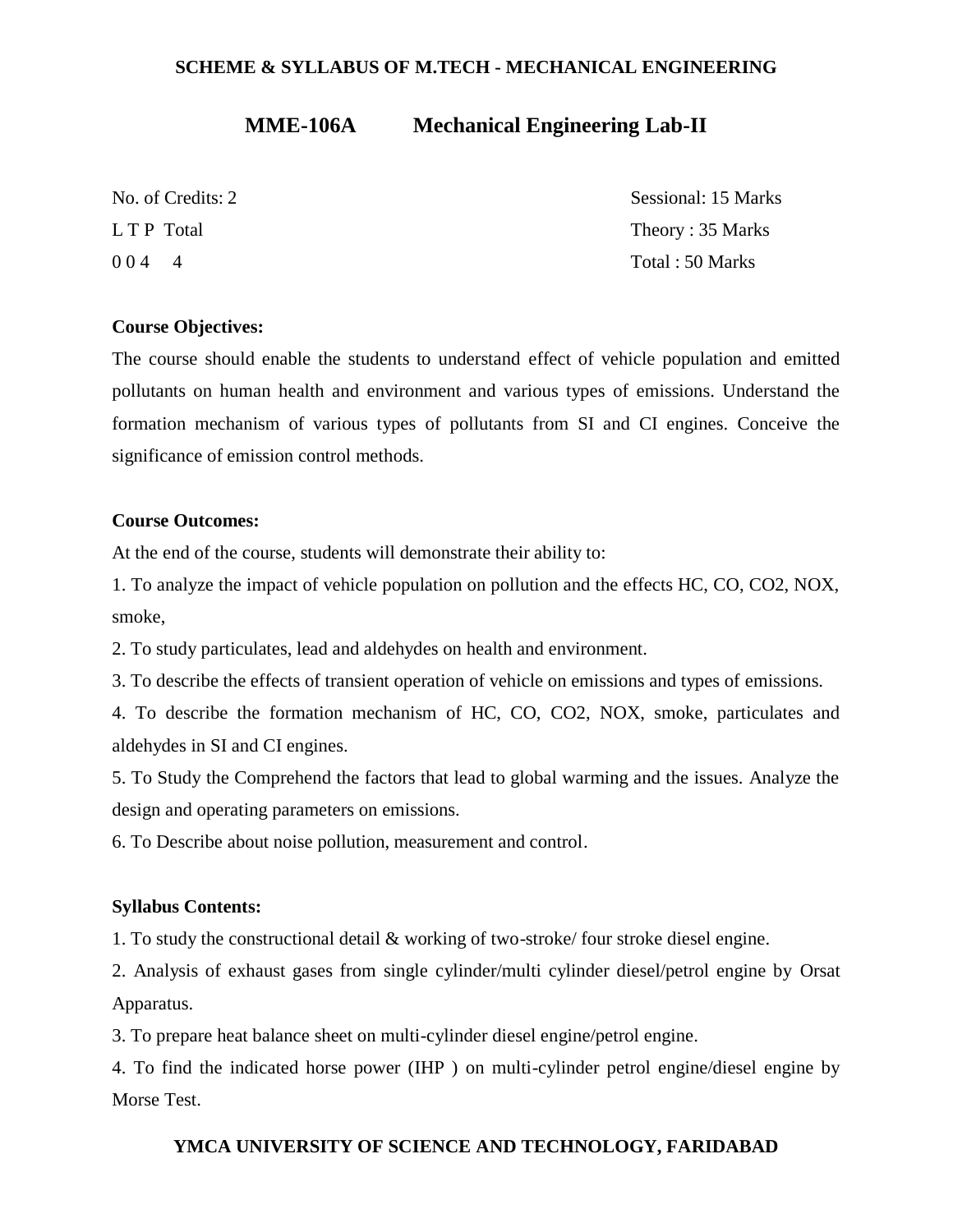## MME-106A Mechanical Engineering Lab-II

No. of Credits: 2

L T P Total

0 0 4 4

Sessional: 15 Marks

Theory : 35 Marks

Total : 50 Marks

**Course Objectives:**

The course should enable the students to understand effect of vehicle population and emitted pollutants on human health and environment and various types of emissions. Understand the formation mechanism of various types of pollutants from SI and CI engines. Conceive the significance of emission control methods.

**Course Outcomes:**

At the end of the course, students will demonstrate their ability to:

1. To analyze the impact of vehicle population on pollution and the effects HC, CO, CO2, NOX, smoke,
2. To study particulates, lead and aldehydes on health and environment.
3. To describe the effects of transient operation of vehicle on emissions and types of emissions.
4. To describe the formation mechanism of HC, CO, CO2, NOX, smoke, particulates and aldehydes in SI and CI engines.
5. To Study the Comprehend the factors that lead to global warming and the issues. Analyze the design and operating parameters on emissions.
6. To Describe about noise pollution, measurement and control.

**Syllabus Contents:**

1. To study the constructional detail & working of two-stroke/ four stroke diesel engine.
2. Analysis of exhaust gases from single cylinder/multi cylinder diesel/petrol engine by Orsat Apparatus.
3. To prepare heat balance sheet on multi-cylinder diesel engine/petrol engine.
4. To find the indicated horse power (IHP ) on multi-cylinder petrol engine/diesel engine by Morse Test.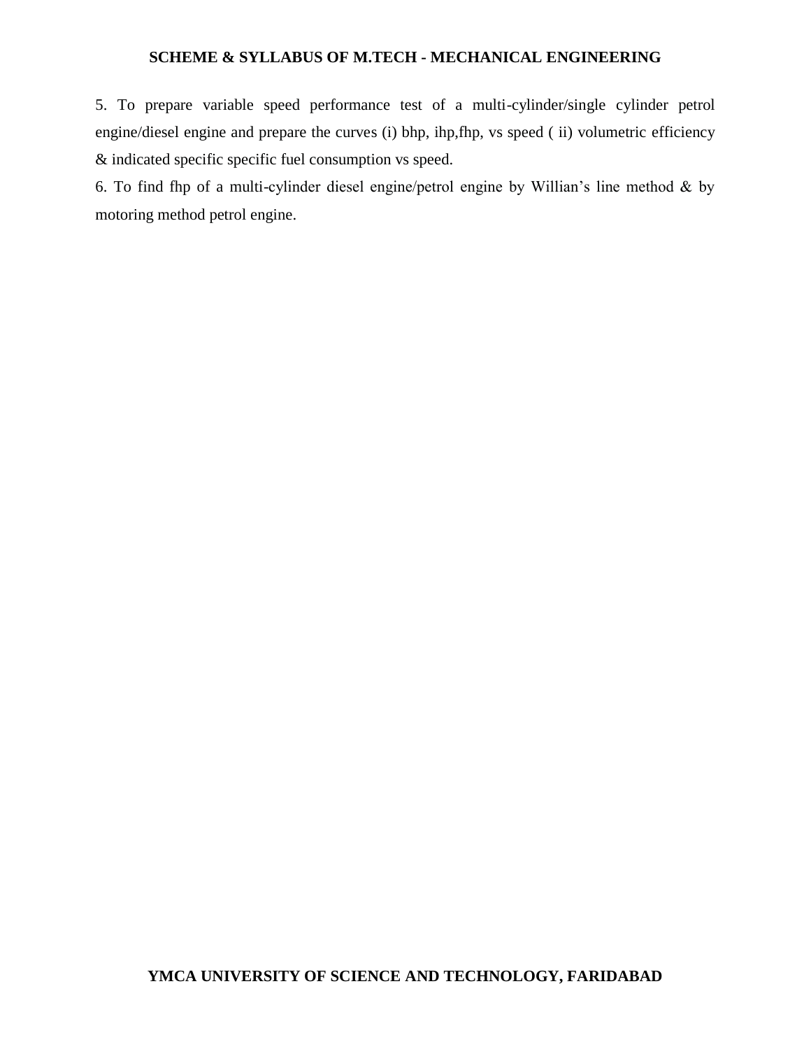5. To prepare variable speed performance test of a multi-cylinder/single cylinder petrol engine/diesel engine and prepare the curves (i) bhp, ihp,fhp, vs speed ( ii) volumetric efficiency & indicated specific specific fuel consumption vs speed.

6. To find fhp of a multi-cylinder diesel engine/petrol engine by Willian's line method & by motoring method petrol engine.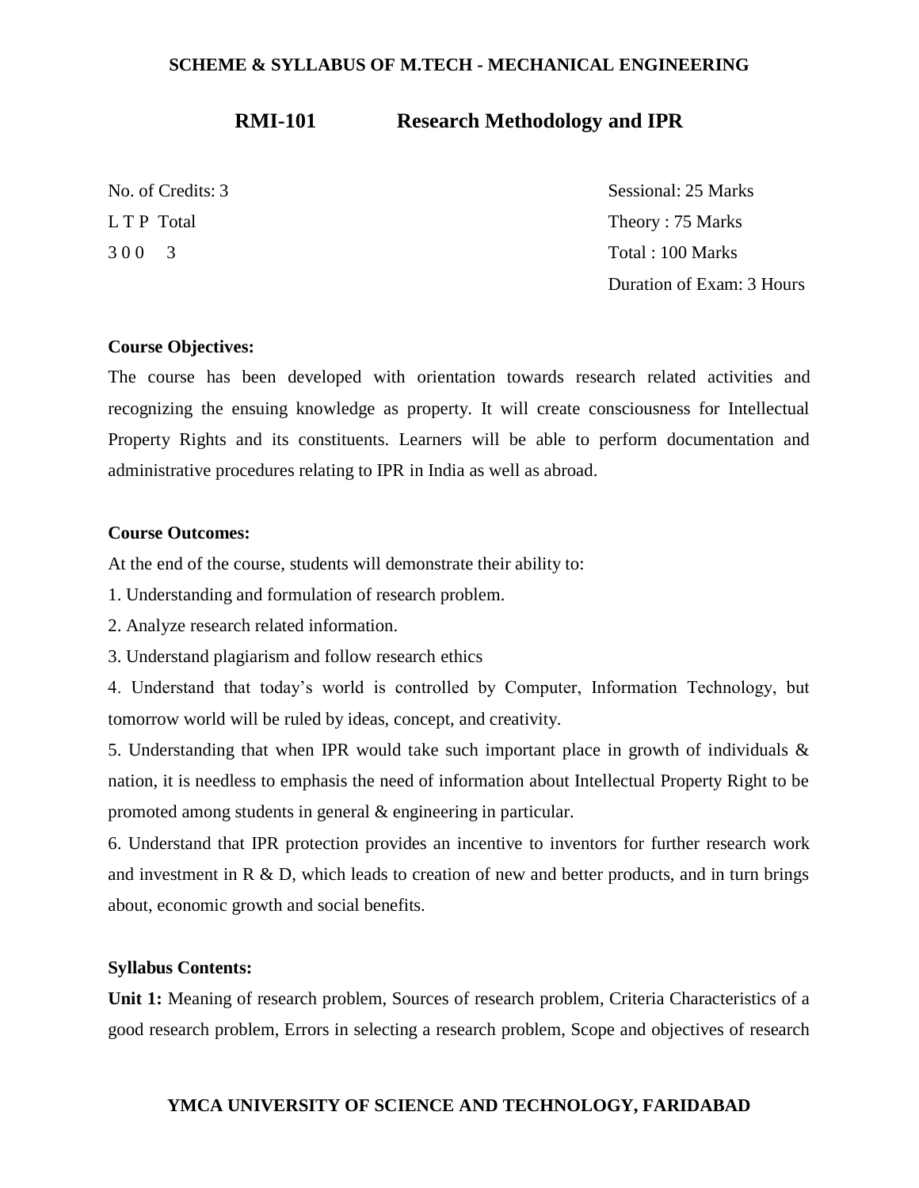## RMI-101 Research Methodology and IPR

| No. of Credits: 3 | Sessional: 25 Marks |
|---|---|
| L T P Total | Theory : 75 Marks |
| 3 0 0 3 | Total : 100 Marks |
| | Duration of Exam: 3 Hours |

**Course Objectives:**

The course has been developed with orientation towards research related activities and recognizing the ensuing knowledge as property. It will create consciousness for Intellectual Property Rights and its constituents. Learners will be able to perform documentation and administrative procedures relating to IPR in India as well as abroad.

**Course Outcomes:**

At the end of the course, students will demonstrate their ability to:

1. Understanding and formulation of research problem.
2. Analyze research related information.
3. Understand plagiarism and follow research ethics
4. Understand that today's world is controlled by Computer, Information Technology, but tomorrow world will be ruled by ideas, concept, and creativity.
5. Understanding that when IPR would take such important place in growth of individuals & nation, it is needless to emphasis the need of information about Intellectual Property Right to be promoted among students in general & engineering in particular.
6. Understand that IPR protection provides an incentive to inventors for further research work and investment in R & D, which leads to creation of new and better products, and in turn brings about, economic growth and social benefits.

**Syllabus Contents:**

**Unit 1:** Meaning of research problem, Sources of research problem, Criteria Characteristics of a good research problem, Errors in selecting a research problem, Scope and objectives of research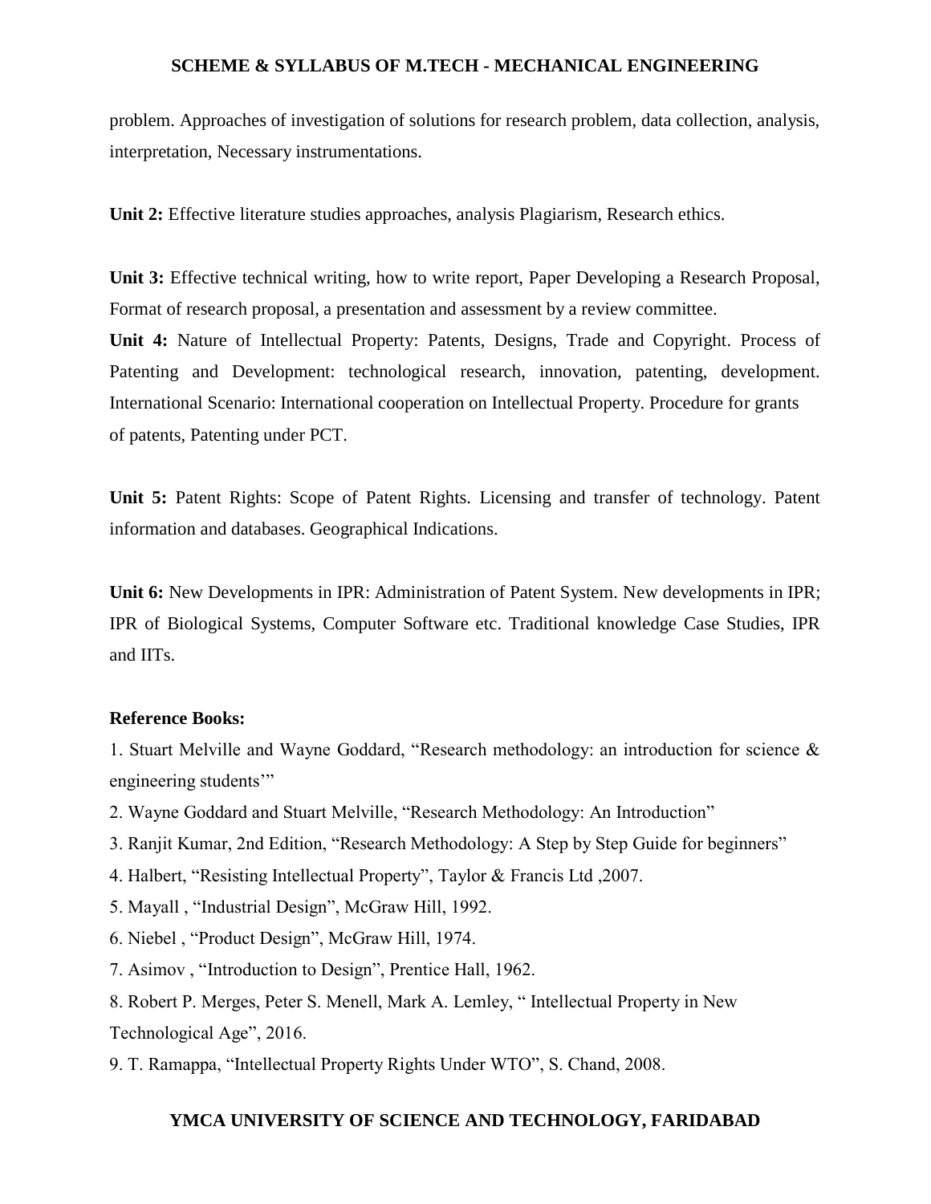problem. Approaches of investigation of solutions for research problem, data collection, analysis, interpretation, Necessary instrumentations.

**Unit 2:** Effective literature studies approaches, analysis Plagiarism, Research ethics.

**Unit 3:** Effective technical writing, how to write report, Paper Developing a Research Proposal, Format of research proposal, a presentation and assessment by a review committee.

**Unit 4:** Nature of Intellectual Property: Patents, Designs, Trade and Copyright. Process of Patenting and Development: technological research, innovation, patenting, development. International Scenario: International cooperation on Intellectual Property. Procedure for grants of patents, Patenting under PCT.

**Unit 5:** Patent Rights: Scope of Patent Rights. Licensing and transfer of technology. Patent information and databases. Geographical Indications.

**Unit 6:** New Developments in IPR: Administration of Patent System. New developments in IPR; IPR of Biological Systems, Computer Software etc. Traditional knowledge Case Studies, IPR and IITs.

**Reference Books:**

1. Stuart Melville and Wayne Goddard, "Research methodology: an introduction for science & engineering students'"
2. Wayne Goddard and Stuart Melville, "Research Methodology: An Introduction"
3. Ranjit Kumar, 2nd Edition, "Research Methodology: A Step by Step Guide for beginners"
4. Halbert, "Resisting Intellectual Property", Taylor & Francis Ltd ,2007.
5. Mayall , "Industrial Design", McGraw Hill, 1992.
6. Niebel , "Product Design", McGraw Hill, 1974.
7. Asimov , "Introduction to Design", Prentice Hall, 1962.
8. Robert P. Merges, Peter S. Menell, Mark A. Lemley, " Intellectual Property in New Technological Age", 2016.
9. T. Ramappa, "Intellectual Property Rights Under WTO", S. Chand, 2008.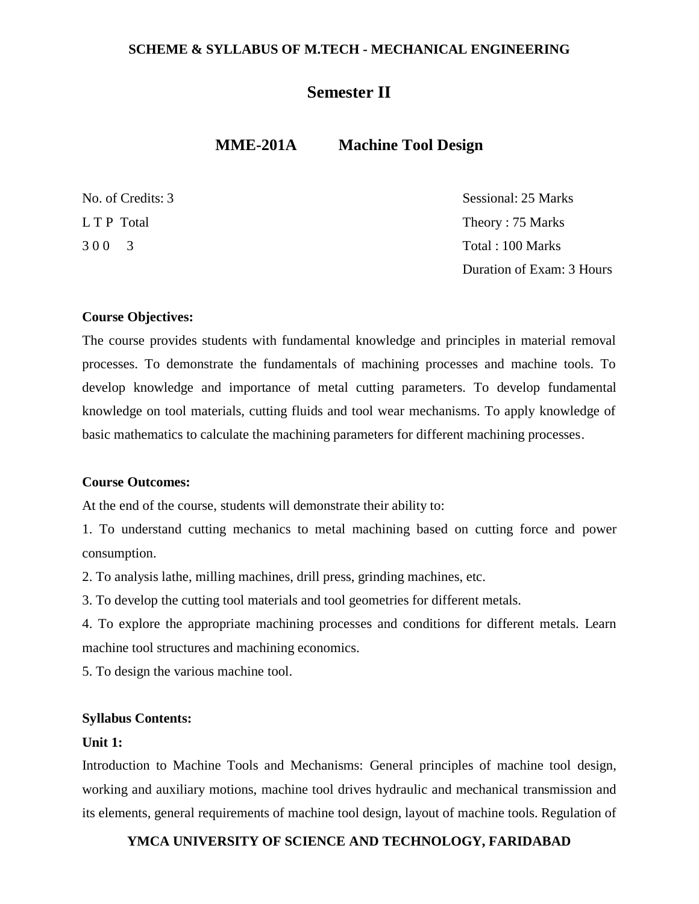## Semester II

### MME-201A Machine Tool Design

| | |
|---|---|
| No. of Credits: 3 | Sessional: 25 Marks |
| L T P Total | Theory : 75 Marks |
| 3 0 0 3 | Total : 100 Marks |
| | Duration of Exam: 3 Hours |

**Course Objectives:**

The course provides students with fundamental knowledge and principles in material removal processes. To demonstrate the fundamentals of machining processes and machine tools. To develop knowledge and importance of metal cutting parameters. To develop fundamental knowledge on tool materials, cutting fluids and tool wear mechanisms. To apply knowledge of basic mathematics to calculate the machining parameters for different machining processes.

**Course Outcomes:**

At the end of the course, students will demonstrate their ability to:

1. To understand cutting mechanics to metal machining based on cutting force and power consumption.
2. To analysis lathe, milling machines, drill press, grinding machines, etc.
3. To develop the cutting tool materials and tool geometries for different metals.
4. To explore the appropriate machining processes and conditions for different metals. Learn machine tool structures and machining economics.
5. To design the various machine tool.

**Syllabus Contents:**

**Unit 1:**

Introduction to Machine Tools and Mechanisms: General principles of machine tool design, working and auxiliary motions, machine tool drives hydraulic and mechanical transmission and its elements, general requirements of machine tool design, layout of machine tools. Regulation of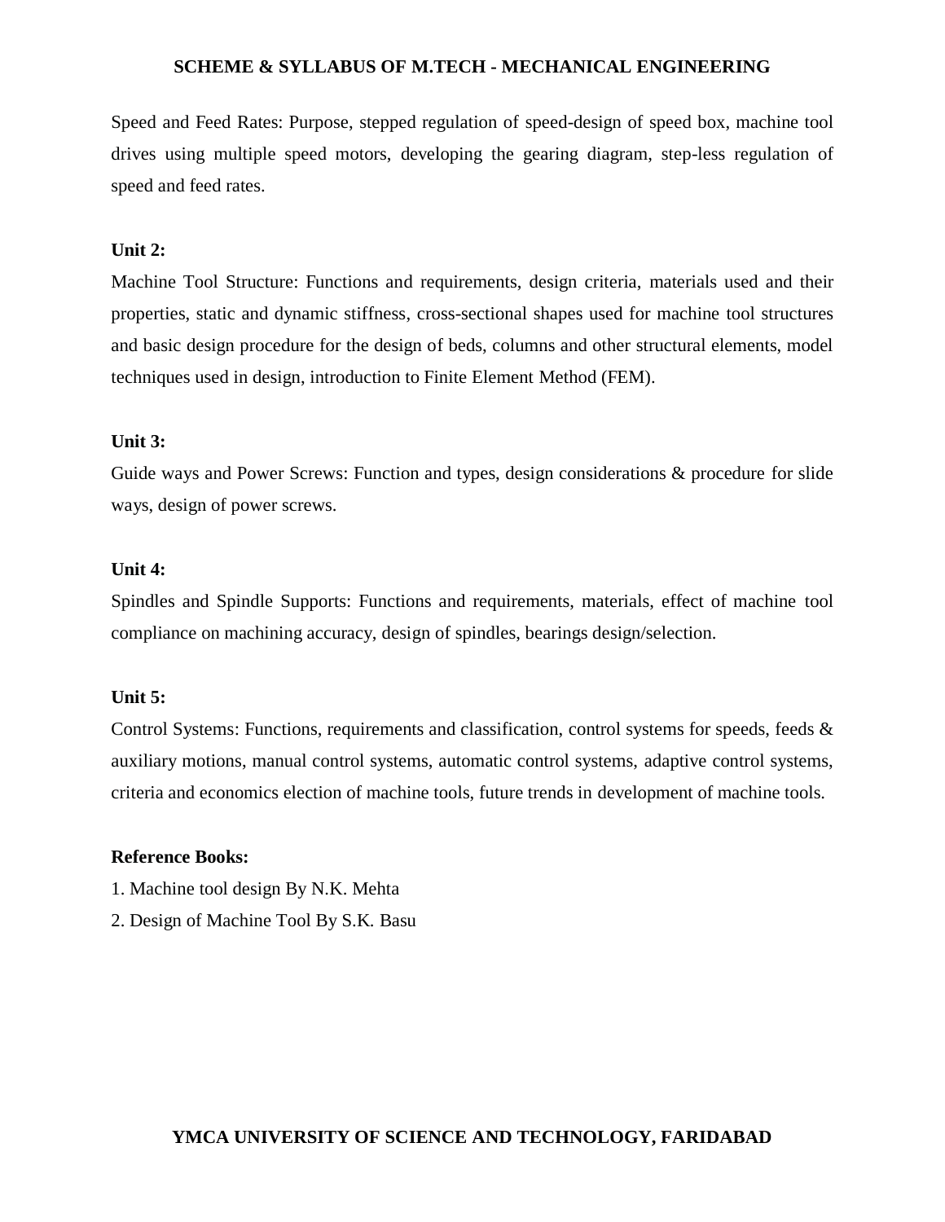Speed and Feed Rates: Purpose, stepped regulation of speed-design of speed box, machine tool drives using multiple speed motors, developing the gearing diagram, step-less regulation of speed and feed rates.

**Unit 2:**

Machine Tool Structure: Functions and requirements, design criteria, materials used and their properties, static and dynamic stiffness, cross-sectional shapes used for machine tool structures and basic design procedure for the design of beds, columns and other structural elements, model techniques used in design, introduction to Finite Element Method (FEM).

**Unit 3:**

Guide ways and Power Screws: Function and types, design considerations & procedure for slide ways, design of power screws.

**Unit 4:**

Spindles and Spindle Supports: Functions and requirements, materials, effect of machine tool compliance on machining accuracy, design of spindles, bearings design/selection.

**Unit 5:**

Control Systems: Functions, requirements and classification, control systems for speeds, feeds & auxiliary motions, manual control systems, automatic control systems, adaptive control systems, criteria and economics election of machine tools, future trends in development of machine tools.

**Reference Books:**

1. Machine tool design By N.K. Mehta
2. Design of Machine Tool By S.K. Basu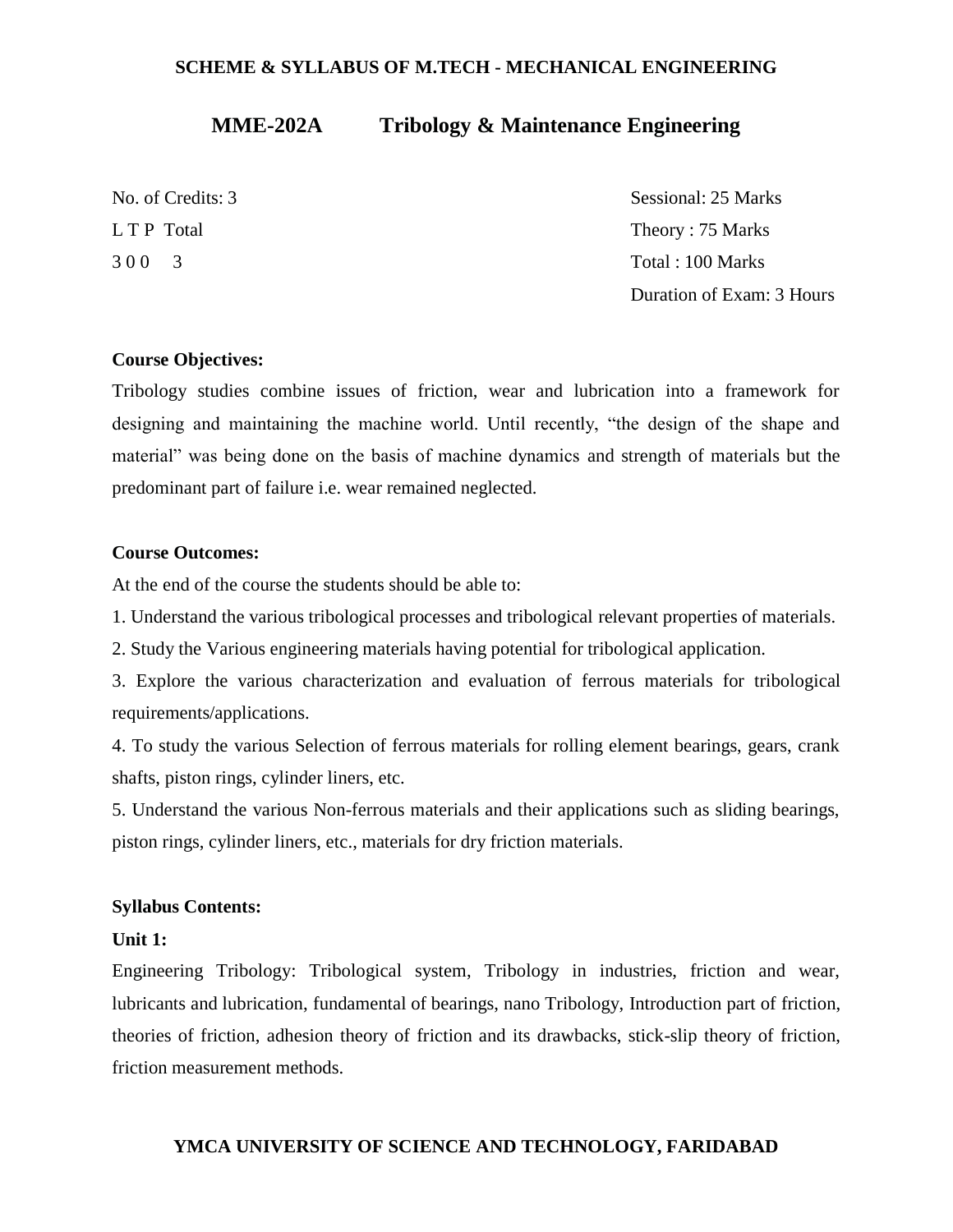## MME-202A Tribology & Maintenance Engineering

| | |
|---|---|
| No. of Credits: 3 | Sessional: 25 Marks |
| L T P Total | Theory : 75 Marks |
| 3 0 0 3 | Total : 100 Marks |
| | Duration of Exam: 3 Hours |

**Course Objectives:**

Tribology studies combine issues of friction, wear and lubrication into a framework for designing and maintaining the machine world. Until recently, "the design of the shape and material" was being done on the basis of machine dynamics and strength of materials but the predominant part of failure i.e. wear remained neglected.

**Course Outcomes:**

At the end of the course the students should be able to:

1. Understand the various tribological processes and tribological relevant properties of materials.
2. Study the Various engineering materials having potential for tribological application.
3. Explore the various characterization and evaluation of ferrous materials for tribological requirements/applications.
4. To study the various Selection of ferrous materials for rolling element bearings, gears, crank shafts, piston rings, cylinder liners, etc.
5. Understand the various Non-ferrous materials and their applications such as sliding bearings, piston rings, cylinder liners, etc., materials for dry friction materials.

**Syllabus Contents:**

**Unit 1:**

Engineering Tribology: Tribological system, Tribology in industries, friction and wear, lubricants and lubrication, fundamental of bearings, nano Tribology, Introduction part of friction, theories of friction, adhesion theory of friction and its drawbacks, stick-slip theory of friction, friction measurement methods.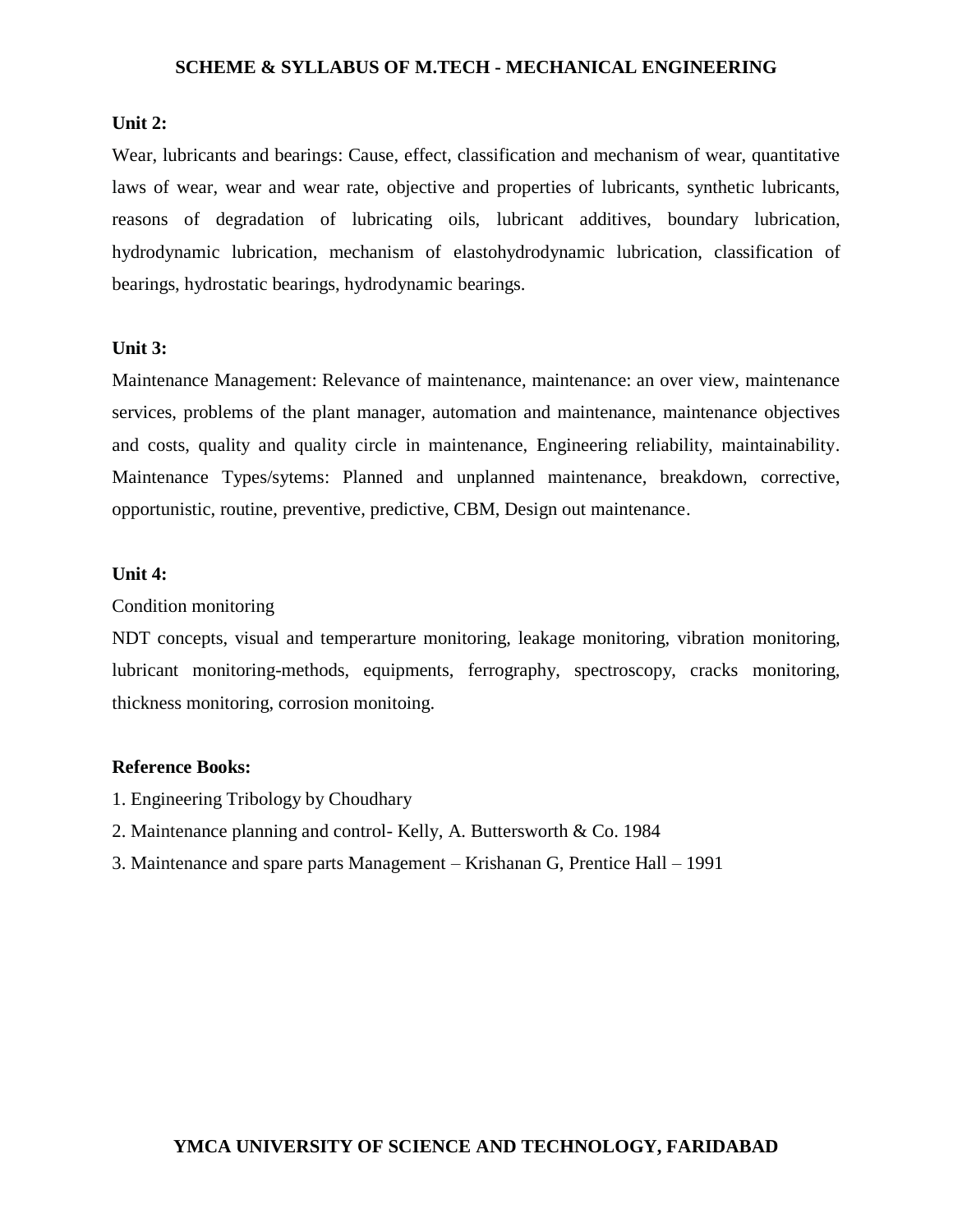**Unit 2:**

Wear, lubricants and bearings: Cause, effect, classification and mechanism of wear, quantitative laws of wear, wear and wear rate, objective and properties of lubricants, synthetic lubricants, reasons of degradation of lubricating oils, lubricant additives, boundary lubrication, hydrodynamic lubrication, mechanism of elastohydrodynamic lubrication, classification of bearings, hydrostatic bearings, hydrodynamic bearings.

**Unit 3:**

Maintenance Management: Relevance of maintenance, maintenance: an over view, maintenance services, problems of the plant manager, automation and maintenance, maintenance objectives and costs, quality and quality circle in maintenance, Engineering reliability, maintainability. Maintenance Types/sytems: Planned and unplanned maintenance, breakdown, corrective, opportunistic, routine, preventive, predictive, CBM, Design out maintenance.

**Unit 4:**

Condition monitoring

NDT concepts, visual and temperarture monitoring, leakage monitoring, vibration monitoring, lubricant monitoring-methods, equipments, ferrography, spectroscopy, cracks monitoring, thickness monitoring, corrosion monitoing.

**Reference Books:**

1. Engineering Tribology by Choudhary
2. Maintenance planning and control- Kelly, A. Buttersworth & Co. 1984
3. Maintenance and spare parts Management – Krishanan G, Prentice Hall – 1991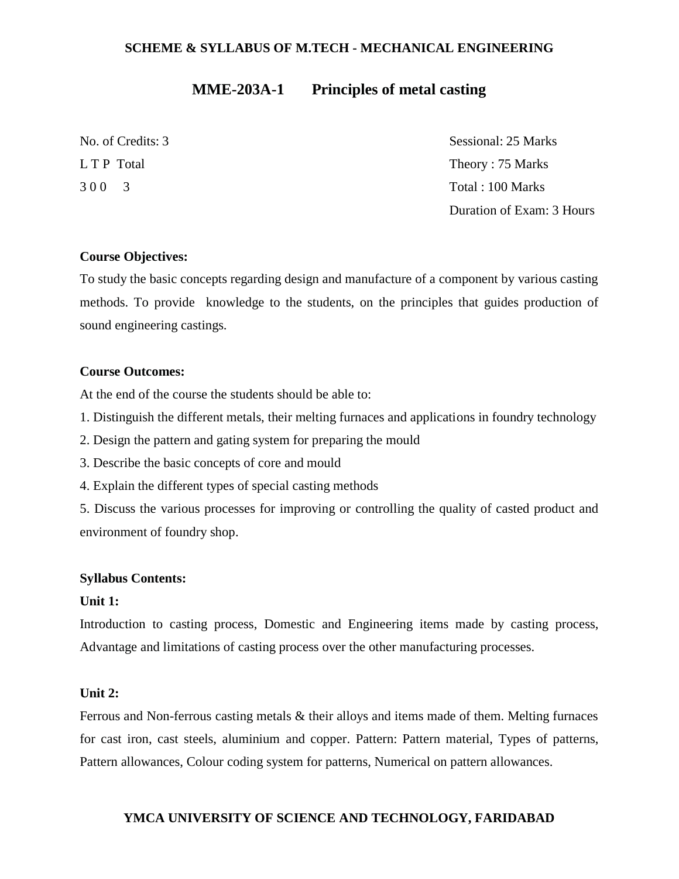## MME-203A-1 Principles of metal casting

| | |
|---|---|
| No. of Credits: 3 | Sessional: 25 Marks |
| L T P Total | Theory : 75 Marks |
| 3 0 0 3 | Total : 100 Marks |
| | Duration of Exam: 3 Hours |

**Course Objectives:**

To study the basic concepts regarding design and manufacture of a component by various casting methods. To provide knowledge to the students, on the principles that guides production of sound engineering castings.

**Course Outcomes:**

At the end of the course the students should be able to:

1. Distinguish the different metals, their melting furnaces and applications in foundry technology
2. Design the pattern and gating system for preparing the mould
3. Describe the basic concepts of core and mould
4. Explain the different types of special casting methods
5. Discuss the various processes for improving or controlling the quality of casted product and environment of foundry shop.

**Syllabus Contents:**

**Unit 1:**

Introduction to casting process, Domestic and Engineering items made by casting process, Advantage and limitations of casting process over the other manufacturing processes.

**Unit 2:**

Ferrous and Non-ferrous casting metals & their alloys and items made of them. Melting furnaces for cast iron, cast steels, aluminium and copper. Pattern: Pattern material, Types of patterns, Pattern allowances, Colour coding system for patterns, Numerical on pattern allowances.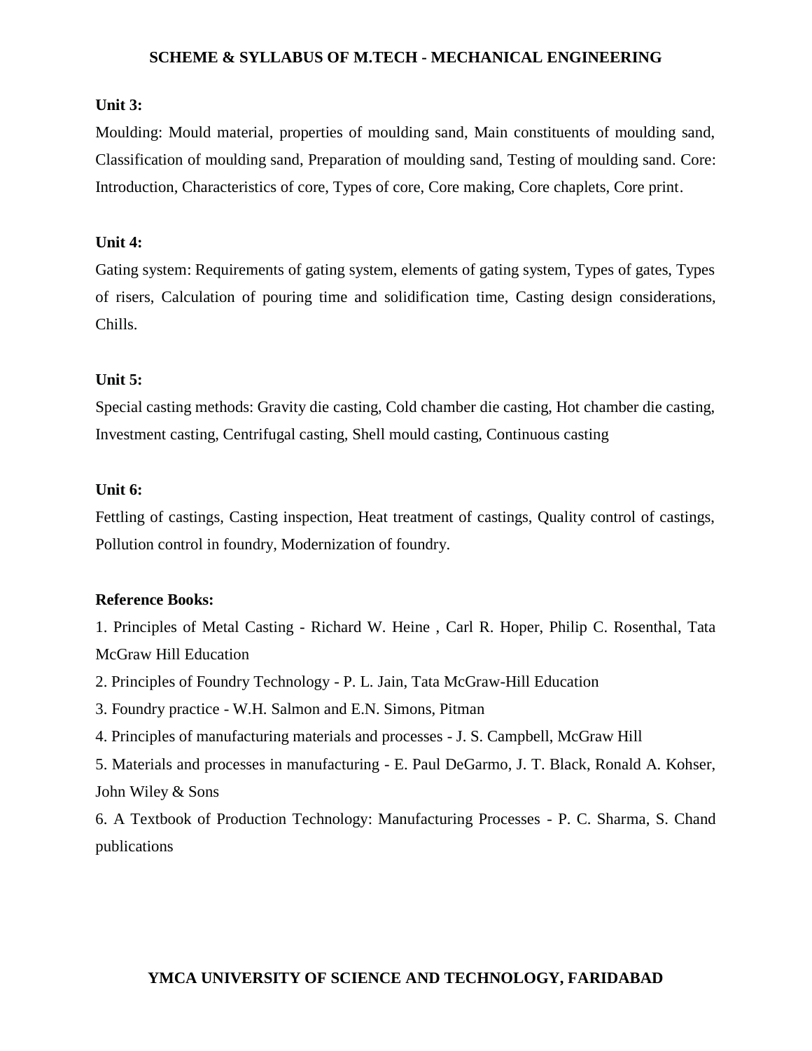**Unit 3:**

Moulding: Mould material, properties of moulding sand, Main constituents of moulding sand, Classification of moulding sand, Preparation of moulding sand, Testing of moulding sand. Core: Introduction, Characteristics of core, Types of core, Core making, Core chaplets, Core print.

**Unit 4:**

Gating system: Requirements of gating system, elements of gating system, Types of gates, Types of risers, Calculation of pouring time and solidification time, Casting design considerations, Chills.

**Unit 5:**

Special casting methods: Gravity die casting, Cold chamber die casting, Hot chamber die casting, Investment casting, Centrifugal casting, Shell mould casting, Continuous casting

**Unit 6:**

Fettling of castings, Casting inspection, Heat treatment of castings, Quality control of castings, Pollution control in foundry, Modernization of foundry.

**Reference Books:**

1. Principles of Metal Casting - Richard W. Heine , Carl R. Hoper, Philip C. Rosenthal, Tata McGraw Hill Education
2. Principles of Foundry Technology - P. L. Jain, Tata McGraw-Hill Education
3. Foundry practice - W.H. Salmon and E.N. Simons, Pitman
4. Principles of manufacturing materials and processes - J. S. Campbell, McGraw Hill
5. Materials and processes in manufacturing - E. Paul DeGarmo, J. T. Black, Ronald A. Kohser, John Wiley & Sons
6. A Textbook of Production Technology: Manufacturing Processes - P. C. Sharma, S. Chand publications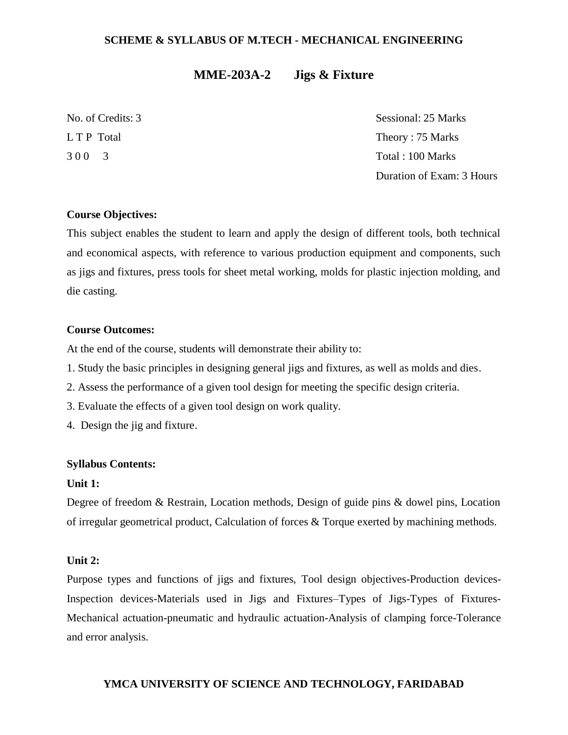## MME-203A-2 Jigs & Fixture

| | |
|---|---|
| No. of Credits: 3 | Sessional: 25 Marks |
| L T P Total | Theory : 75 Marks |
| 3 0 0 3 | Total : 100 Marks |
| | Duration of Exam: 3 Hours |

**Course Objectives:**

This subject enables the student to learn and apply the design of different tools, both technical and economical aspects, with reference to various production equipment and components, such as jigs and fixtures, press tools for sheet metal working, molds for plastic injection molding, and die casting.

**Course Outcomes:**

At the end of the course, students will demonstrate their ability to:

1. Study the basic principles in designing general jigs and fixtures, as well as molds and dies.
2. Assess the performance of a given tool design for meeting the specific design criteria.
3. Evaluate the effects of a given tool design on work quality.
4. Design the jig and fixture.

**Syllabus Contents:**

**Unit 1:**

Degree of freedom & Restrain, Location methods, Design of guide pins & dowel pins, Location of irregular geometrical product, Calculation of forces & Torque exerted by machining methods.

**Unit 2:**

Purpose types and functions of jigs and fixtures, Tool design objectives-Production devices-Inspection devices-Materials used in Jigs and Fixtures–Types of Jigs-Types of Fixtures-Mechanical actuation-pneumatic and hydraulic actuation-Analysis of clamping force-Tolerance and error analysis.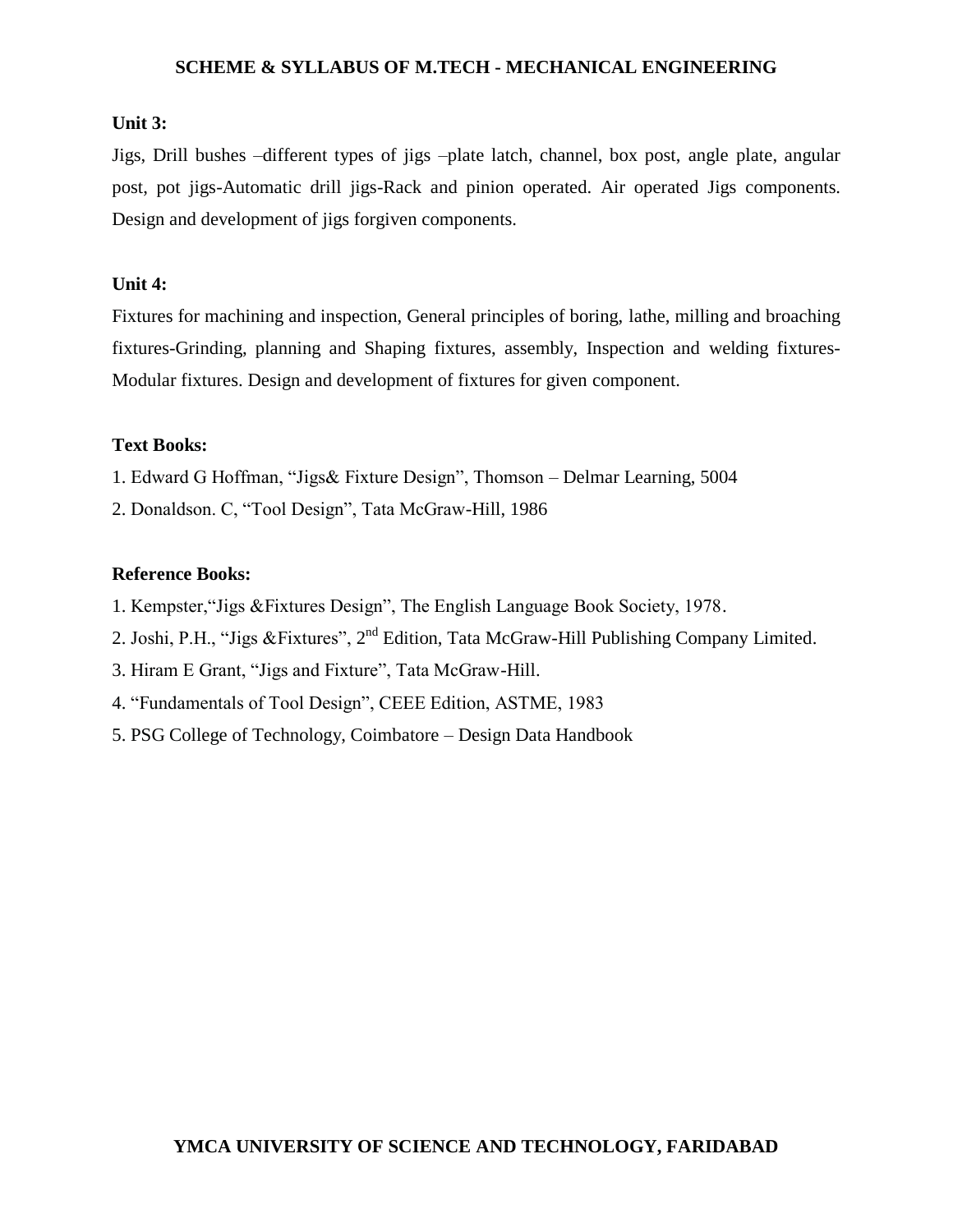**Unit 3:**

Jigs, Drill bushes –different types of jigs –plate latch, channel, box post, angle plate, angular post, pot jigs-Automatic drill jigs-Rack and pinion operated. Air operated Jigs components. Design and development of jigs forgiven components.

**Unit 4:**

Fixtures for machining and inspection, General principles of boring, lathe, milling and broaching fixtures-Grinding, planning and Shaping fixtures, assembly, Inspection and welding fixtures- Modular fixtures. Design and development of fixtures for given component.

**Text Books:**

1. Edward G Hoffman, "Jigs& Fixture Design", Thomson – Delmar Learning, 5004
2. Donaldson. C, "Tool Design", Tata McGraw-Hill, 1986

**Reference Books:**

1. Kempster,"Jigs &Fixtures Design", The English Language Book Society, 1978.
2. Joshi, P.H., "Jigs &Fixtures", 2nd Edition, Tata McGraw-Hill Publishing Company Limited.
3. Hiram E Grant, "Jigs and Fixture", Tata McGraw-Hill.
4. "Fundamentals of Tool Design", CEEE Edition, ASTME, 1983
5. PSG College of Technology, Coimbatore – Design Data Handbook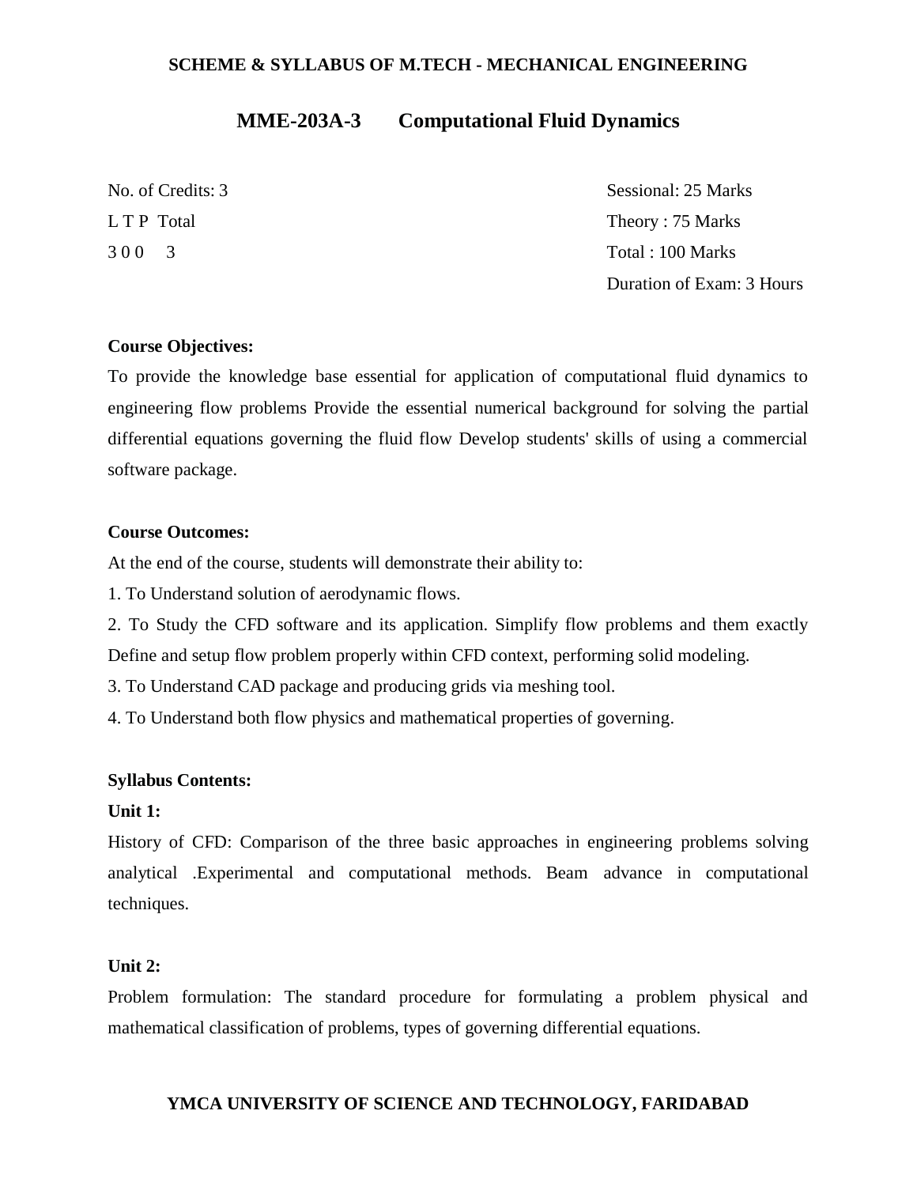# MME-203A-3 Computational Fluid Dynamics

No. of Credits: 3
L T P Total
3 0 0 3

Sessional: 25 Marks
Theory : 75 Marks
Total : 100 Marks
Duration of Exam: 3 Hours

**Course Objectives:**

To provide the knowledge base essential for application of computational fluid dynamics to engineering flow problems Provide the essential numerical background for solving the partial differential equations governing the fluid flow Develop students' skills of using a commercial software package.

**Course Outcomes:**

At the end of the course, students will demonstrate their ability to:

1. To Understand solution of aerodynamic flows.
2. To Study the CFD software and its application. Simplify flow problems and them exactly Define and setup flow problem properly within CFD context, performing solid modeling.
3. To Understand CAD package and producing grids via meshing tool.
4. To Understand both flow physics and mathematical properties of governing.

**Syllabus Contents:**

**Unit 1:**

History of CFD: Comparison of the three basic approaches in engineering problems solving analytical .Experimental and computational methods. Beam advance in computational techniques.

**Unit 2:**

Problem formulation: The standard procedure for formulating a problem physical and mathematical classification of problems, types of governing differential equations.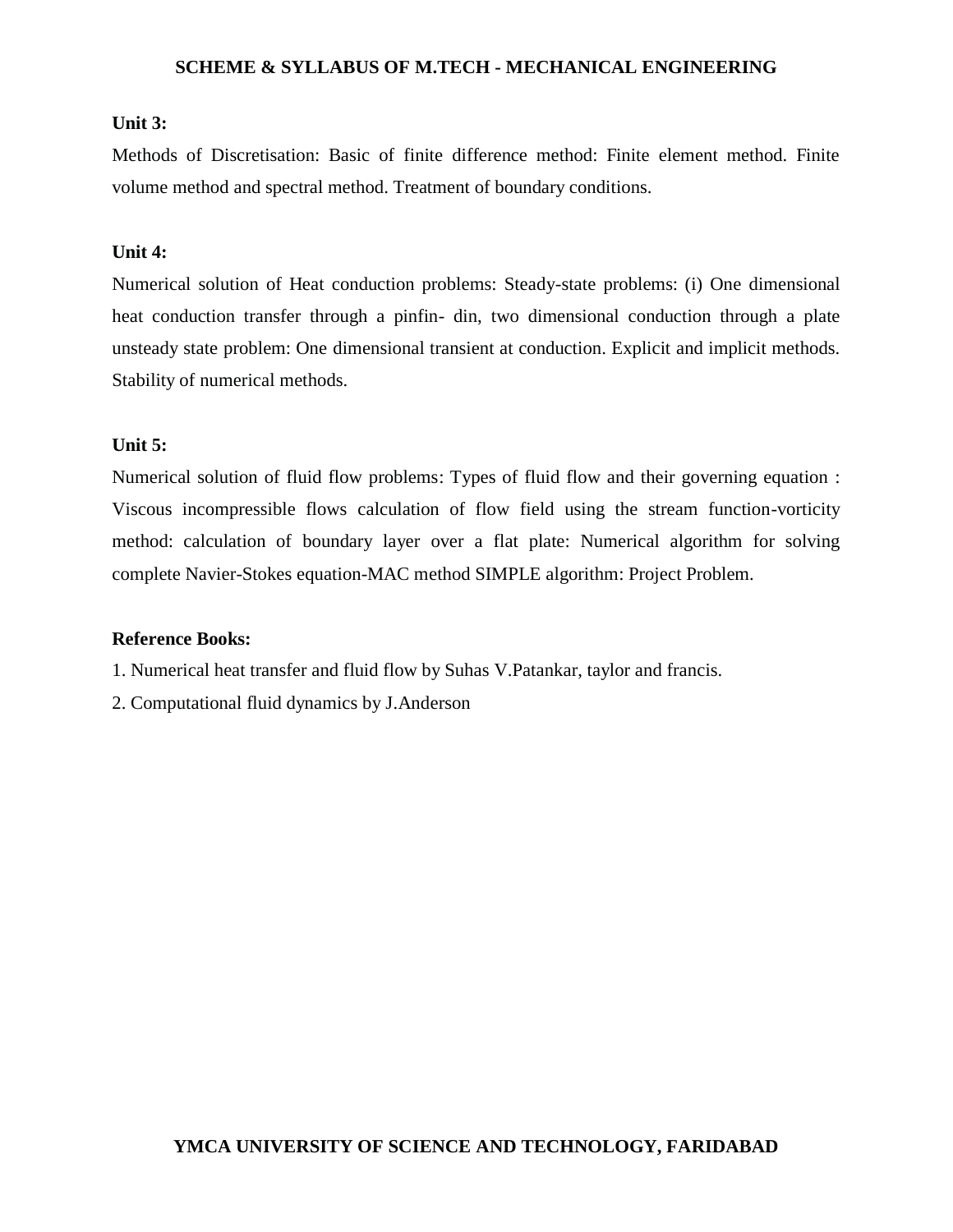**Unit 3:**

Methods of Discretisation: Basic of finite difference method: Finite element method. Finite volume method and spectral method. Treatment of boundary conditions.

**Unit 4:**

Numerical solution of Heat conduction problems: Steady-state problems: (i) One dimensional heat conduction transfer through a pinfin- din, two dimensional conduction through a plate unsteady state problem: One dimensional transient at conduction. Explicit and implicit methods. Stability of numerical methods.

**Unit 5:**

Numerical solution of fluid flow problems: Types of fluid flow and their governing equation : Viscous incompressible flows calculation of flow field using the stream function-vorticity method: calculation of boundary layer over a flat plate: Numerical algorithm for solving complete Navier-Stokes equation-MAC method SIMPLE algorithm: Project Problem.

**Reference Books:**

1. Numerical heat transfer and fluid flow by Suhas V.Patankar, taylor and francis.
2. Computational fluid dynamics by J.Anderson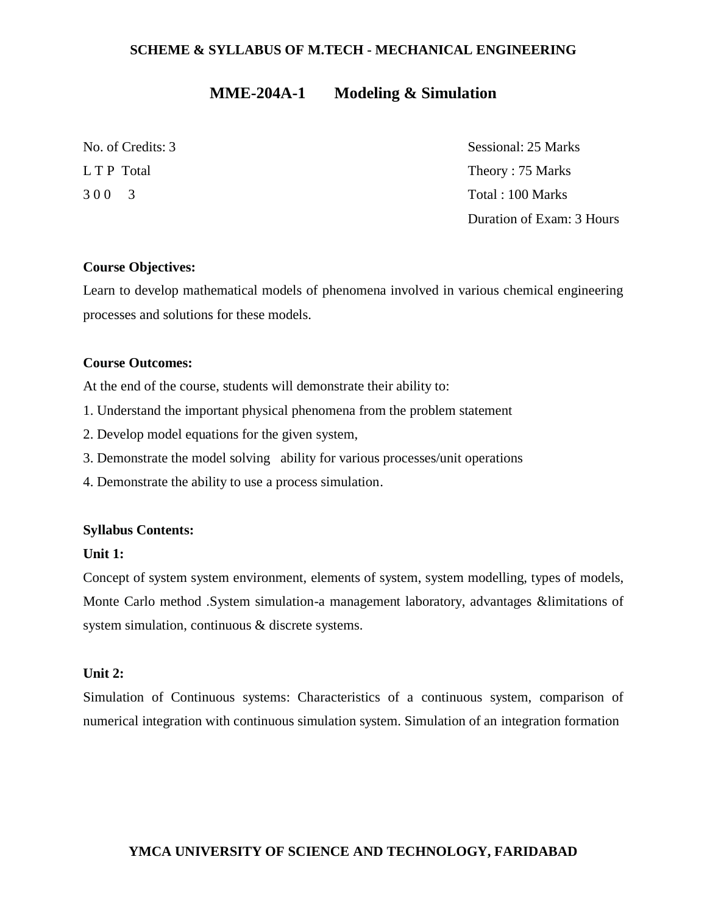## MME-204A-1 Modeling & Simulation

No. of Credits: 3

L T P Total

3 0 0 3

Sessional: 25 Marks

Theory : 75 Marks

Total : 100 Marks

Duration of Exam: 3 Hours

**Course Objectives:**

Learn to develop mathematical models of phenomena involved in various chemical engineering processes and solutions for these models.

**Course Outcomes:**

At the end of the course, students will demonstrate their ability to:

1. Understand the important physical phenomena from the problem statement
2. Develop model equations for the given system,
3. Demonstrate the model solving ability for various processes/unit operations
4. Demonstrate the ability to use a process simulation.

**Syllabus Contents:**

**Unit 1:**

Concept of system system environment, elements of system, system modelling, types of models, Monte Carlo method .System simulation-a management laboratory, advantages &limitations of system simulation, continuous & discrete systems.

**Unit 2:**

Simulation of Continuous systems: Characteristics of a continuous system, comparison of numerical integration with continuous simulation system. Simulation of an integration formation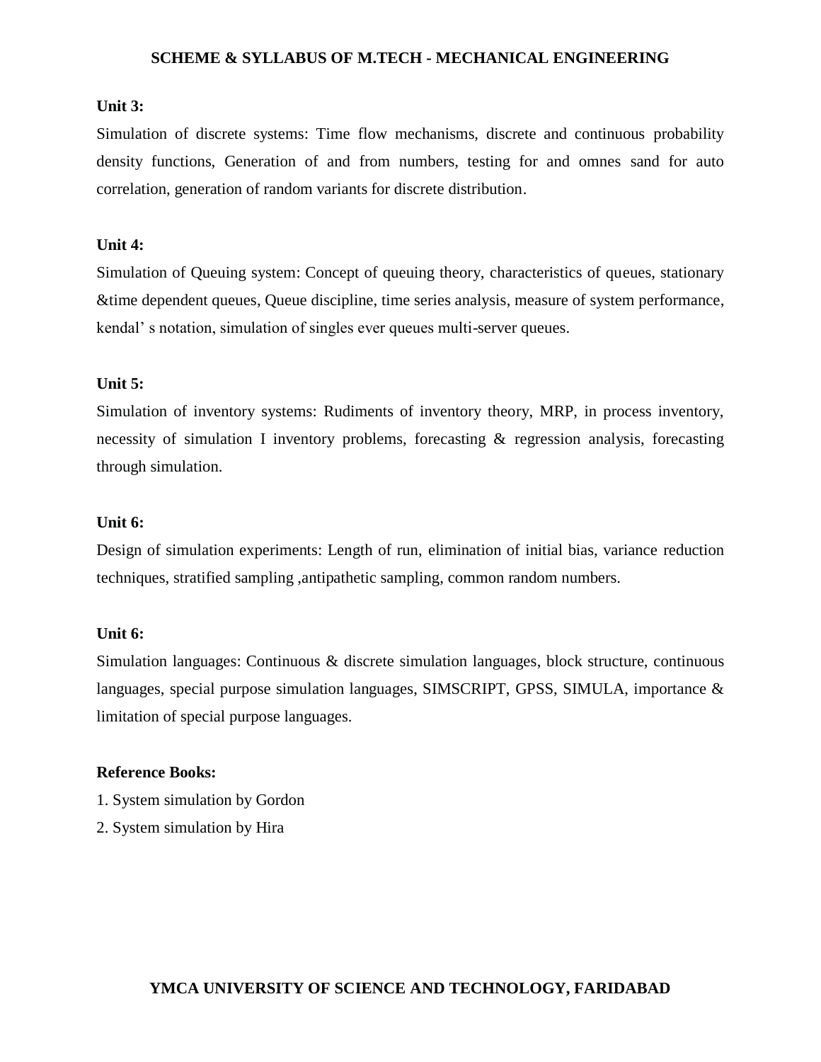**Unit 3:**

Simulation of discrete systems: Time flow mechanisms, discrete and continuous probability density functions, Generation of and from numbers, testing for and omnes sand for auto correlation, generation of random variants for discrete distribution.

**Unit 4:**

Simulation of Queuing system: Concept of queuing theory, characteristics of queues, stationary &time dependent queues, Queue discipline, time series analysis, measure of system performance, kendal' s notation, simulation of singles ever queues multi-server queues.

**Unit 5:**

Simulation of inventory systems: Rudiments of inventory theory, MRP, in process inventory, necessity of simulation I inventory problems, forecasting & regression analysis, forecasting through simulation.

**Unit 6:**

Design of simulation experiments: Length of run, elimination of initial bias, variance reduction techniques, stratified sampling ,antipathetic sampling, common random numbers.

**Unit 6:**

Simulation languages: Continuous & discrete simulation languages, block structure, continuous languages, special purpose simulation languages, SIMSCRIPT, GPSS, SIMULA, importance & limitation of special purpose languages.

**Reference Books:**

1. System simulation by Gordon
2. System simulation by Hira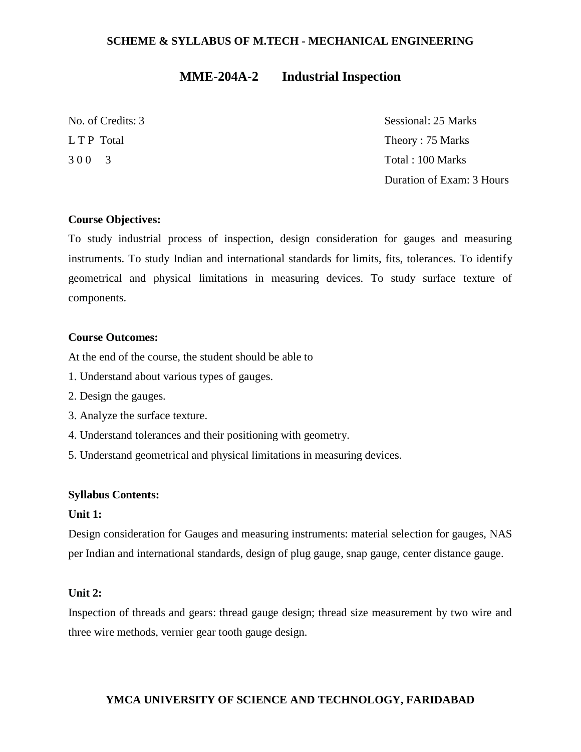## MME-204A-2 Industrial Inspection

| | |
|---|---|
| No. of Credits: 3 | Sessional: 25 Marks |
| L T P Total | Theory : 75 Marks |
| 3 0 0 3 | Total : 100 Marks |
| | Duration of Exam: 3 Hours |

**Course Objectives:**

To study industrial process of inspection, design consideration for gauges and measuring instruments. To study Indian and international standards for limits, fits, tolerances. To identify geometrical and physical limitations in measuring devices. To study surface texture of components.

**Course Outcomes:**

At the end of the course, the student should be able to

1. Understand about various types of gauges.
2. Design the gauges.
3. Analyze the surface texture.
4. Understand tolerances and their positioning with geometry.
5. Understand geometrical and physical limitations in measuring devices.

**Syllabus Contents:**

**Unit 1:**

Design consideration for Gauges and measuring instruments: material selection for gauges, NAS per Indian and international standards, design of plug gauge, snap gauge, center distance gauge.

**Unit 2:**

Inspection of threads and gears: thread gauge design; thread size measurement by two wire and three wire methods, vernier gear tooth gauge design.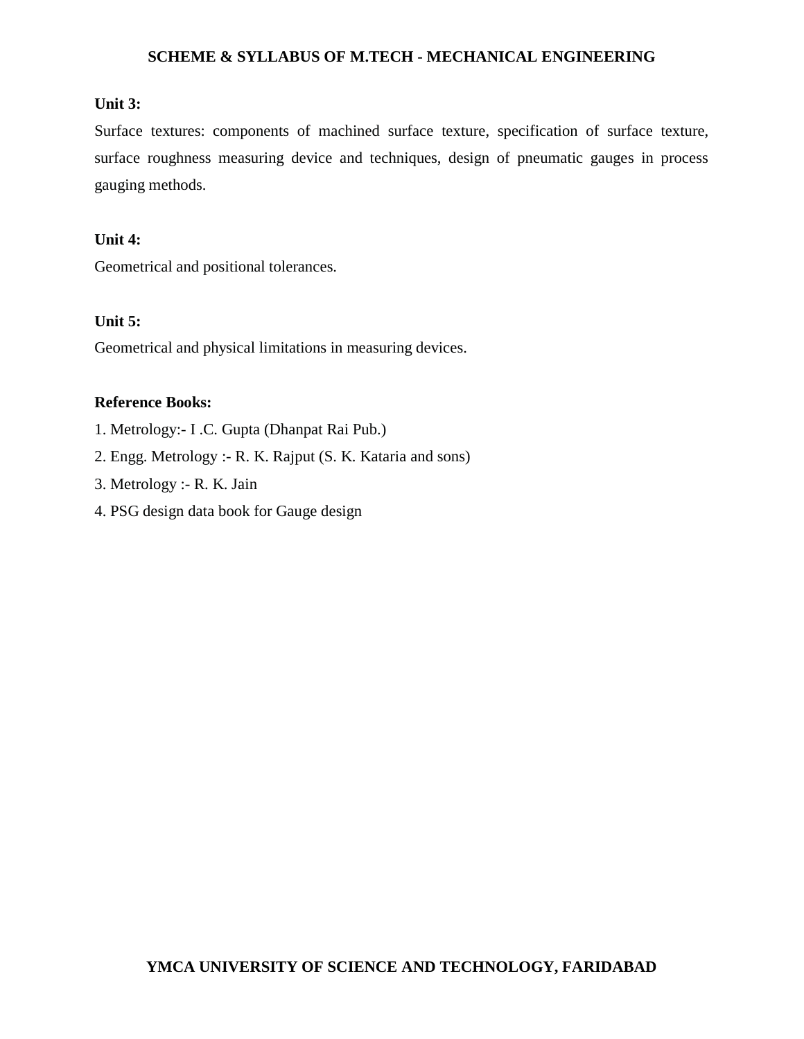**Unit 3:**

Surface textures: components of machined surface texture, specification of surface texture, surface roughness measuring device and techniques, design of pneumatic gauges in process gauging methods.

**Unit 4:**

Geometrical and positional tolerances.

**Unit 5:**

Geometrical and physical limitations in measuring devices.

**Reference Books:**

1. Metrology:- I .C. Gupta (Dhanpat Rai Pub.)
2. Engg. Metrology :- R. K. Rajput (S. K. Kataria and sons)
3. Metrology :- R. K. Jain
4. PSG design data book for Gauge design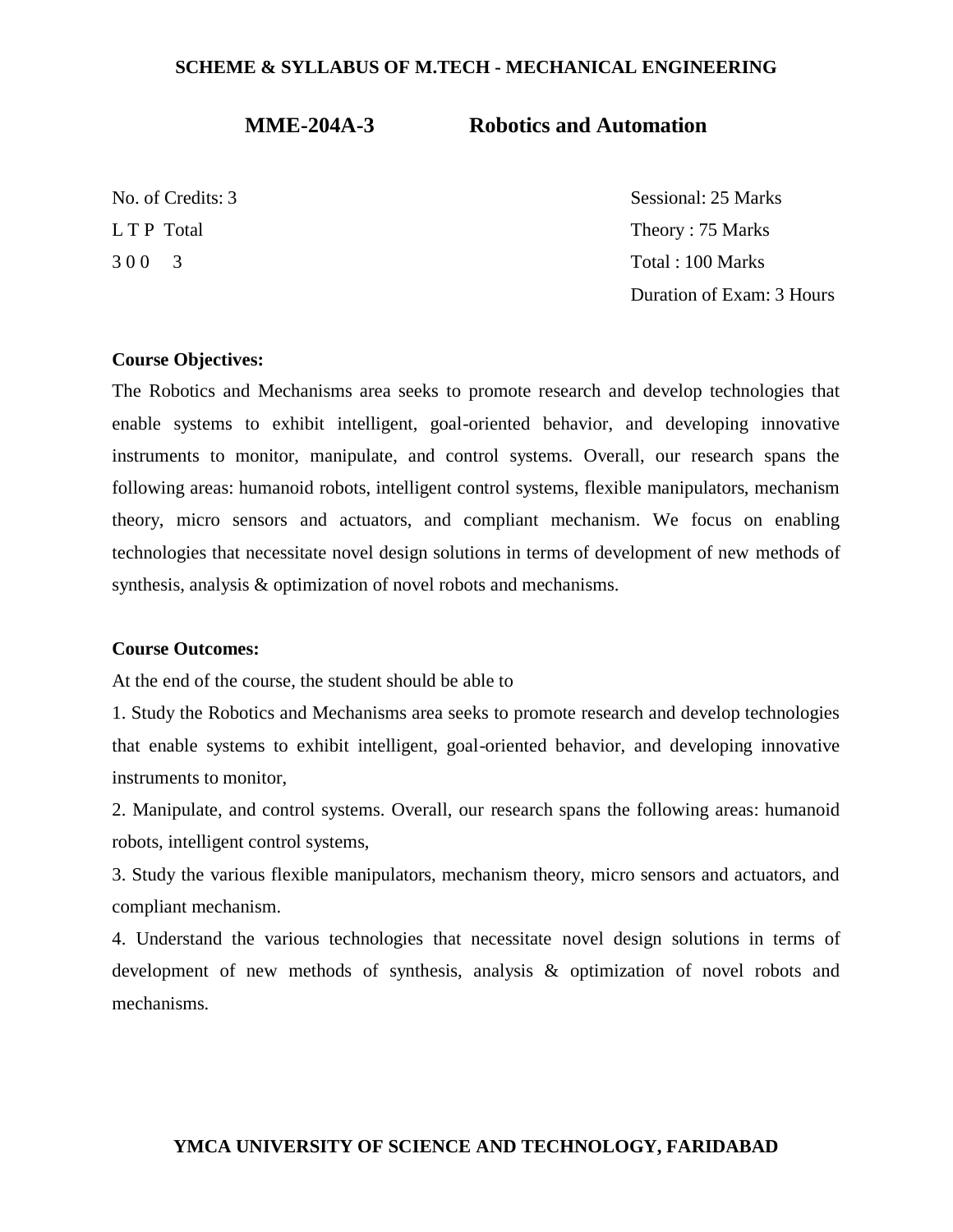## MME-204A-3 Robotics and Automation

| | |
|---|---|
| No. of Credits: 3 | Sessional: 25 Marks |
| L T P Total | Theory : 75 Marks |
| 3 0 0 3 | Total : 100 Marks |
| | Duration of Exam: 3 Hours |

**Course Objectives:**

The Robotics and Mechanisms area seeks to promote research and develop technologies that enable systems to exhibit intelligent, goal-oriented behavior, and developing innovative instruments to monitor, manipulate, and control systems. Overall, our research spans the following areas: humanoid robots, intelligent control systems, flexible manipulators, mechanism theory, micro sensors and actuators, and compliant mechanism. We focus on enabling technologies that necessitate novel design solutions in terms of development of new methods of synthesis, analysis & optimization of novel robots and mechanisms.

**Course Outcomes:**

At the end of the course, the student should be able to

1. Study the Robotics and Mechanisms area seeks to promote research and develop technologies that enable systems to exhibit intelligent, goal-oriented behavior, and developing innovative instruments to monitor,
2. Manipulate, and control systems. Overall, our research spans the following areas: humanoid robots, intelligent control systems,
3. Study the various flexible manipulators, mechanism theory, micro sensors and actuators, and compliant mechanism.
4. Understand the various technologies that necessitate novel design solutions in terms of development of new methods of synthesis, analysis & optimization of novel robots and mechanisms.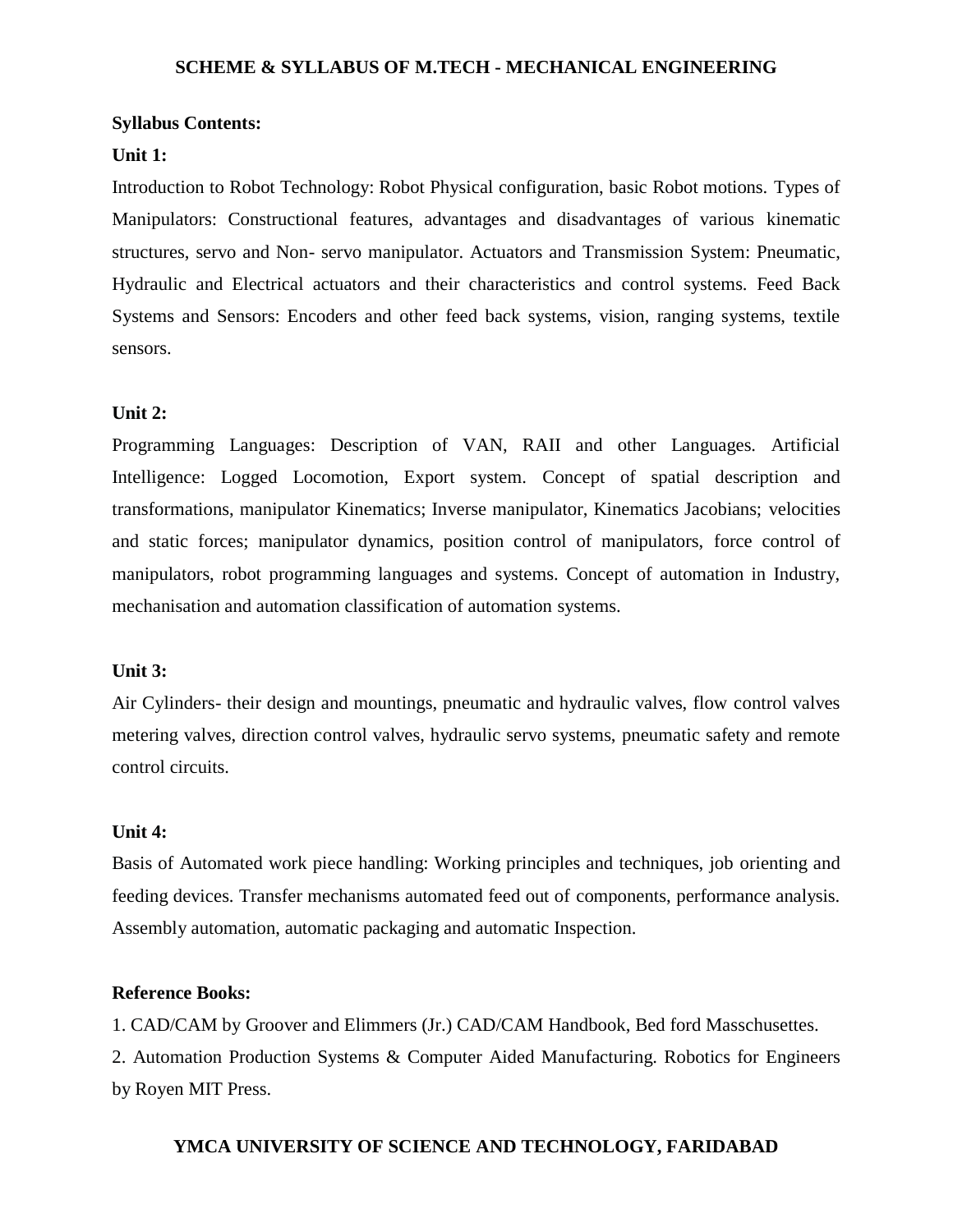**Syllabus Contents:**

**Unit 1:**

Introduction to Robot Technology: Robot Physical configuration, basic Robot motions. Types of Manipulators: Constructional features, advantages and disadvantages of various kinematic structures, servo and Non- servo manipulator. Actuators and Transmission System: Pneumatic, Hydraulic and Electrical actuators and their characteristics and control systems. Feed Back Systems and Sensors: Encoders and other feed back systems, vision, ranging systems, textile sensors.

**Unit 2:**

Programming Languages: Description of VAN, RAII and other Languages. Artificial Intelligence: Logged Locomotion, Export system. Concept of spatial description and transformations, manipulator Kinematics; Inverse manipulator, Kinematics Jacobians; velocities and static forces; manipulator dynamics, position control of manipulators, force control of manipulators, robot programming languages and systems. Concept of automation in Industry, mechanisation and automation classification of automation systems.

**Unit 3:**

Air Cylinders- their design and mountings, pneumatic and hydraulic valves, flow control valves metering valves, direction control valves, hydraulic servo systems, pneumatic safety and remote control circuits.

**Unit 4:**

Basis of Automated work piece handling: Working principles and techniques, job orienting and feeding devices. Transfer mechanisms automated feed out of components, performance analysis. Assembly automation, automatic packaging and automatic Inspection.

**Reference Books:**

1. CAD/CAM by Groover and Elimmers (Jr.) CAD/CAM Handbook, Bed ford Masschusettes.
2. Automation Production Systems & Computer Aided Manufacturing. Robotics for Engineers by Royen MIT Press.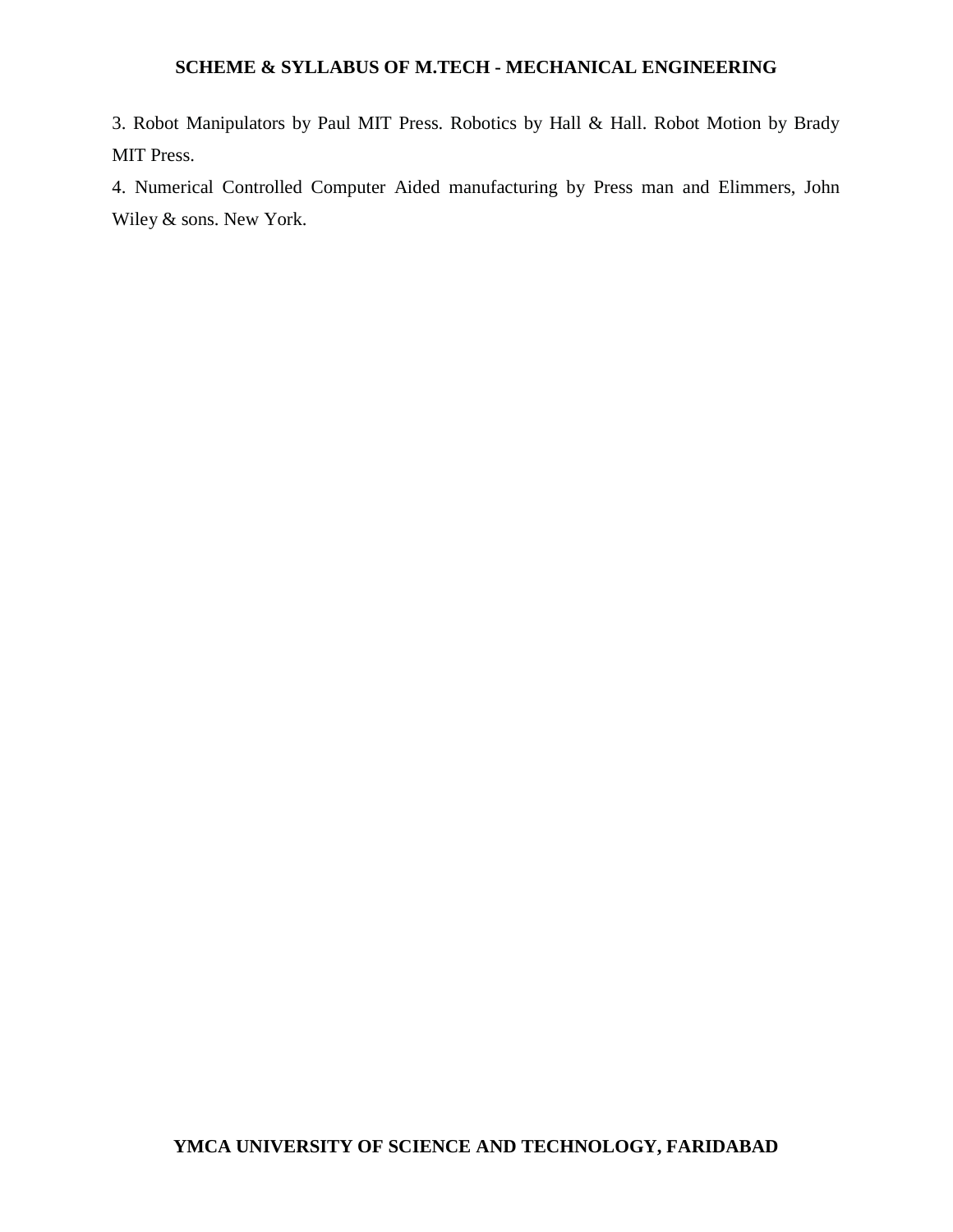3. Robot Manipulators by Paul MIT Press. Robotics by Hall & Hall. Robot Motion by Brady MIT Press.

4. Numerical Controlled Computer Aided manufacturing by Press man and Elimmers, John Wiley & sons. New York.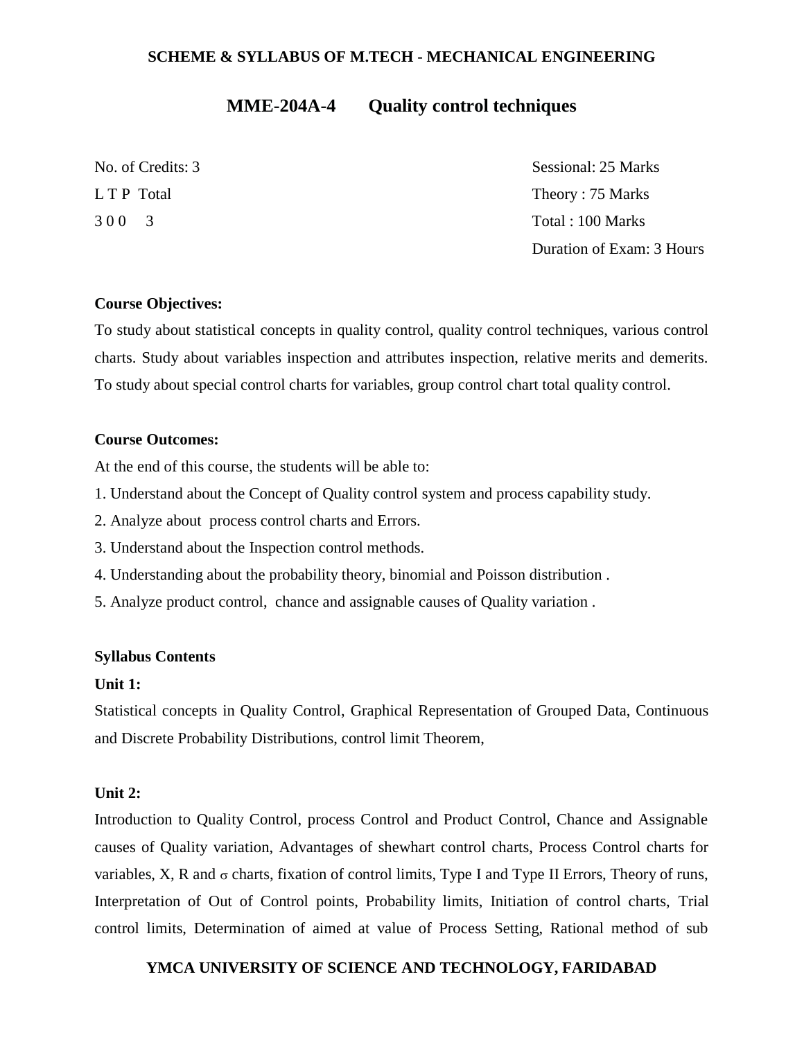## MME-204A-4 Quality control techniques

No. of Credits: 3
L T P Total
3 0 0 3

Sessional: 25 Marks
Theory : 75 Marks
Total : 100 Marks
Duration of Exam: 3 Hours

**Course Objectives:**

To study about statistical concepts in quality control, quality control techniques, various control charts. Study about variables inspection and attributes inspection, relative merits and demerits. To study about special control charts for variables, group control chart total quality control.

**Course Outcomes:**

At the end of this course, the students will be able to:

1. Understand about the Concept of Quality control system and process capability study.
2. Analyze about process control charts and Errors.
3. Understand about the Inspection control methods.
4. Understanding about the probability theory, binomial and Poisson distribution .
5. Analyze product control, chance and assignable causes of Quality variation .

**Syllabus Contents**

**Unit 1:**

Statistical concepts in Quality Control, Graphical Representation of Grouped Data, Continuous and Discrete Probability Distributions, control limit Theorem,

**Unit 2:**

Introduction to Quality Control, process Control and Product Control, Chance and Assignable causes of Quality variation, Advantages of shewhart control charts, Process Control charts for variables, X, R and $\sigma$ charts, fixation of control limits, Type I and Type II Errors, Theory of runs, Interpretation of Out of Control points, Probability limits, Initiation of control charts, Trial control limits, Determination of aimed at value of Process Setting, Rational method of sub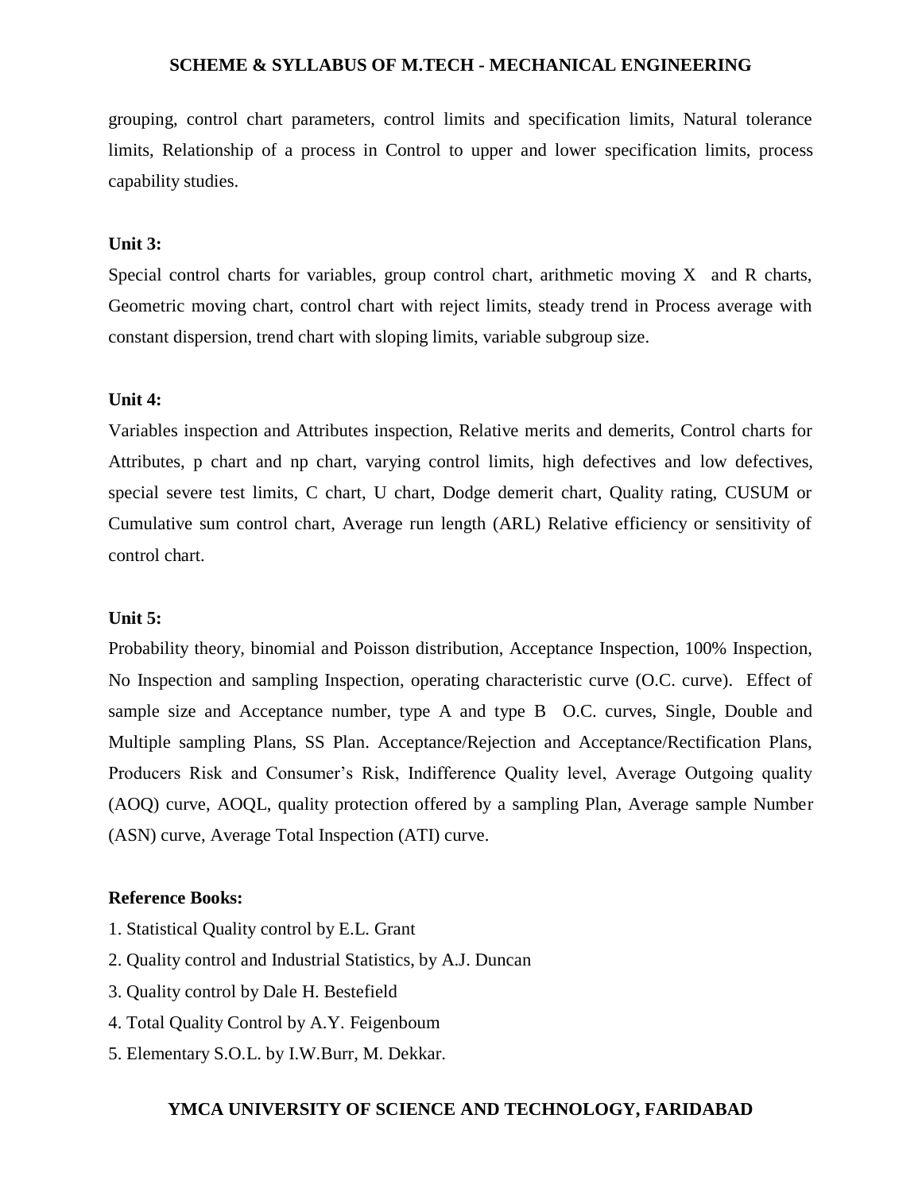grouping, control chart parameters, control limits and specification limits, Natural tolerance limits, Relationship of a process in Control to upper and lower specification limits, process capability studies.

**Unit 3:**

Special control charts for variables, group control chart, arithmetic moving X and R charts, Geometric moving chart, control chart with reject limits, steady trend in Process average with constant dispersion, trend chart with sloping limits, variable subgroup size.

**Unit 4:**

Variables inspection and Attributes inspection, Relative merits and demerits, Control charts for Attributes, p chart and np chart, varying control limits, high defectives and low defectives, special severe test limits, C chart, U chart, Dodge demerit chart, Quality rating, CUSUM or Cumulative sum control chart, Average run length (ARL) Relative efficiency or sensitivity of control chart.

**Unit 5:**

Probability theory, binomial and Poisson distribution, Acceptance Inspection, 100% Inspection, No Inspection and sampling Inspection, operating characteristic curve (O.C. curve). Effect of sample size and Acceptance number, type A and type B O.C. curves, Single, Double and Multiple sampling Plans, SS Plan. Acceptance/Rejection and Acceptance/Rectification Plans, Producers Risk and Consumer's Risk, Indifference Quality level, Average Outgoing quality (AOQ) curve, AOQL, quality protection offered by a sampling Plan, Average sample Number (ASN) curve, Average Total Inspection (ATI) curve.

**Reference Books:**

1. Statistical Quality control by E.L. Grant
2. Quality control and Industrial Statistics, by A.J. Duncan
3. Quality control by Dale H. Bestefield
4. Total Quality Control by A.Y. Feigenboum
5. Elementary S.O.L. by I.W.Burr, M. Dekkar.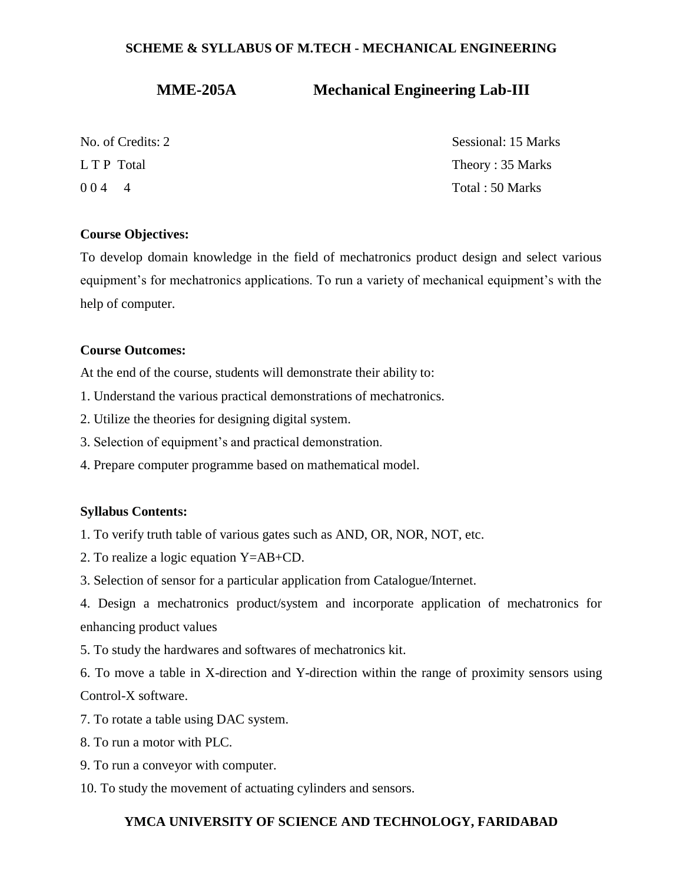## MME-205A Mechanical Engineering Lab-III

| | |
|---|---|
| No. of Credits: 2 | Sessional: 15 Marks |
| L T P Total | Theory : 35 Marks |
| 0 0 4 4 | Total : 50 Marks |

**Course Objectives:**

To develop domain knowledge in the field of mechatronics product design and select various equipment's for mechatronics applications. To run a variety of mechanical equipment's with the help of computer.

**Course Outcomes:**

At the end of the course, students will demonstrate their ability to:

1. Understand the various practical demonstrations of mechatronics.
2. Utilize the theories for designing digital system.
3. Selection of equipment's and practical demonstration.
4. Prepare computer programme based on mathematical model.

**Syllabus Contents:**

1. To verify truth table of various gates such as AND, OR, NOR, NOT, etc.
2. To realize a logic equation Y=AB+CD.
3. Selection of sensor for a particular application from Catalogue/Internet.
4. Design a mechatronics product/system and incorporate application of mechatronics for enhancing product values
5. To study the hardwares and softwares of mechatronics kit.
6. To move a table in X-direction and Y-direction within the range of proximity sensors using Control-X software.
7. To rotate a table using DAC system.
8. To run a motor with PLC.
9. To run a conveyor with computer.
10. To study the movement of actuating cylinders and sensors.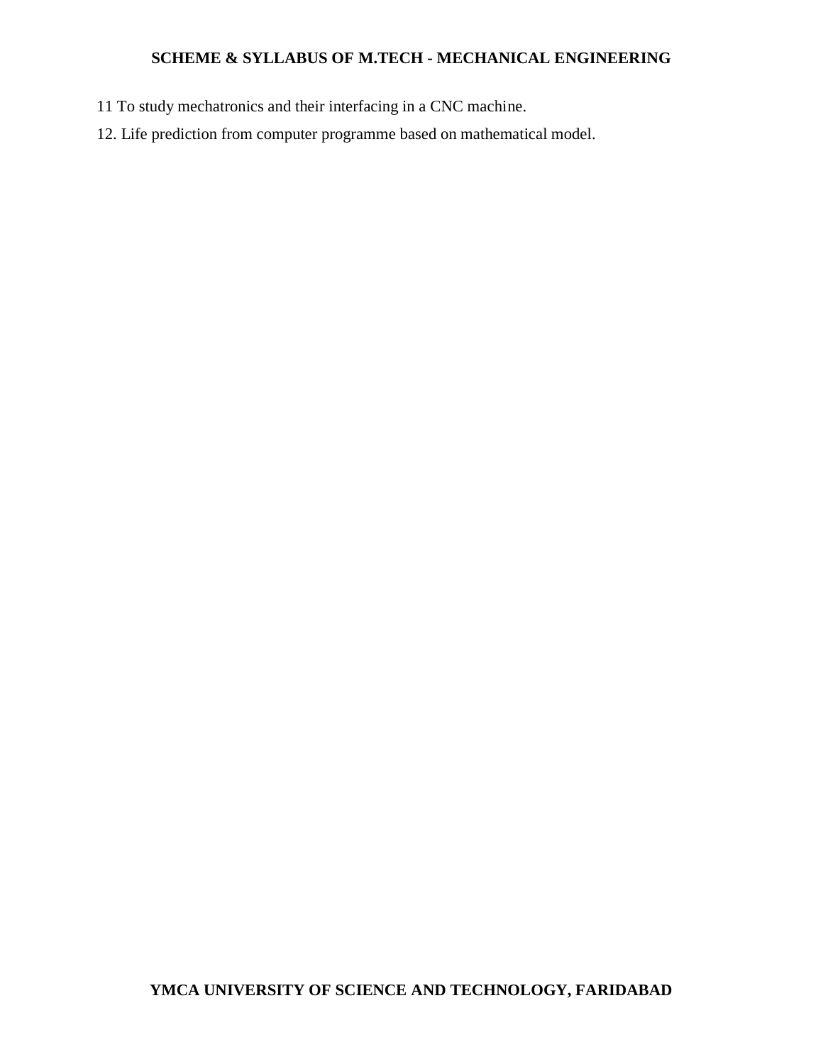11 To study mechatronics and their interfacing in a CNC machine.

12. Life prediction from computer programme based on mathematical model.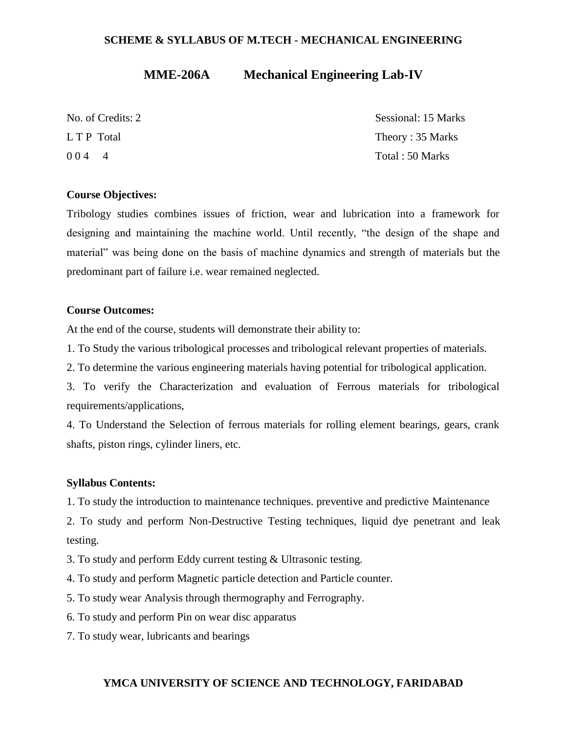## MME-206A Mechanical Engineering Lab-IV

| | |
|---|---|
| No. of Credits: 2 | Sessional: 15 Marks |
| L T P Total | Theory : 35 Marks |
| 0 0 4 4 | Total : 50 Marks |

**Course Objectives:**

Tribology studies combines issues of friction, wear and lubrication into a framework for designing and maintaining the machine world. Until recently, "the design of the shape and material" was being done on the basis of machine dynamics and strength of materials but the predominant part of failure i.e. wear remained neglected.

**Course Outcomes:**

At the end of the course, students will demonstrate their ability to:

1. To Study the various tribological processes and tribological relevant properties of materials.
2. To determine the various engineering materials having potential for tribological application.
3. To verify the Characterization and evaluation of Ferrous materials for tribological requirements/applications,
4. To Understand the Selection of ferrous materials for rolling element bearings, gears, crank shafts, piston rings, cylinder liners, etc.

**Syllabus Contents:**

1. To study the introduction to maintenance techniques. preventive and predictive Maintenance
2. To study and perform Non-Destructive Testing techniques, liquid dye penetrant and leak testing.
3. To study and perform Eddy current testing & Ultrasonic testing.
4. To study and perform Magnetic particle detection and Particle counter.
5. To study wear Analysis through thermography and Ferrography.
6. To study and perform Pin on wear disc apparatus
7. To study wear, lubricants and bearings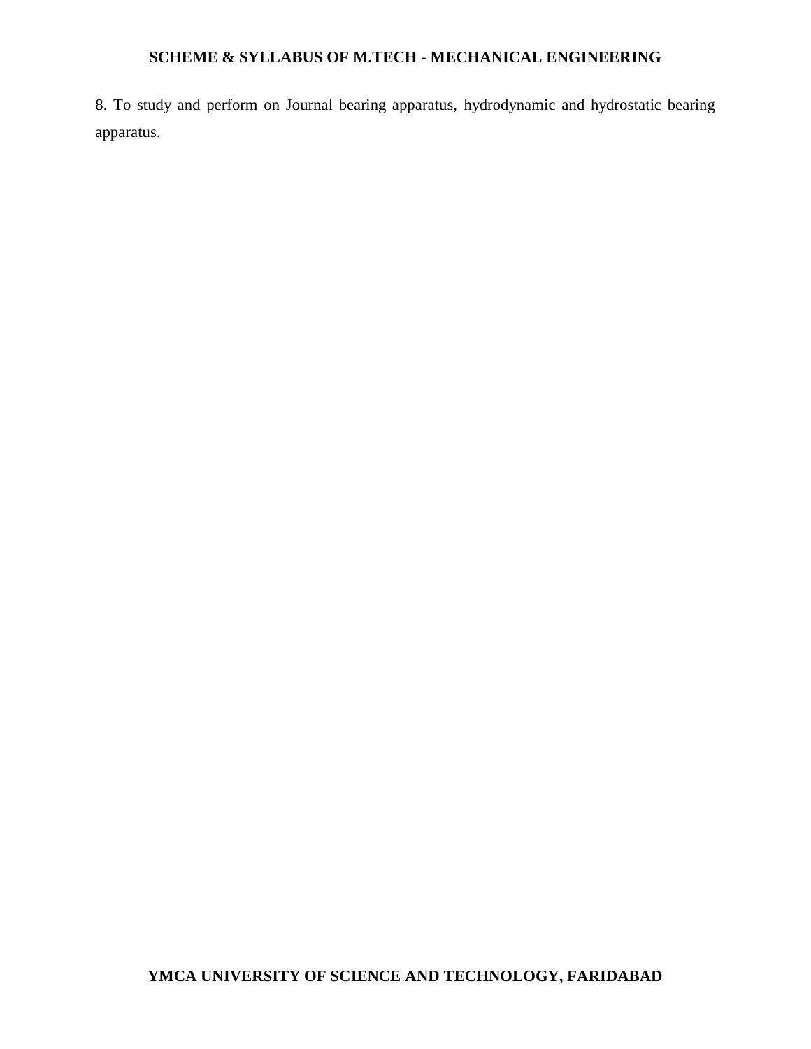8. To study and perform on Journal bearing apparatus, hydrodynamic and hydrostatic bearing apparatus.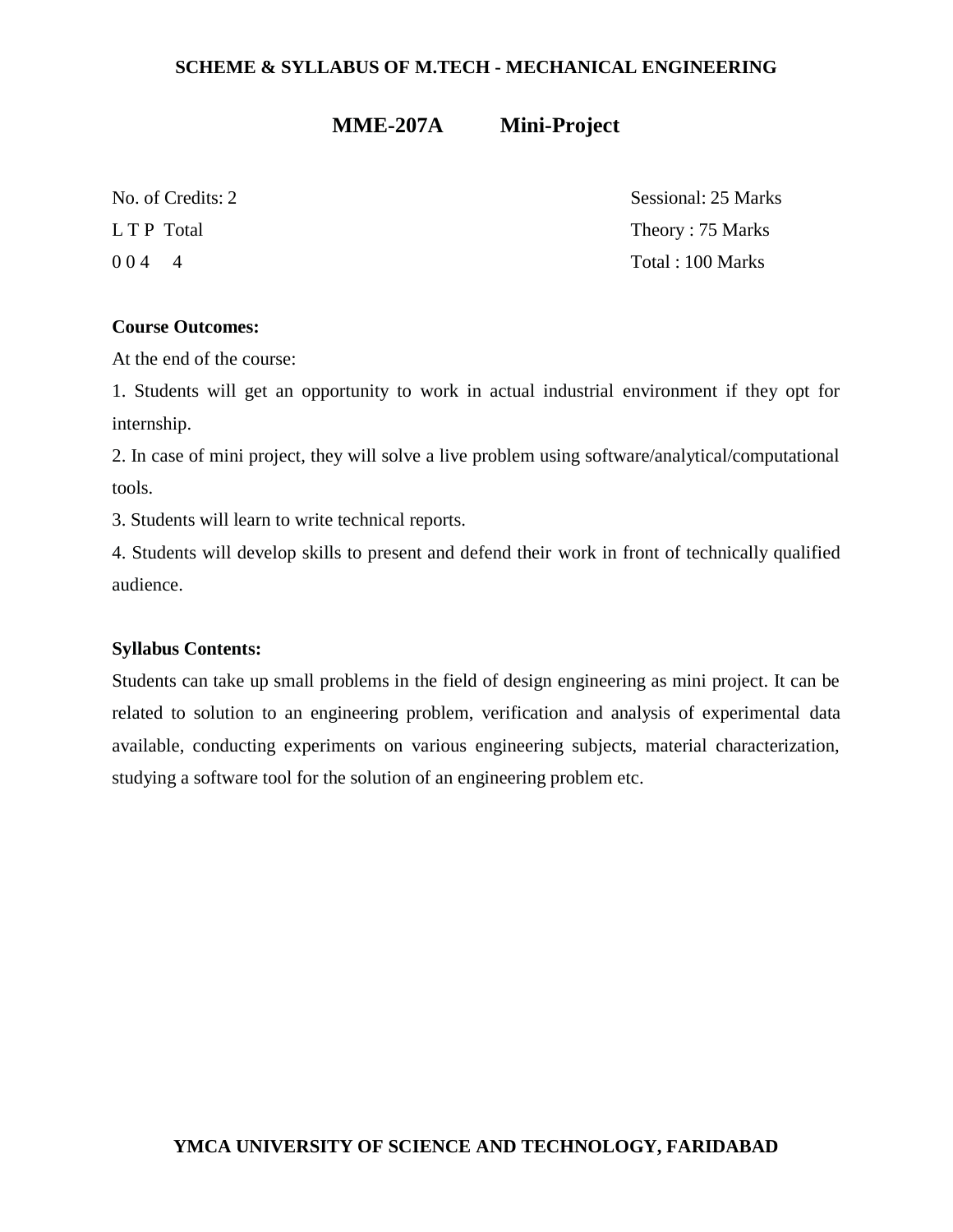## MME-207A Mini-Project

| | |
|---|---|
| No. of Credits: 2 | Sessional: 25 Marks |
| L T P Total | Theory : 75 Marks |
| 0 0 4 4 | Total : 100 Marks |

**Course Outcomes:**

At the end of the course:

1. Students will get an opportunity to work in actual industrial environment if they opt for internship.
2. In case of mini project, they will solve a live problem using software/analytical/computational tools.
3. Students will learn to write technical reports.
4. Students will develop skills to present and defend their work in front of technically qualified audience.

**Syllabus Contents:**

Students can take up small problems in the field of design engineering as mini project. It can be related to solution to an engineering problem, verification and analysis of experimental data available, conducting experiments on various engineering subjects, material characterization, studying a software tool for the solution of an engineering problem etc.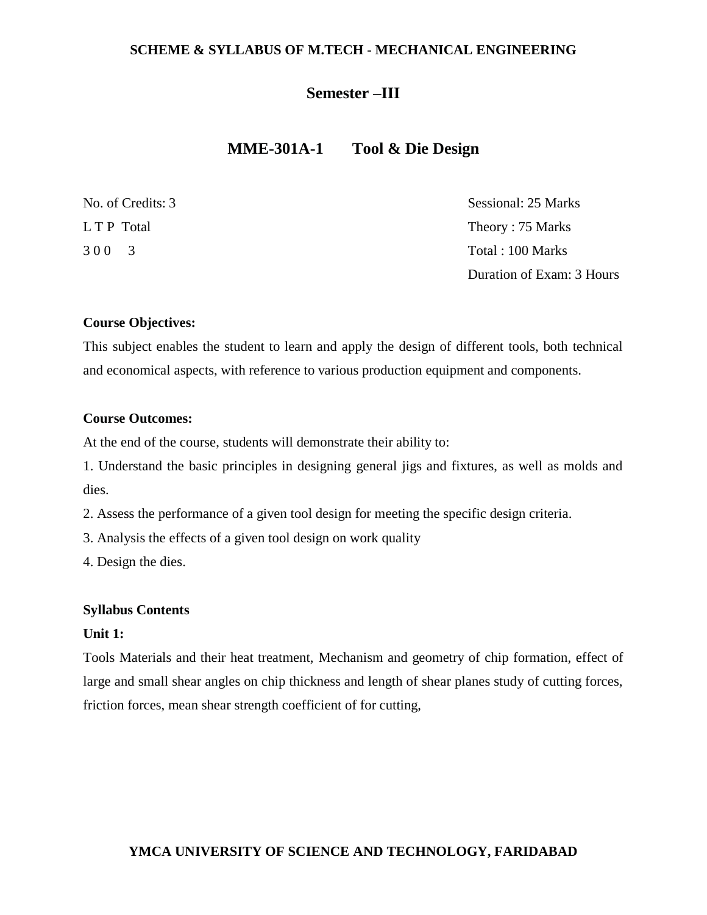# Semester –III

## MME-301A-1 Tool & Die Design

No. of Credits: 3
L T P Total
3 0 0 3

Sessional: 25 Marks
Theory : 75 Marks
Total : 100 Marks
Duration of Exam: 3 Hours

**Course Objectives:**

This subject enables the student to learn and apply the design of different tools, both technical and economical aspects, with reference to various production equipment and components.

**Course Outcomes:**

At the end of the course, students will demonstrate their ability to:

1. Understand the basic principles in designing general jigs and fixtures, as well as molds and dies.
2. Assess the performance of a given tool design for meeting the specific design criteria.
3. Analysis the effects of a given tool design on work quality
4. Design the dies.

**Syllabus Contents**

**Unit 1:**

Tools Materials and their heat treatment, Mechanism and geometry of chip formation, effect of large and small shear angles on chip thickness and length of shear planes study of cutting forces, friction forces, mean shear strength coefficient of for cutting,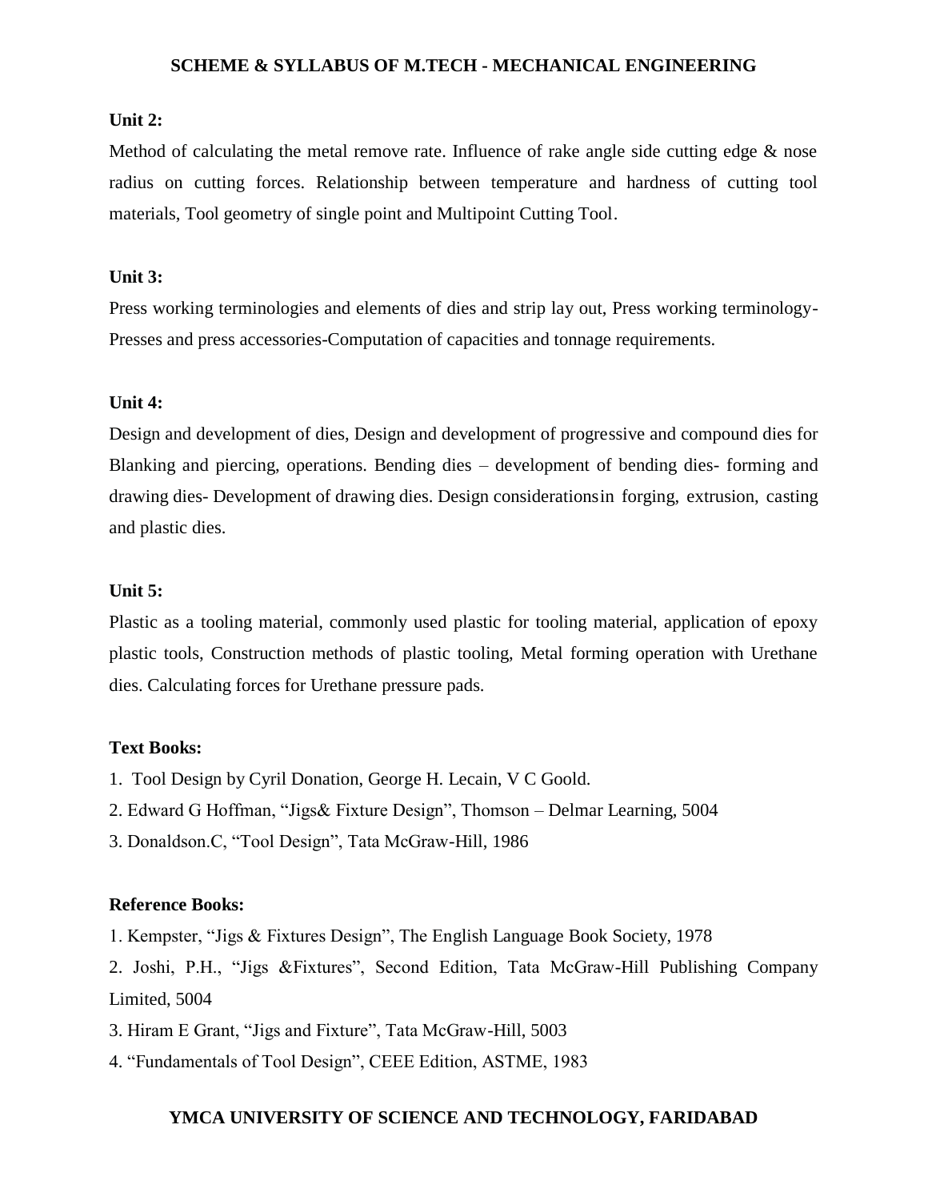**Unit 2:**

Method of calculating the metal remove rate. Influence of rake angle side cutting edge & nose radius on cutting forces. Relationship between temperature and hardness of cutting tool materials, Tool geometry of single point and Multipoint Cutting Tool.

**Unit 3:**

Press working terminologies and elements of dies and strip lay out, Press working terminology-Presses and press accessories-Computation of capacities and tonnage requirements.

**Unit 4:**

Design and development of dies, Design and development of progressive and compound dies for Blanking and piercing, operations. Bending dies – development of bending dies- forming and drawing dies- Development of drawing dies. Design considerationsin forging, extrusion, casting and plastic dies.

**Unit 5:**

Plastic as a tooling material, commonly used plastic for tooling material, application of epoxy plastic tools, Construction methods of plastic tooling, Metal forming operation with Urethane dies. Calculating forces for Urethane pressure pads.

**Text Books:**

1. Tool Design by Cyril Donation, George H. Lecain, V C Goold.
2. Edward G Hoffman, "Jigs& Fixture Design", Thomson – Delmar Learning, 5004
3. Donaldson.C, "Tool Design", Tata McGraw-Hill, 1986

**Reference Books:**

1. Kempster, "Jigs & Fixtures Design", The English Language Book Society, 1978
2. Joshi, P.H., "Jigs &Fixtures", Second Edition, Tata McGraw-Hill Publishing Company Limited, 5004
3. Hiram E Grant, "Jigs and Fixture", Tata McGraw-Hill, 5003
4. "Fundamentals of Tool Design", CEEE Edition, ASTME, 1983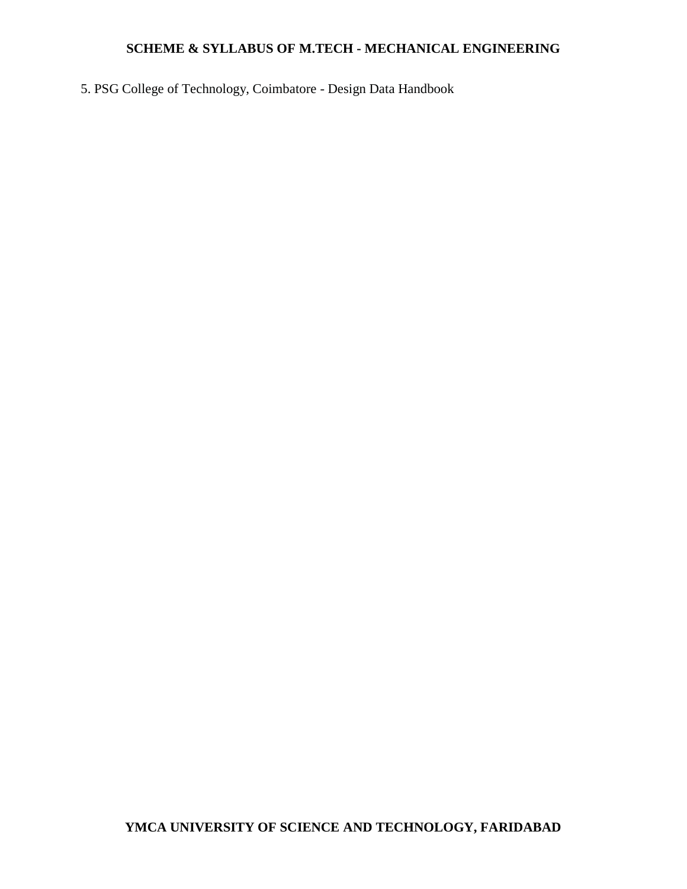5. PSG College of Technology, Coimbatore - Design Data Handbook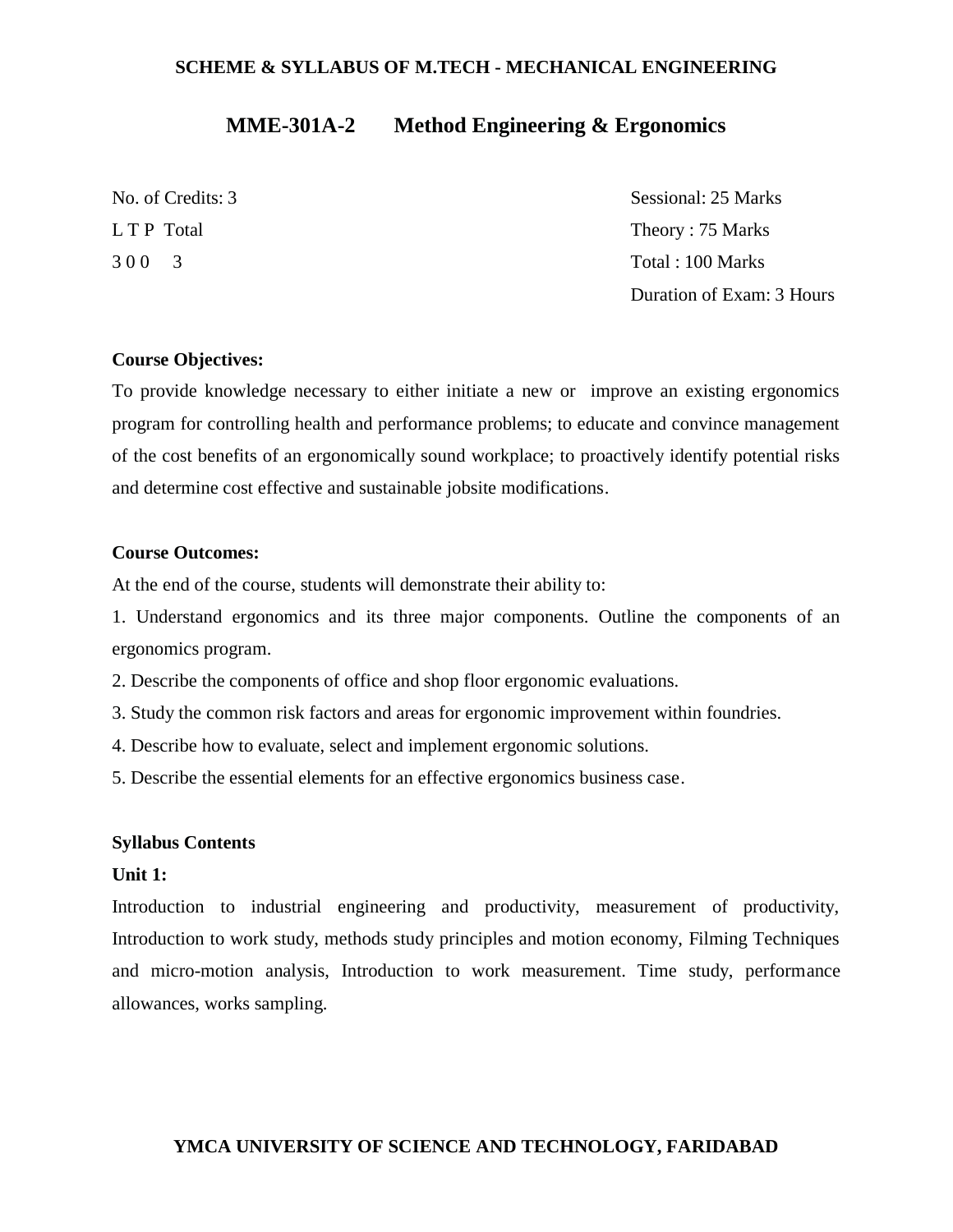## MME-301A-2 Method Engineering & Ergonomics

| No. of Credits: 3 | Sessional: 25 Marks |
|---|---|
| L T P Total | Theory : 75 Marks |
| 3 0 0 3 | Total : 100 Marks |
| | Duration of Exam: 3 Hours |

**Course Objectives:**

To provide knowledge necessary to either initiate a new or improve an existing ergonomics program for controlling health and performance problems; to educate and convince management of the cost benefits of an ergonomically sound workplace; to proactively identify potential risks and determine cost effective and sustainable jobsite modifications.

**Course Outcomes:**

At the end of the course, students will demonstrate their ability to:

1. Understand ergonomics and its three major components. Outline the components of an ergonomics program.
2. Describe the components of office and shop floor ergonomic evaluations.
3. Study the common risk factors and areas for ergonomic improvement within foundries.
4. Describe how to evaluate, select and implement ergonomic solutions.
5. Describe the essential elements for an effective ergonomics business case.

**Syllabus Contents**

**Unit 1:**

Introduction to industrial engineering and productivity, measurement of productivity, Introduction to work study, methods study principles and motion economy, Filming Techniques and micro-motion analysis, Introduction to work measurement. Time study, performance allowances, works sampling.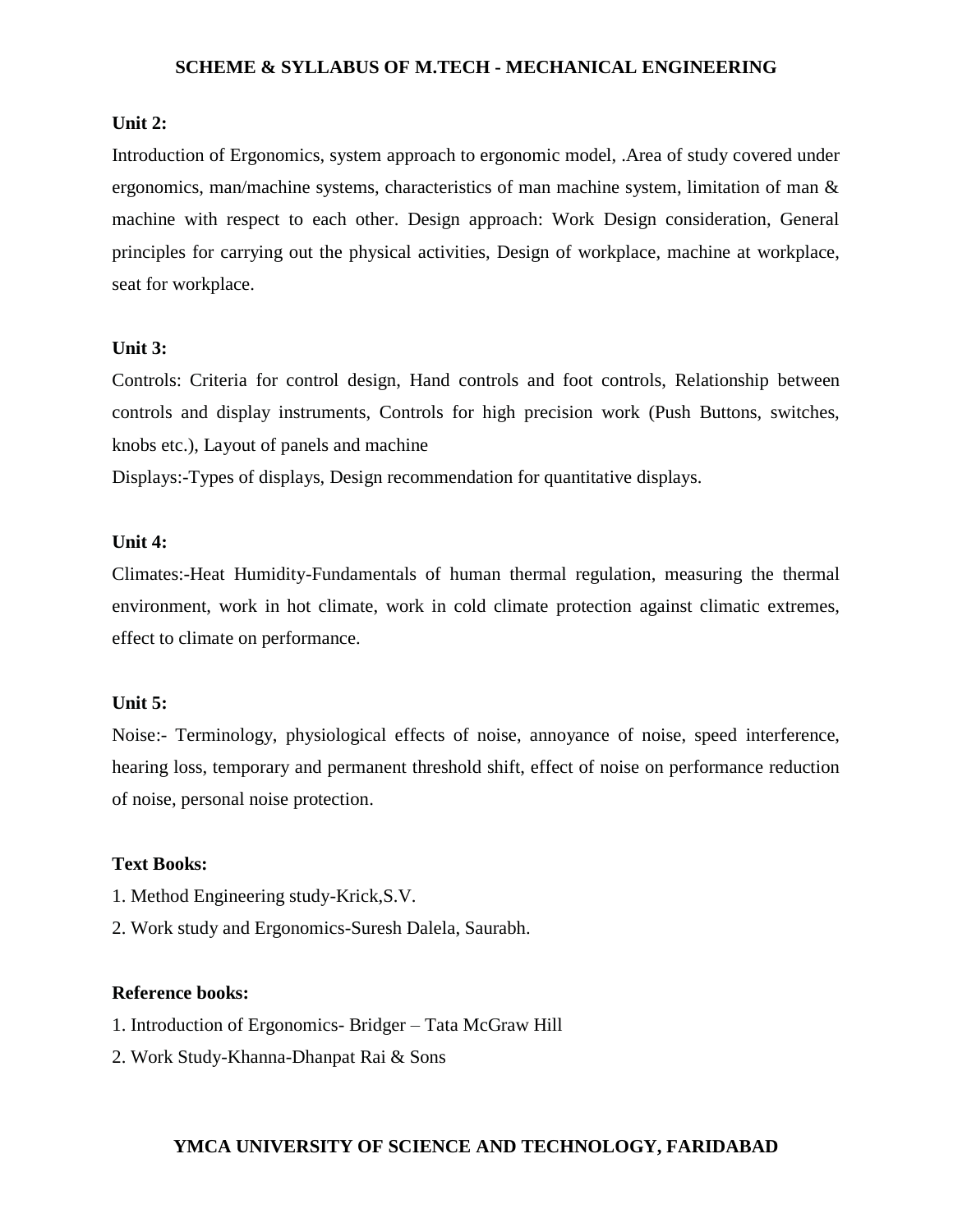**Unit 2:**

Introduction of Ergonomics, system approach to ergonomic model, .Area of study covered under ergonomics, man/machine systems, characteristics of man machine system, limitation of man & machine with respect to each other. Design approach: Work Design consideration, General principles for carrying out the physical activities, Design of workplace, machine at workplace, seat for workplace.

**Unit 3:**

Controls: Criteria for control design, Hand controls and foot controls, Relationship between controls and display instruments, Controls for high precision work (Push Buttons, switches, knobs etc.), Layout of panels and machine

Displays:-Types of displays, Design recommendation for quantitative displays.

**Unit 4:**

Climates:-Heat Humidity-Fundamentals of human thermal regulation, measuring the thermal environment, work in hot climate, work in cold climate protection against climatic extremes, effect to climate on performance.

**Unit 5:**

Noise:- Terminology, physiological effects of noise, annoyance of noise, speed interference, hearing loss, temporary and permanent threshold shift, effect of noise on performance reduction of noise, personal noise protection.

**Text Books:**

1. Method Engineering study-Krick,S.V.
2. Work study and Ergonomics-Suresh Dalela, Saurabh.

**Reference books:**

1. Introduction of Ergonomics- Bridger – Tata McGraw Hill
2. Work Study-Khanna-Dhanpat Rai & Sons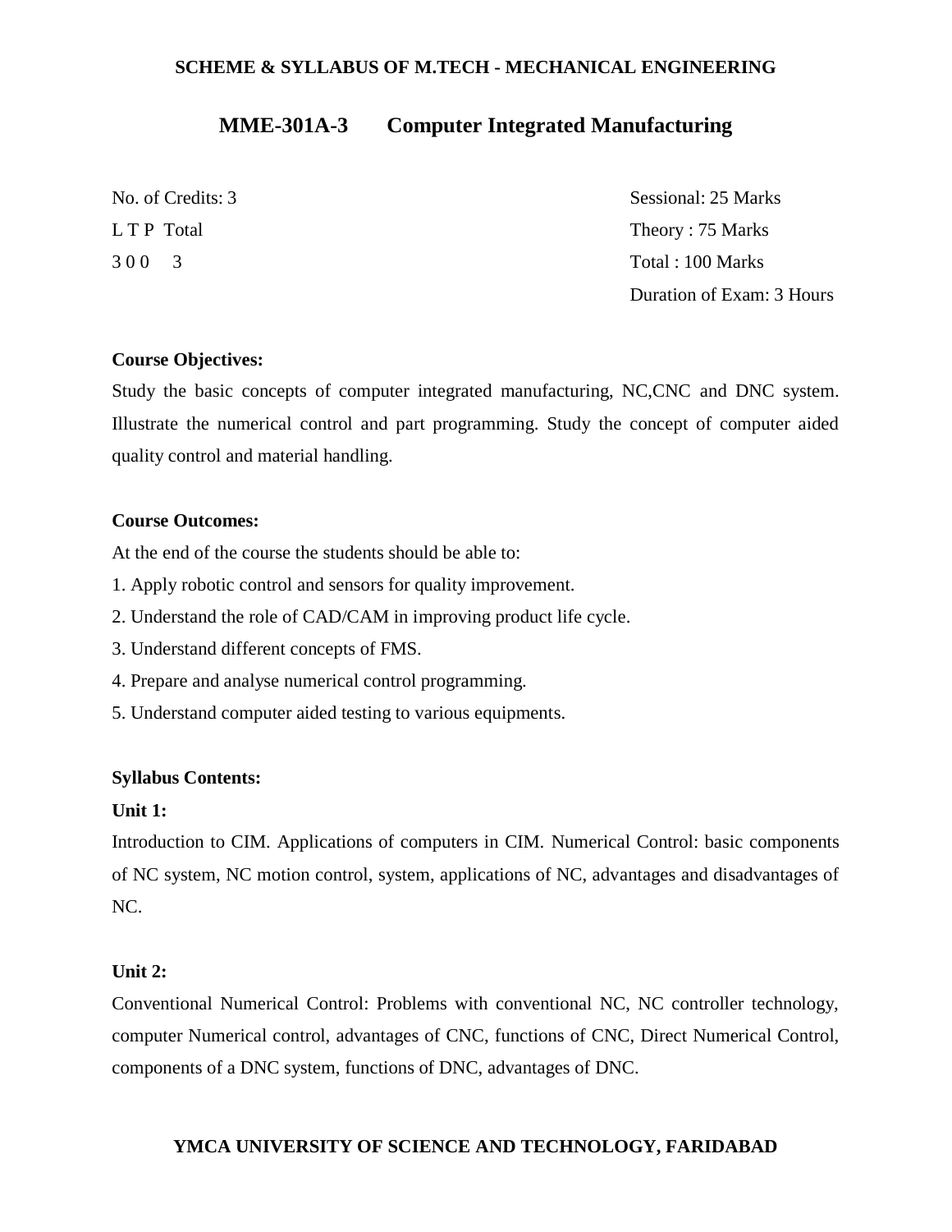## MME-301A-3 Computer Integrated Manufacturing

| | |
|---|---|
| No. of Credits: 3 | Sessional: 25 Marks |
| L T P Total | Theory : 75 Marks |
| 3 0 0 3 | Total : 100 Marks |
| | Duration of Exam: 3 Hours |

**Course Objectives:**

Study the basic concepts of computer integrated manufacturing, NC,CNC and DNC system. Illustrate the numerical control and part programming. Study the concept of computer aided quality control and material handling.

**Course Outcomes:**

At the end of the course the students should be able to:

1. Apply robotic control and sensors for quality improvement.
2. Understand the role of CAD/CAM in improving product life cycle.
3. Understand different concepts of FMS.
4. Prepare and analyse numerical control programming.
5. Understand computer aided testing to various equipments.

**Syllabus Contents:**

**Unit 1:**

Introduction to CIM. Applications of computers in CIM. Numerical Control: basic components of NC system, NC motion control, system, applications of NC, advantages and disadvantages of NC.

**Unit 2:**

Conventional Numerical Control: Problems with conventional NC, NC controller technology, computer Numerical control, advantages of CNC, functions of CNC, Direct Numerical Control, components of a DNC system, functions of DNC, advantages of DNC.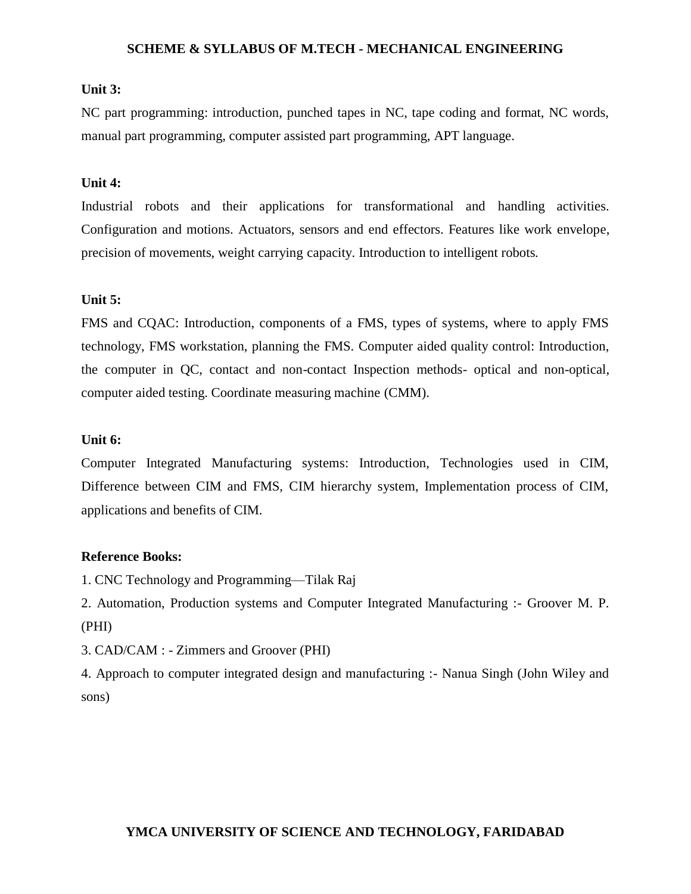**Unit 3:**

NC part programming: introduction, punched tapes in NC, tape coding and format, NC words, manual part programming, computer assisted part programming, APT language.

**Unit 4:**

Industrial robots and their applications for transformational and handling activities. Configuration and motions. Actuators, sensors and end effectors. Features like work envelope, precision of movements, weight carrying capacity. Introduction to intelligent robots.

**Unit 5:**

FMS and CQAC: Introduction, components of a FMS, types of systems, where to apply FMS technology, FMS workstation, planning the FMS. Computer aided quality control: Introduction, the computer in QC, contact and non-contact Inspection methods- optical and non-optical, computer aided testing. Coordinate measuring machine (CMM).

**Unit 6:**

Computer Integrated Manufacturing systems: Introduction, Technologies used in CIM, Difference between CIM and FMS, CIM hierarchy system, Implementation process of CIM, applications and benefits of CIM.

**Reference Books:**

1. CNC Technology and Programming—Tilak Raj
2. Automation, Production systems and Computer Integrated Manufacturing :- Groover M. P. (PHI)
3. CAD/CAM : - Zimmers and Groover (PHI)
4. Approach to computer integrated design and manufacturing :- Nanua Singh (John Wiley and sons)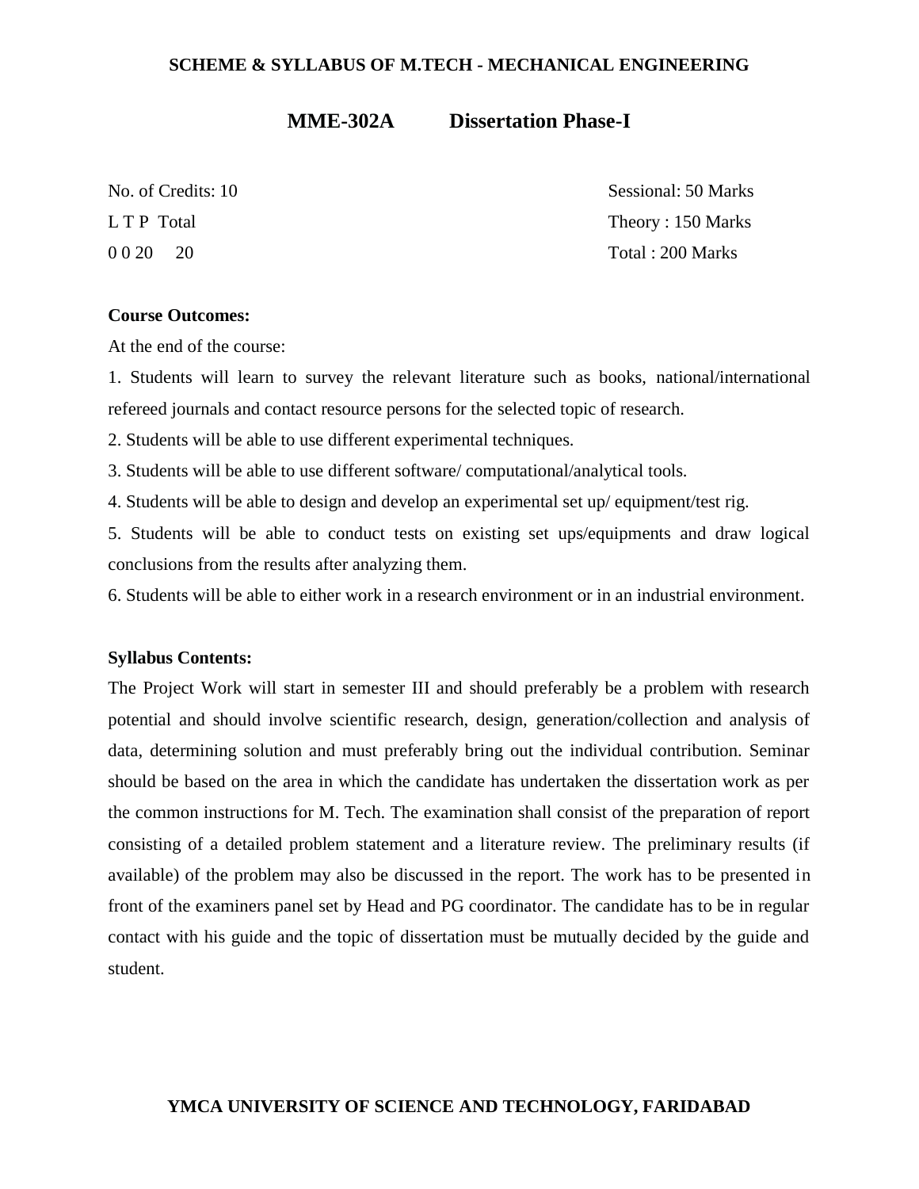## MME-302A Dissertation Phase-I

No. of Credits: 10 | Sessional: 50 Marks

L T P Total | Theory : 150 Marks

0 0 20 20 | Total : 200 Marks

**Course Outcomes:**

At the end of the course:

1. Students will learn to survey the relevant literature such as books, national/international refereed journals and contact resource persons for the selected topic of research.
2. Students will be able to use different experimental techniques.
3. Students will be able to use different software/ computational/analytical tools.
4. Students will be able to design and develop an experimental set up/ equipment/test rig.
5. Students will be able to conduct tests on existing set ups/equipments and draw logical conclusions from the results after analyzing them.
6. Students will be able to either work in a research environment or in an industrial environment.

**Syllabus Contents:**

The Project Work will start in semester III and should preferably be a problem with research potential and should involve scientific research, design, generation/collection and analysis of data, determining solution and must preferably bring out the individual contribution. Seminar should be based on the area in which the candidate has undertaken the dissertation work as per the common instructions for M. Tech. The examination shall consist of the preparation of report consisting of a detailed problem statement and a literature review. The preliminary results (if available) of the problem may also be discussed in the report. The work has to be presented in front of the examiners panel set by Head and PG coordinator. The candidate has to be in regular contact with his guide and the topic of dissertation must be mutually decided by the guide and student.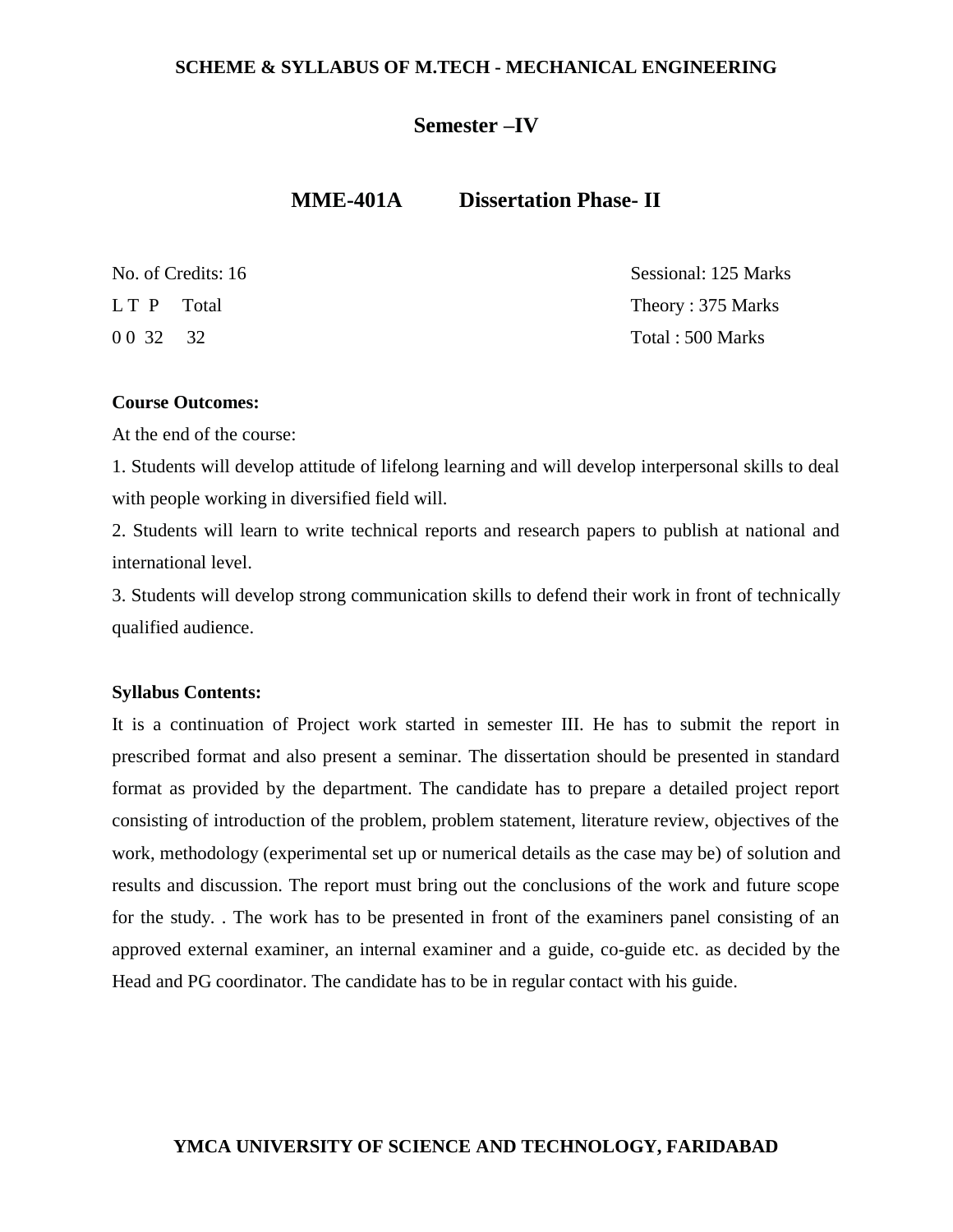## Semester –IV

### MME-401A Dissertation Phase- II

| | |
|---|---|
| No. of Credits: 16 | Sessional: 125 Marks |
| L T P Total | Theory : 375 Marks |
| 0 0 32 32 | Total : 500 Marks |

**Course Outcomes:**

At the end of the course:

1. Students will develop attitude of lifelong learning and will develop interpersonal skills to deal with people working in diversified field will.
2. Students will learn to write technical reports and research papers to publish at national and international level.
3. Students will develop strong communication skills to defend their work in front of technically qualified audience.

**Syllabus Contents:**

It is a continuation of Project work started in semester III. He has to submit the report in prescribed format and also present a seminar. The dissertation should be presented in standard format as provided by the department. The candidate has to prepare a detailed project report consisting of introduction of the problem, problem statement, literature review, objectives of the work, methodology (experimental set up or numerical details as the case may be) of solution and results and discussion. The report must bring out the conclusions of the work and future scope for the study. . The work has to be presented in front of the examiners panel consisting of an approved external examiner, an internal examiner and a guide, co-guide etc. as decided by the Head and PG coordinator. The candidate has to be in regular contact with his guide.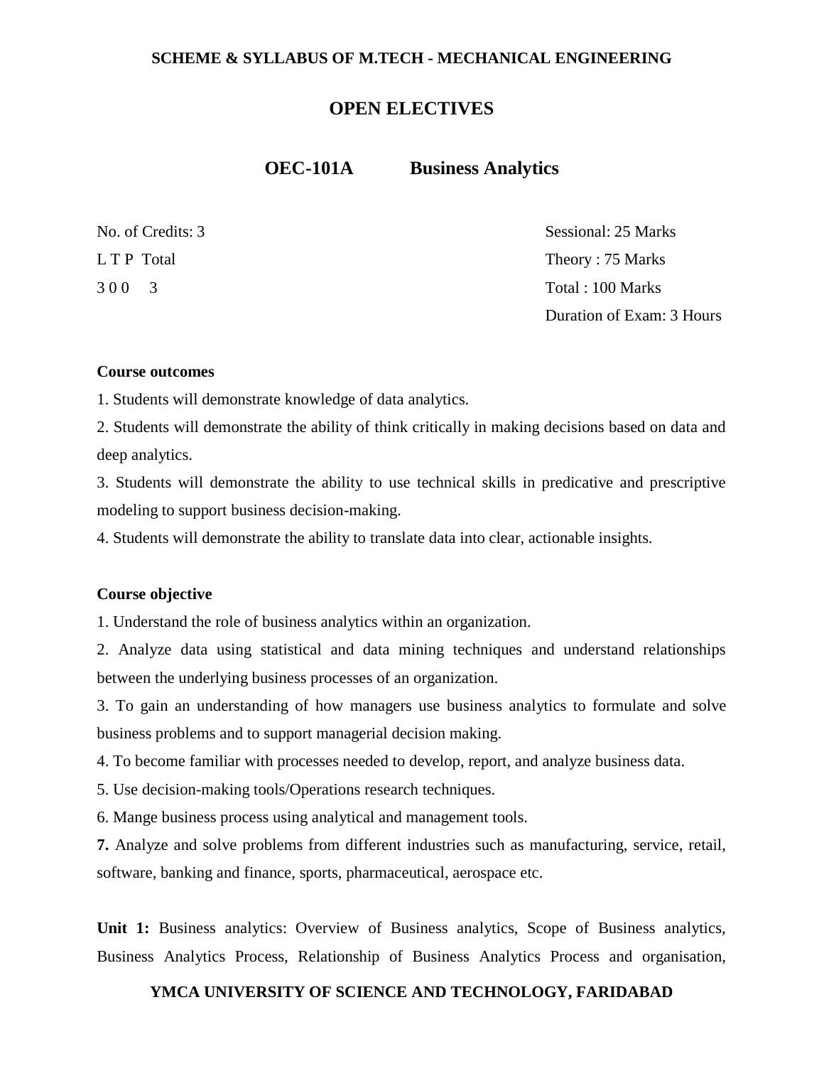## OPEN ELECTIVES

### OEC-101A Business Analytics

| No. of Credits: 3 | Sessional: 25 Marks |
|---|---|
| L T P Total | Theory : 75 Marks |
| 3 0 0 3 | Total : 100 Marks |
| | Duration of Exam: 3 Hours |

**Course outcomes**

1. Students will demonstrate knowledge of data analytics.
2. Students will demonstrate the ability of think critically in making decisions based on data and deep analytics.
3. Students will demonstrate the ability to use technical skills in predicative and prescriptive modeling to support business decision-making.
4. Students will demonstrate the ability to translate data into clear, actionable insights.

**Course objective**

1. Understand the role of business analytics within an organization.
2. Analyze data using statistical and data mining techniques and understand relationships between the underlying business processes of an organization.
3. To gain an understanding of how managers use business analytics to formulate and solve business problems and to support managerial decision making.
4. To become familiar with processes needed to develop, report, and analyze business data.
5. Use decision-making tools/Operations research techniques.
6. Mange business process using analytical and management tools.
7. Analyze and solve problems from different industries such as manufacturing, service, retail, software, banking and finance, sports, pharmaceutical, aerospace etc.

**Unit 1:** Business analytics: Overview of Business analytics, Scope of Business analytics, Business Analytics Process, Relationship of Business Analytics Process and organisation,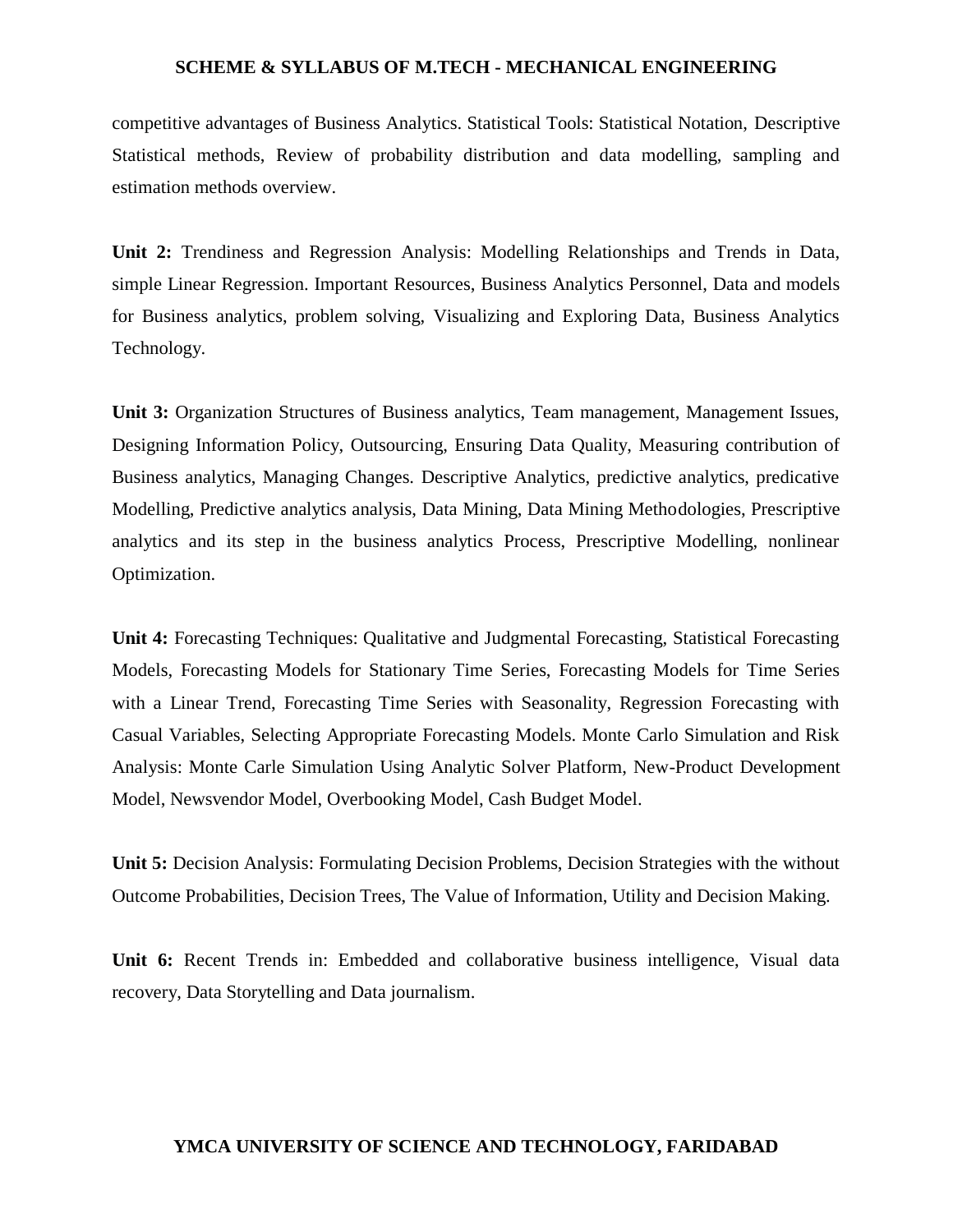competitive advantages of Business Analytics. Statistical Tools: Statistical Notation, Descriptive Statistical methods, Review of probability distribution and data modelling, sampling and estimation methods overview.

**Unit 2:** Trendiness and Regression Analysis: Modelling Relationships and Trends in Data, simple Linear Regression. Important Resources, Business Analytics Personnel, Data and models for Business analytics, problem solving, Visualizing and Exploring Data, Business Analytics Technology.

**Unit 3:** Organization Structures of Business analytics, Team management, Management Issues, Designing Information Policy, Outsourcing, Ensuring Data Quality, Measuring contribution of Business analytics, Managing Changes. Descriptive Analytics, predictive analytics, predicative Modelling, Predictive analytics analysis, Data Mining, Data Mining Methodologies, Prescriptive analytics and its step in the business analytics Process, Prescriptive Modelling, nonlinear Optimization.

**Unit 4:** Forecasting Techniques: Qualitative and Judgmental Forecasting, Statistical Forecasting Models, Forecasting Models for Stationary Time Series, Forecasting Models for Time Series with a Linear Trend, Forecasting Time Series with Seasonality, Regression Forecasting with Casual Variables, Selecting Appropriate Forecasting Models. Monte Carlo Simulation and Risk Analysis: Monte Carle Simulation Using Analytic Solver Platform, New-Product Development Model, Newsvendor Model, Overbooking Model, Cash Budget Model.

**Unit 5:** Decision Analysis: Formulating Decision Problems, Decision Strategies with the without Outcome Probabilities, Decision Trees, The Value of Information, Utility and Decision Making.

**Unit 6:** Recent Trends in: Embedded and collaborative business intelligence, Visual data recovery, Data Storytelling and Data journalism.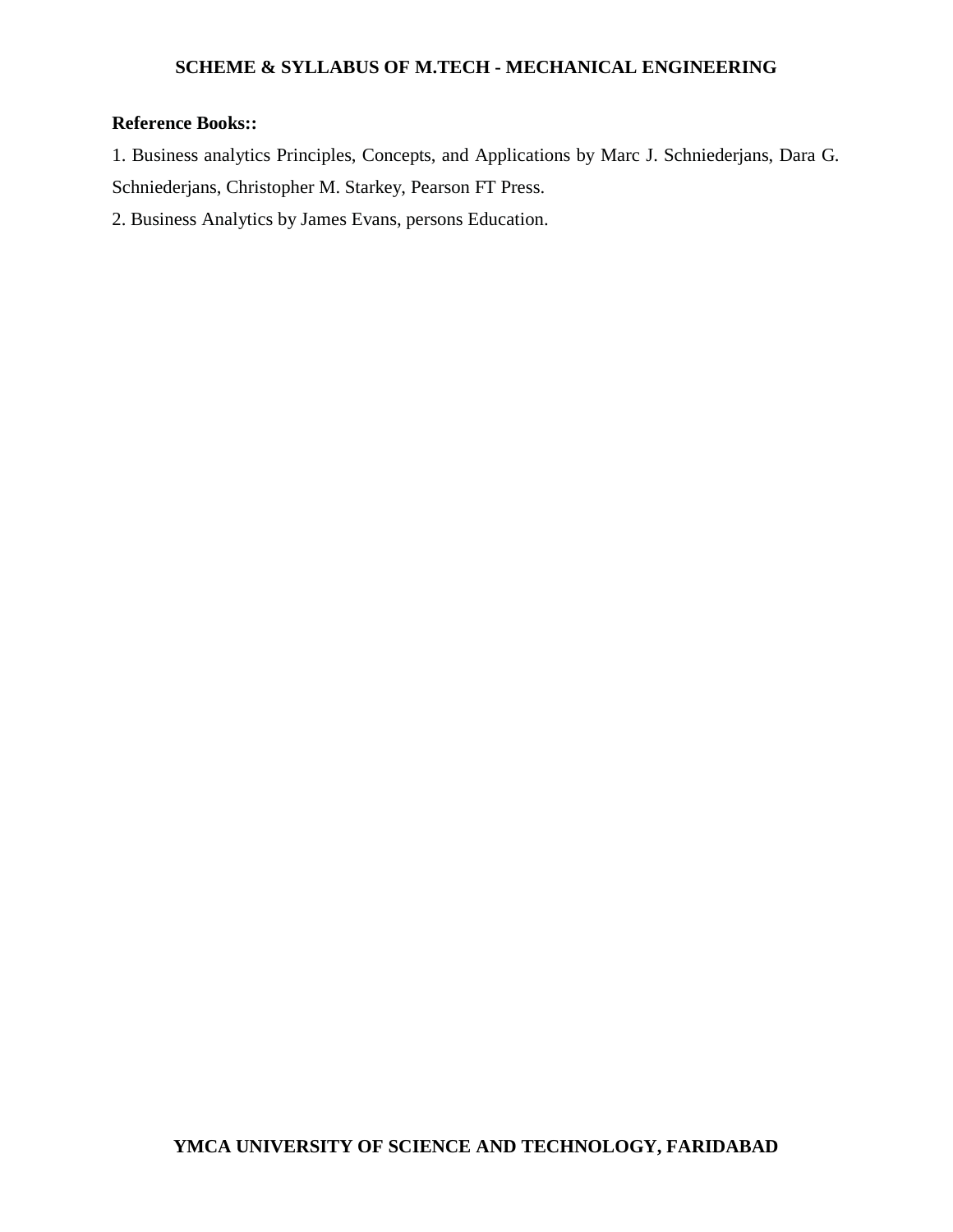**Reference Books::**

1. Business analytics Principles, Concepts, and Applications by Marc J. Schniederjans, Dara G. Schniederjans, Christopher M. Starkey, Pearson FT Press.
2. Business Analytics by James Evans, persons Education.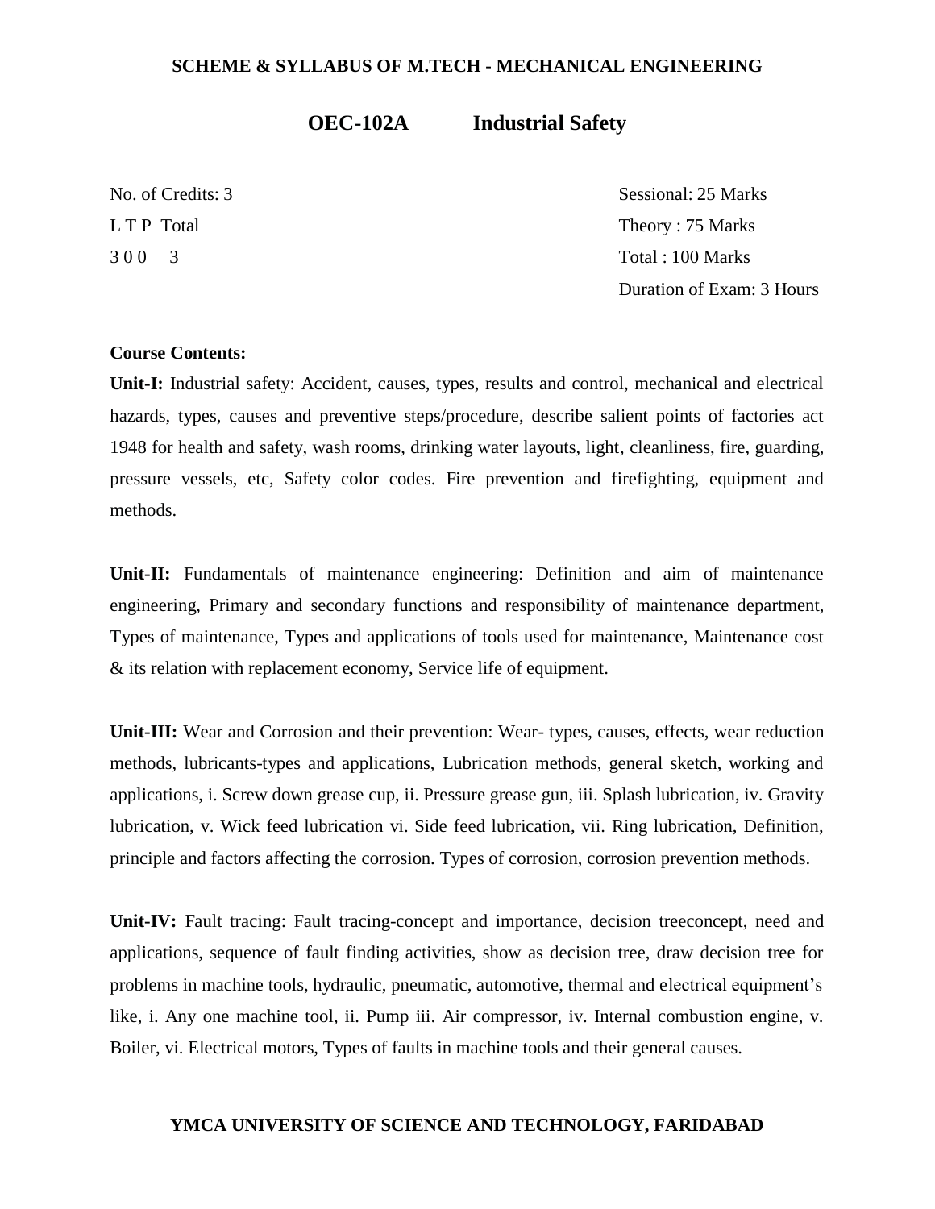## OEC-102A Industrial Safety

| No. of Credits: 3 | Sessional: 25 Marks |
|---|---|
| L T P Total | Theory : 75 Marks |
| 3 0 0 3 | Total : 100 Marks |
| | Duration of Exam: 3 Hours |

**Course Contents:**

**Unit-I:** Industrial safety: Accident, causes, types, results and control, mechanical and electrical hazards, types, causes and preventive steps/procedure, describe salient points of factories act 1948 for health and safety, wash rooms, drinking water layouts, light, cleanliness, fire, guarding, pressure vessels, etc, Safety color codes. Fire prevention and firefighting, equipment and methods.

**Unit-II:** Fundamentals of maintenance engineering: Definition and aim of maintenance engineering, Primary and secondary functions and responsibility of maintenance department, Types of maintenance, Types and applications of tools used for maintenance, Maintenance cost & its relation with replacement economy, Service life of equipment.

**Unit-III:** Wear and Corrosion and their prevention: Wear- types, causes, effects, wear reduction methods, lubricants-types and applications, Lubrication methods, general sketch, working and applications, i. Screw down grease cup, ii. Pressure grease gun, iii. Splash lubrication, iv. Gravity lubrication, v. Wick feed lubrication vi. Side feed lubrication, vii. Ring lubrication, Definition, principle and factors affecting the corrosion. Types of corrosion, corrosion prevention methods.

**Unit-IV:** Fault tracing: Fault tracing-concept and importance, decision treeconcept, need and applications, sequence of fault finding activities, show as decision tree, draw decision tree for problems in machine tools, hydraulic, pneumatic, automotive, thermal and electrical equipment's like, i. Any one machine tool, ii. Pump iii. Air compressor, iv. Internal combustion engine, v. Boiler, vi. Electrical motors, Types of faults in machine tools and their general causes.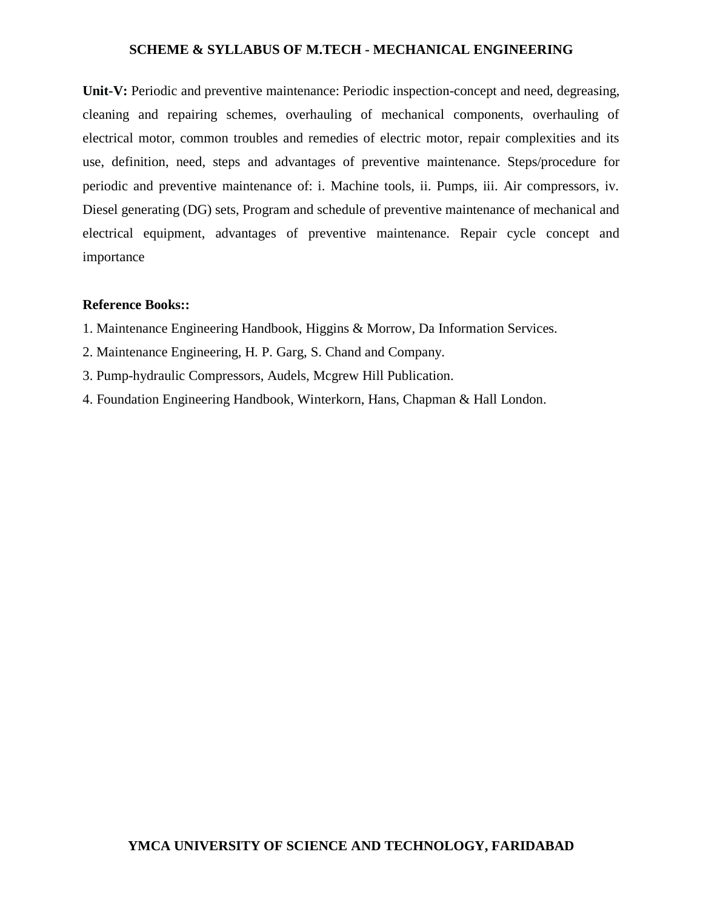**Unit-V:** Periodic and preventive maintenance: Periodic inspection-concept and need, degreasing, cleaning and repairing schemes, overhauling of mechanical components, overhauling of electrical motor, common troubles and remedies of electric motor, repair complexities and its use, definition, need, steps and advantages of preventive maintenance. Steps/procedure for periodic and preventive maintenance of: i. Machine tools, ii. Pumps, iii. Air compressors, iv. Diesel generating (DG) sets, Program and schedule of preventive maintenance of mechanical and electrical equipment, advantages of preventive maintenance. Repair cycle concept and importance

**Reference Books::**

1. Maintenance Engineering Handbook, Higgins & Morrow, Da Information Services.
2. Maintenance Engineering, H. P. Garg, S. Chand and Company.
3. Pump-hydraulic Compressors, Audels, Mcgrew Hill Publication.
4. Foundation Engineering Handbook, Winterkorn, Hans, Chapman & Hall London.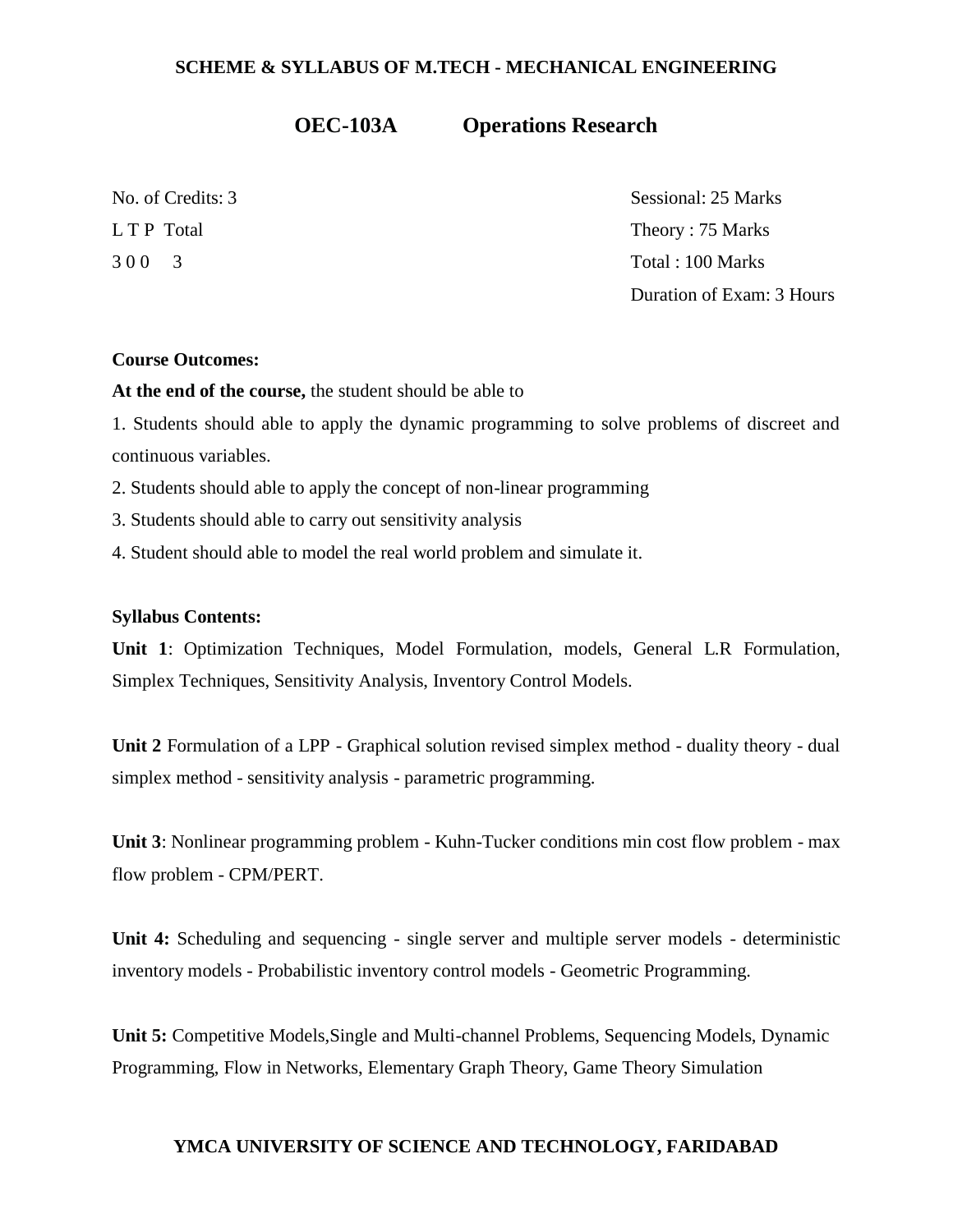## OEC-103A Operations Research

| | |
|---|---|
| No. of Credits: 3 | Sessional: 25 Marks |
| L T P Total | Theory : 75 Marks |
| 3 0 0 3 | Total : 100 Marks |
| | Duration of Exam: 3 Hours |

**Course Outcomes:**

**At the end of the course,** the student should be able to

1. Students should able to apply the dynamic programming to solve problems of discreet and continuous variables.
2. Students should able to apply the concept of non-linear programming
3. Students should able to carry out sensitivity analysis
4. Student should able to model the real world problem and simulate it.

**Syllabus Contents:**

**Unit 1**: Optimization Techniques, Model Formulation, models, General L.R Formulation, Simplex Techniques, Sensitivity Analysis, Inventory Control Models.

**Unit 2** Formulation of a LPP - Graphical solution revised simplex method - duality theory - dual simplex method - sensitivity analysis - parametric programming.

**Unit 3**: Nonlinear programming problem - Kuhn-Tucker conditions min cost flow problem - max flow problem - CPM/PERT.

**Unit 4:** Scheduling and sequencing - single server and multiple server models - deterministic inventory models - Probabilistic inventory control models - Geometric Programming.

**Unit 5:** Competitive Models,Single and Multi-channel Problems, Sequencing Models, Dynamic Programming, Flow in Networks, Elementary Graph Theory, Game Theory Simulation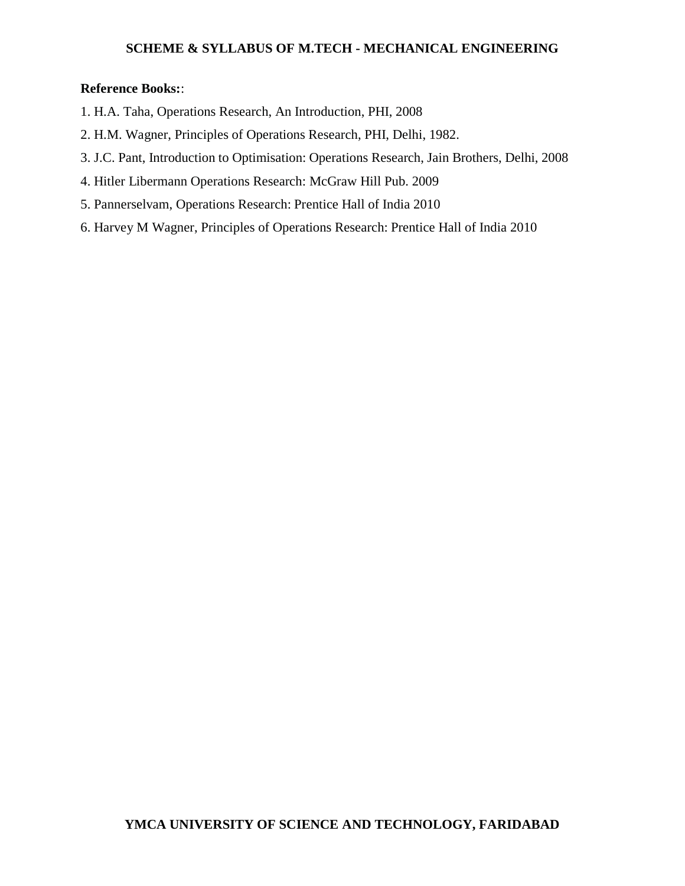**Reference Books:**:

1. H.A. Taha, Operations Research, An Introduction, PHI, 2008
2. H.M. Wagner, Principles of Operations Research, PHI, Delhi, 1982.
3. J.C. Pant, Introduction to Optimisation: Operations Research, Jain Brothers, Delhi, 2008
4. Hitler Libermann Operations Research: McGraw Hill Pub. 2009
5. Pannerselvam, Operations Research: Prentice Hall of India 2010
6. Harvey M Wagner, Principles of Operations Research: Prentice Hall of India 2010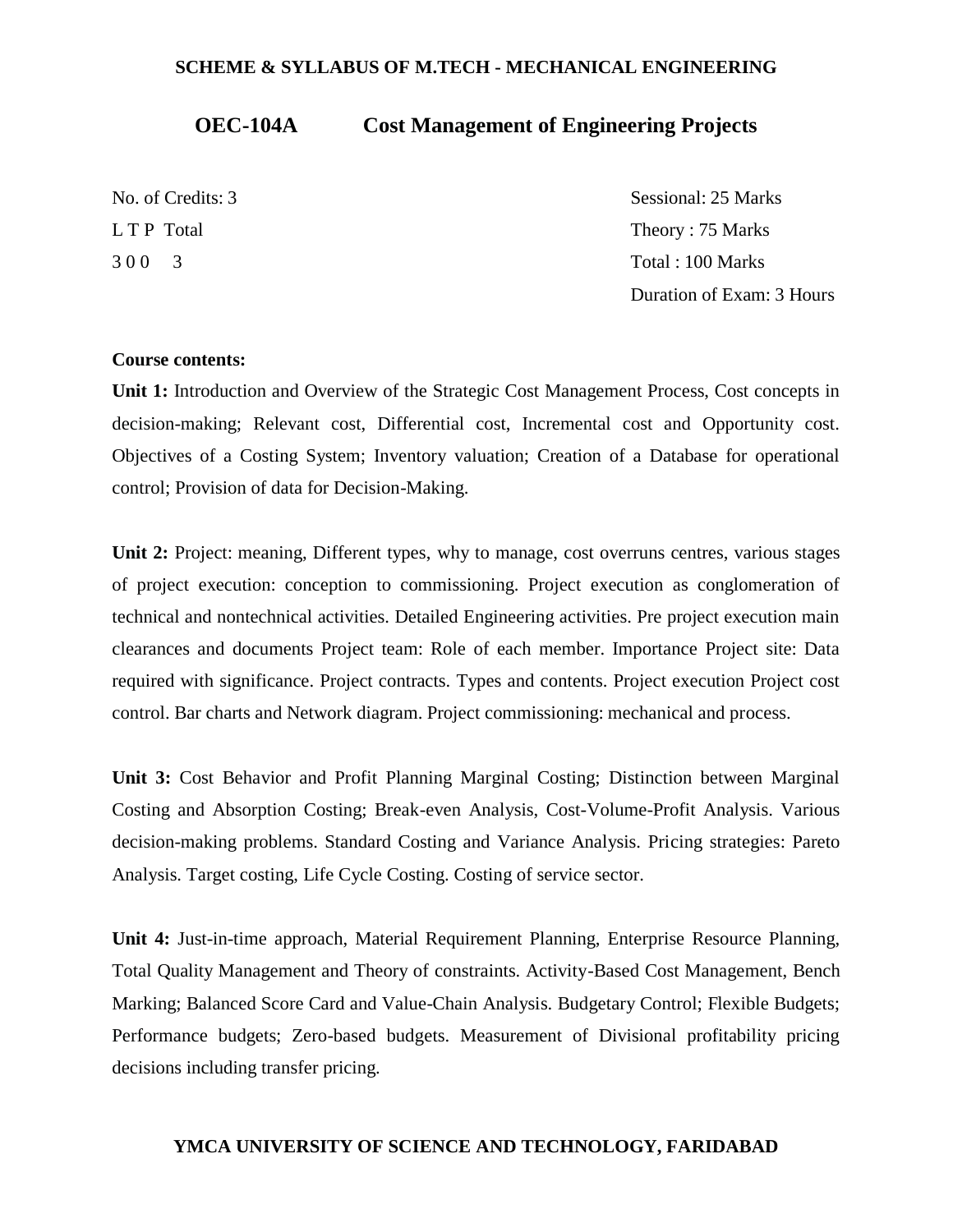## OEC-104A Cost Management of Engineering Projects

No. of Credits: 3
L T P Total
3 0 0 3

Sessional: 25 Marks
Theory : 75 Marks
Total : 100 Marks
Duration of Exam: 3 Hours

**Course contents:**

**Unit 1:** Introduction and Overview of the Strategic Cost Management Process, Cost concepts in decision-making; Relevant cost, Differential cost, Incremental cost and Opportunity cost. Objectives of a Costing System; Inventory valuation; Creation of a Database for operational control; Provision of data for Decision-Making.

**Unit 2:** Project: meaning, Different types, why to manage, cost overruns centres, various stages of project execution: conception to commissioning. Project execution as conglomeration of technical and nontechnical activities. Detailed Engineering activities. Pre project execution main clearances and documents Project team: Role of each member. Importance Project site: Data required with significance. Project contracts. Types and contents. Project execution Project cost control. Bar charts and Network diagram. Project commissioning: mechanical and process.

**Unit 3:** Cost Behavior and Profit Planning Marginal Costing; Distinction between Marginal Costing and Absorption Costing; Break-even Analysis, Cost-Volume-Profit Analysis. Various decision-making problems. Standard Costing and Variance Analysis. Pricing strategies: Pareto Analysis. Target costing, Life Cycle Costing. Costing of service sector.

**Unit 4:** Just-in-time approach, Material Requirement Planning, Enterprise Resource Planning, Total Quality Management and Theory of constraints. Activity-Based Cost Management, Bench Marking; Balanced Score Card and Value-Chain Analysis. Budgetary Control; Flexible Budgets; Performance budgets; Zero-based budgets. Measurement of Divisional profitability pricing decisions including transfer pricing.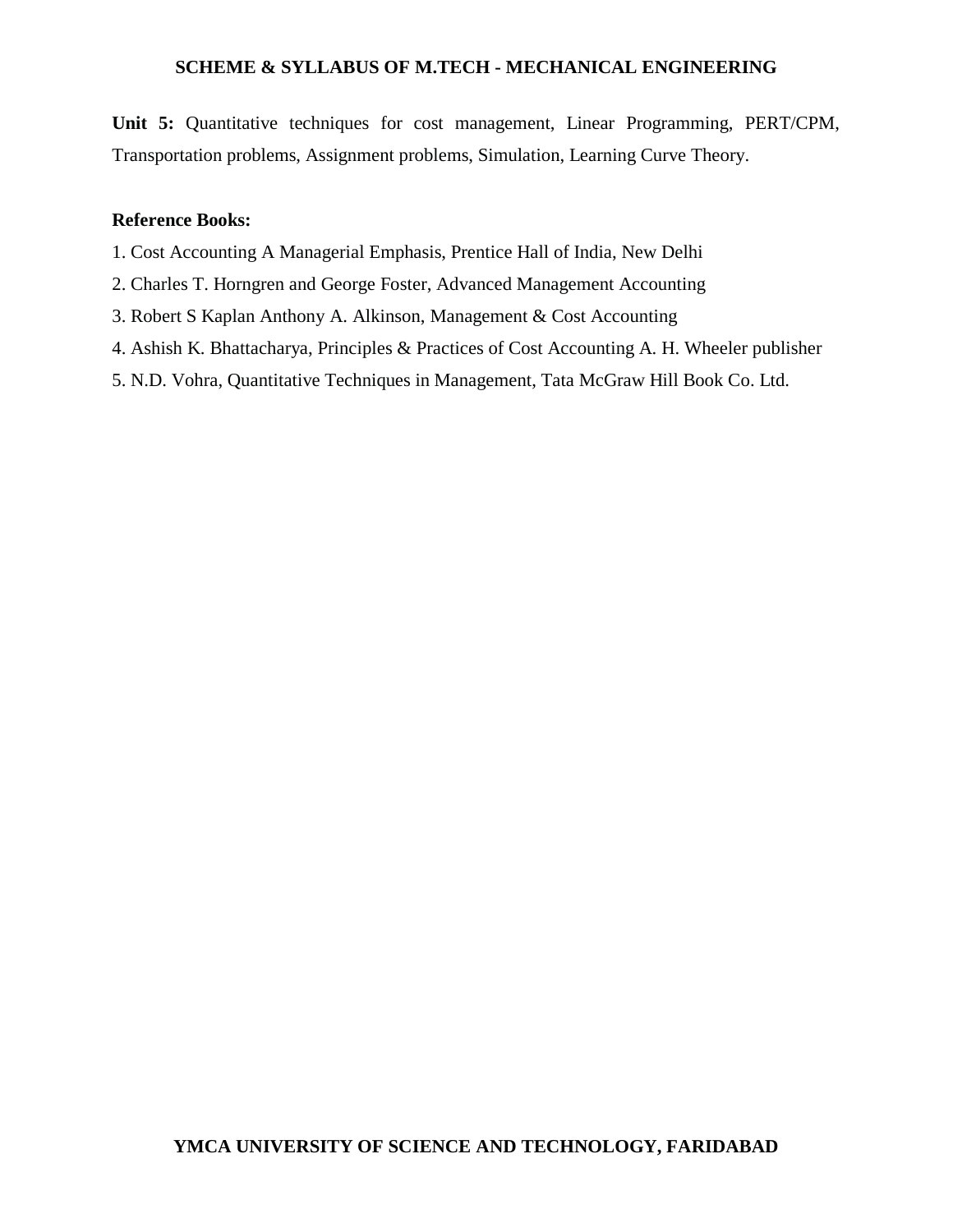**Unit 5:** Quantitative techniques for cost management, Linear Programming, PERT/CPM, Transportation problems, Assignment problems, Simulation, Learning Curve Theory.

**Reference Books:**

1. Cost Accounting A Managerial Emphasis, Prentice Hall of India, New Delhi
2. Charles T. Horngren and George Foster, Advanced Management Accounting
3. Robert S Kaplan Anthony A. Alkinson, Management & Cost Accounting
4. Ashish K. Bhattacharya, Principles & Practices of Cost Accounting A. H. Wheeler publisher
5. N.D. Vohra, Quantitative Techniques in Management, Tata McGraw Hill Book Co. Ltd.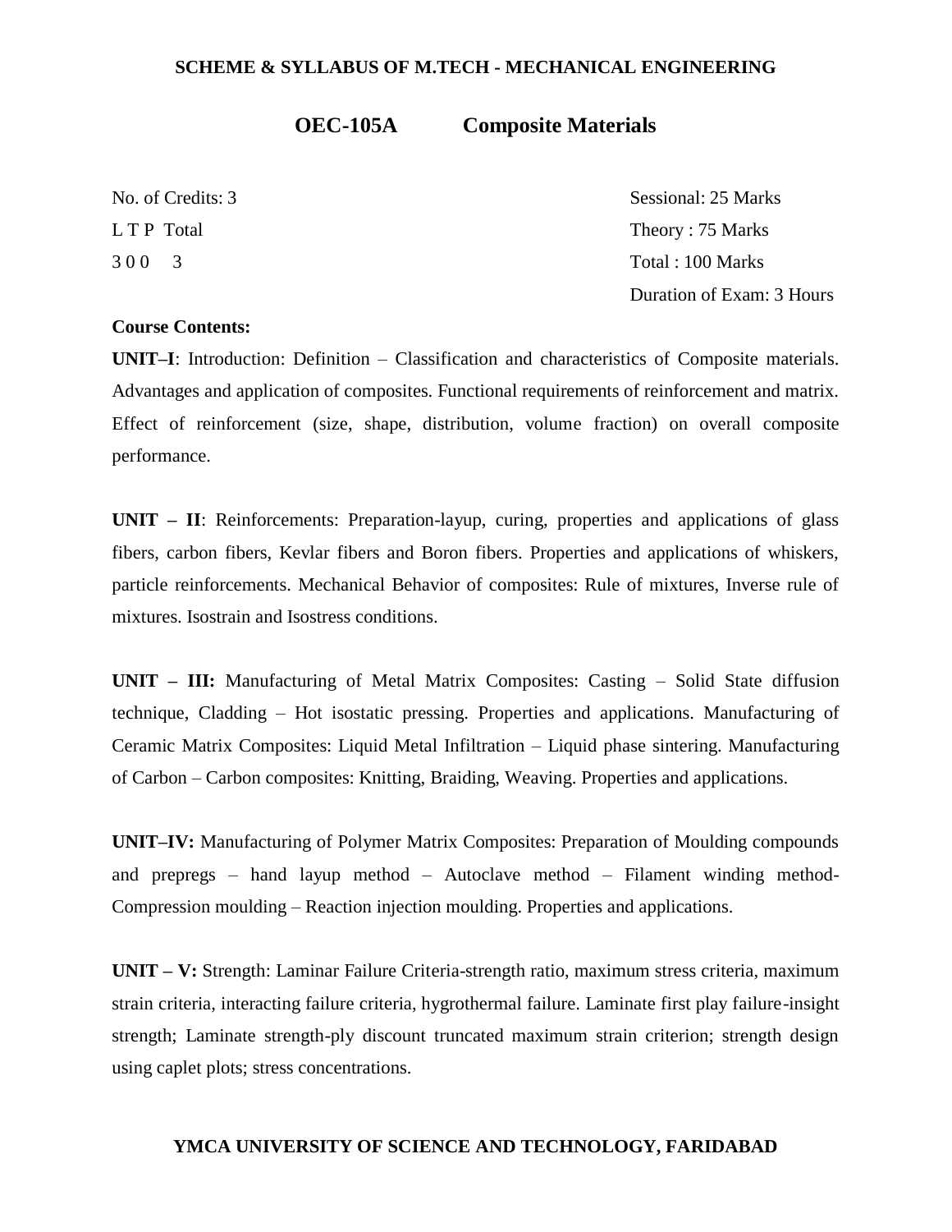## OEC-105A Composite Materials

| No. of Credits: 3 | Sessional: 25 Marks |
|---|---|
| L T P Total | Theory : 75 Marks |
| 3 0 0 3 | Total : 100 Marks |
| | Duration of Exam: 3 Hours |

**Course Contents:**

**UNIT–I**: Introduction: Definition – Classification and characteristics of Composite materials. Advantages and application of composites. Functional requirements of reinforcement and matrix. Effect of reinforcement (size, shape, distribution, volume fraction) on overall composite performance.

**UNIT – II**: Reinforcements: Preparation-layup, curing, properties and applications of glass fibers, carbon fibers, Kevlar fibers and Boron fibers. Properties and applications of whiskers, particle reinforcements. Mechanical Behavior of composites: Rule of mixtures, Inverse rule of mixtures. Isostrain and Isostress conditions.

**UNIT – III:** Manufacturing of Metal Matrix Composites: Casting – Solid State diffusion technique, Cladding – Hot isostatic pressing. Properties and applications. Manufacturing of Ceramic Matrix Composites: Liquid Metal Infiltration – Liquid phase sintering. Manufacturing of Carbon – Carbon composites: Knitting, Braiding, Weaving. Properties and applications.

**UNIT–IV:** Manufacturing of Polymer Matrix Composites: Preparation of Moulding compounds and prepregs – hand layup method – Autoclave method – Filament winding method-Compression moulding – Reaction injection moulding. Properties and applications.

**UNIT – V:** Strength: Laminar Failure Criteria-strength ratio, maximum stress criteria, maximum strain criteria, interacting failure criteria, hygrothermal failure. Laminate first play failure-insight strength; Laminate strength-ply discount truncated maximum strain criterion; strength design using caplet plots; stress concentrations.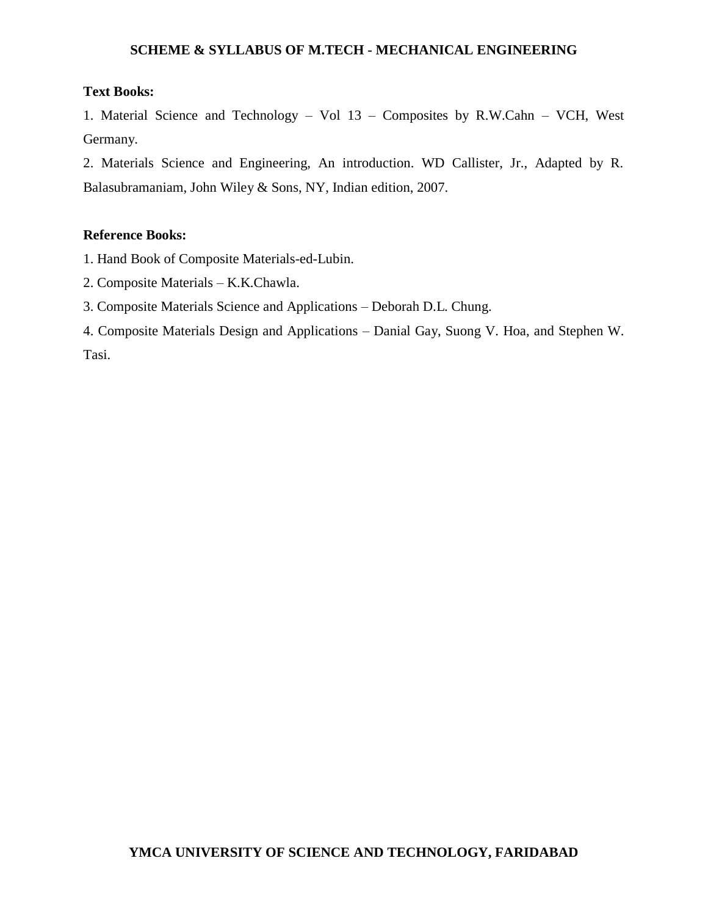**Text Books:**

1. Material Science and Technology – Vol 13 – Composites by R.W.Cahn – VCH, West Germany.
2. Materials Science and Engineering, An introduction. WD Callister, Jr., Adapted by R. Balasubramaniam, John Wiley & Sons, NY, Indian edition, 2007.

**Reference Books:**

1. Hand Book of Composite Materials-ed-Lubin.
2. Composite Materials – K.K.Chawla.
3. Composite Materials Science and Applications – Deborah D.L. Chung.
4. Composite Materials Design and Applications – Danial Gay, Suong V. Hoa, and Stephen W. Tasi.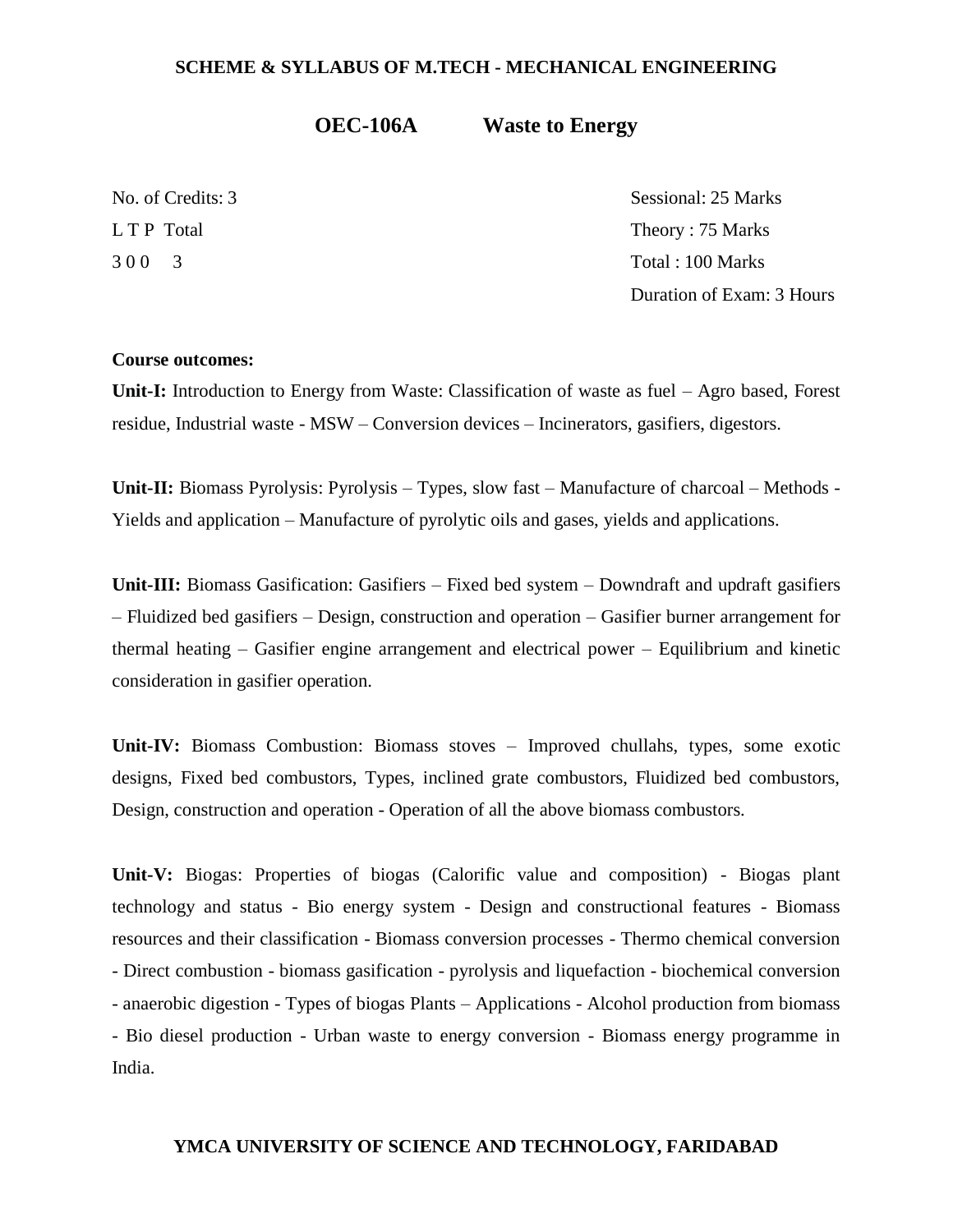## OEC-106A Waste to Energy

| | |
|---|---|
| No. of Credits: 3 | Sessional: 25 Marks |
| L T P Total | Theory : 75 Marks |
| 3 0 0 3 | Total : 100 Marks |
| | Duration of Exam: 3 Hours |

**Course outcomes:**

**Unit-I:** Introduction to Energy from Waste: Classification of waste as fuel – Agro based, Forest residue, Industrial waste - MSW – Conversion devices – Incinerators, gasifiers, digestors.

**Unit-II:** Biomass Pyrolysis: Pyrolysis – Types, slow fast – Manufacture of charcoal – Methods - Yields and application – Manufacture of pyrolytic oils and gases, yields and applications.

**Unit-III:** Biomass Gasification: Gasifiers – Fixed bed system – Downdraft and updraft gasifiers – Fluidized bed gasifiers – Design, construction and operation – Gasifier burner arrangement for thermal heating – Gasifier engine arrangement and electrical power – Equilibrium and kinetic consideration in gasifier operation.

**Unit-IV:** Biomass Combustion: Biomass stoves – Improved chullahs, types, some exotic designs, Fixed bed combustors, Types, inclined grate combustors, Fluidized bed combustors, Design, construction and operation - Operation of all the above biomass combustors.

**Unit-V:** Biogas: Properties of biogas (Calorific value and composition) - Biogas plant technology and status - Bio energy system - Design and constructional features - Biomass resources and their classification - Biomass conversion processes - Thermo chemical conversion - Direct combustion - biomass gasification - pyrolysis and liquefaction - biochemical conversion - anaerobic digestion - Types of biogas Plants – Applications - Alcohol production from biomass - Bio diesel production - Urban waste to energy conversion - Biomass energy programme in India.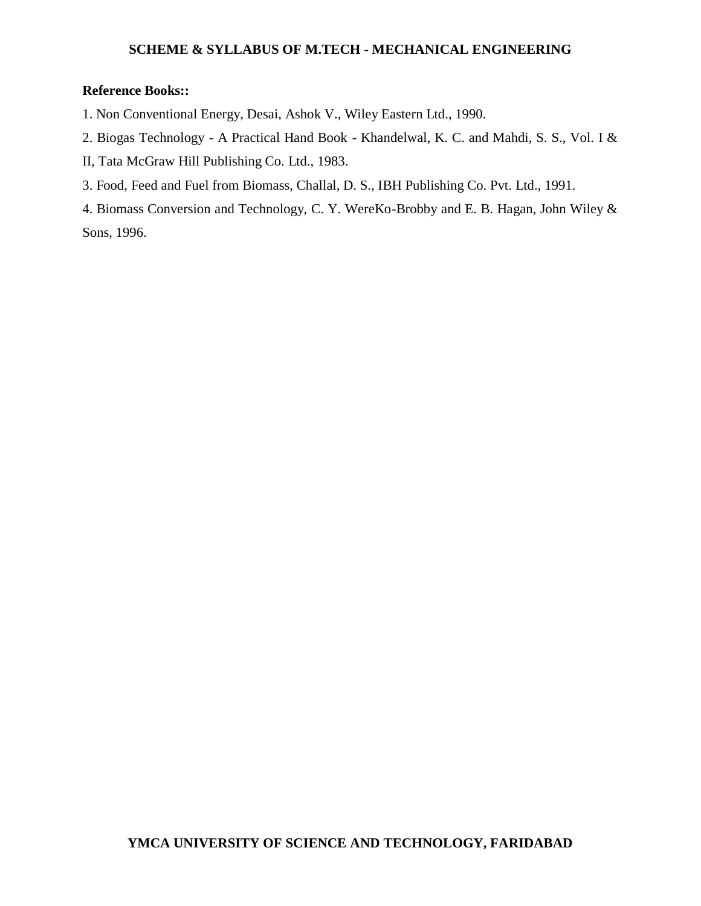**Reference Books::**

1. Non Conventional Energy, Desai, Ashok V., Wiley Eastern Ltd., 1990.
2. Biogas Technology - A Practical Hand Book - Khandelwal, K. C. and Mahdi, S. S., Vol. I & II, Tata McGraw Hill Publishing Co. Ltd., 1983.
3. Food, Feed and Fuel from Biomass, Challal, D. S., IBH Publishing Co. Pvt. Ltd., 1991.
4. Biomass Conversion and Technology, C. Y. WereKo-Brobby and E. B. Hagan, John Wiley & Sons, 1996.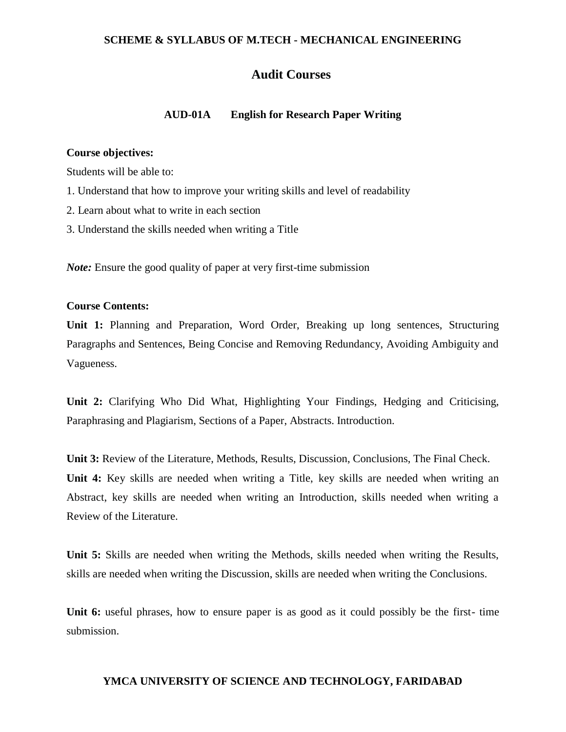## Audit Courses

### AUD-01A English for Research Paper Writing

**Course objectives:**

Students will be able to:

1. Understand that how to improve your writing skills and level of readability
2. Learn about what to write in each section
3. Understand the skills needed when writing a Title

***Note:*** Ensure the good quality of paper at very first-time submission

**Course Contents:**

**Unit 1:** Planning and Preparation, Word Order, Breaking up long sentences, Structuring Paragraphs and Sentences, Being Concise and Removing Redundancy, Avoiding Ambiguity and Vagueness.

**Unit 2:** Clarifying Who Did What, Highlighting Your Findings, Hedging and Criticising, Paraphrasing and Plagiarism, Sections of a Paper, Abstracts. Introduction.

**Unit 3:** Review of the Literature, Methods, Results, Discussion, Conclusions, The Final Check.

**Unit 4:** Key skills are needed when writing a Title, key skills are needed when writing an Abstract, key skills are needed when writing an Introduction, skills needed when writing a Review of the Literature.

**Unit 5:** Skills are needed when writing the Methods, skills needed when writing the Results, skills are needed when writing the Discussion, skills are needed when writing the Conclusions.

**Unit 6:** useful phrases, how to ensure paper is as good as it could possibly be the first- time submission.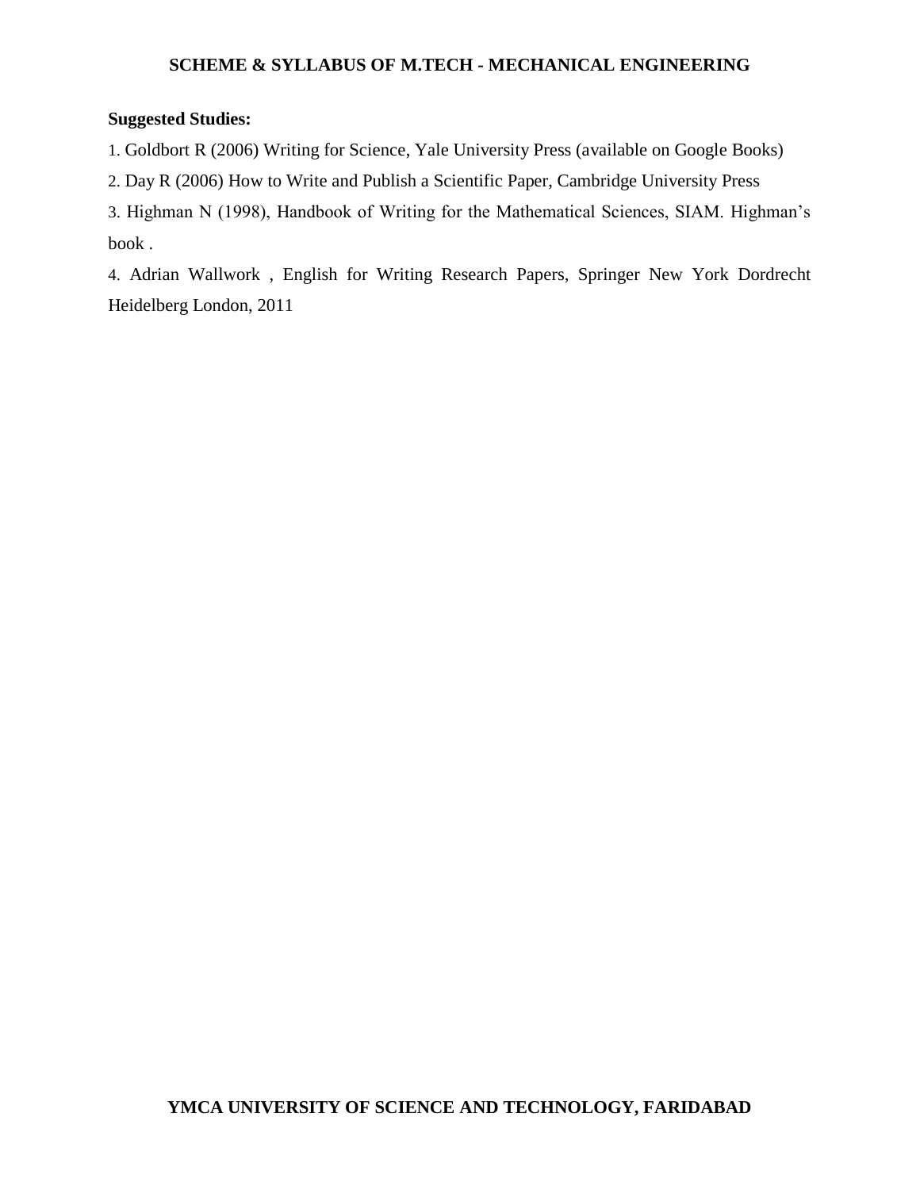**Suggested Studies:**

1. Goldbort R (2006) Writing for Science, Yale University Press (available on Google Books)
2. Day R (2006) How to Write and Publish a Scientific Paper, Cambridge University Press
3. Highman N (1998), Handbook of Writing for the Mathematical Sciences, SIAM. Highman's book .
4. Adrian Wallwork , English for Writing Research Papers, Springer New York Dordrecht Heidelberg London, 2011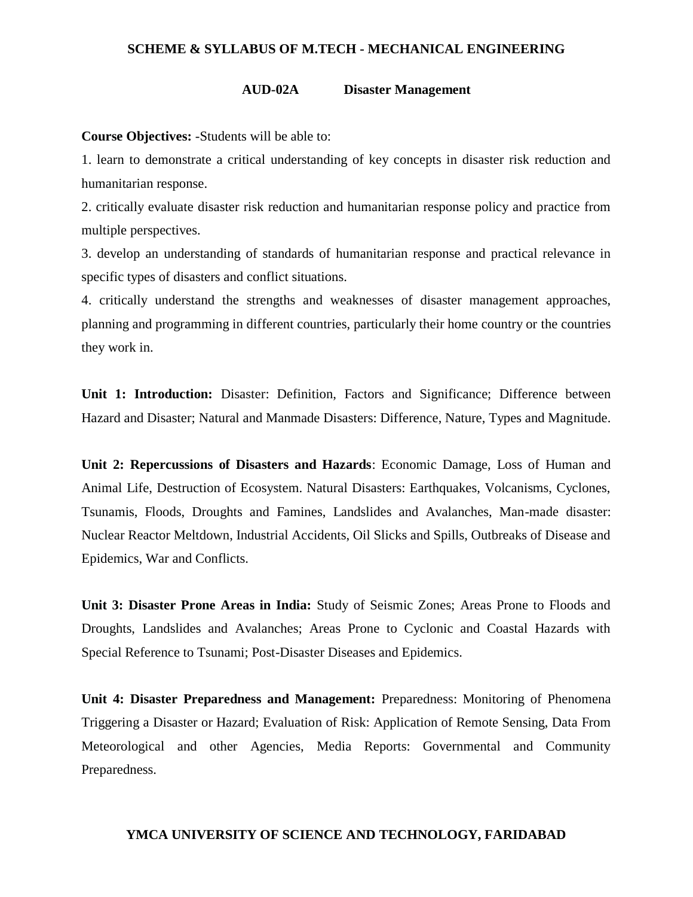## AUD-02A Disaster Management

**Course Objectives:** -Students will be able to:

1. learn to demonstrate a critical understanding of key concepts in disaster risk reduction and humanitarian response.
2. critically evaluate disaster risk reduction and humanitarian response policy and practice from multiple perspectives.
3. develop an understanding of standards of humanitarian response and practical relevance in specific types of disasters and conflict situations.
4. critically understand the strengths and weaknesses of disaster management approaches, planning and programming in different countries, particularly their home country or the countries they work in.

**Unit 1: Introduction:** Disaster: Definition, Factors and Significance; Difference between Hazard and Disaster; Natural and Manmade Disasters: Difference, Nature, Types and Magnitude.

**Unit 2: Repercussions of Disasters and Hazards**: Economic Damage, Loss of Human and Animal Life, Destruction of Ecosystem. Natural Disasters: Earthquakes, Volcanisms, Cyclones, Tsunamis, Floods, Droughts and Famines, Landslides and Avalanches, Man-made disaster: Nuclear Reactor Meltdown, Industrial Accidents, Oil Slicks and Spills, Outbreaks of Disease and Epidemics, War and Conflicts.

**Unit 3: Disaster Prone Areas in India:** Study of Seismic Zones; Areas Prone to Floods and Droughts, Landslides and Avalanches; Areas Prone to Cyclonic and Coastal Hazards with Special Reference to Tsunami; Post-Disaster Diseases and Epidemics.

**Unit 4: Disaster Preparedness and Management:** Preparedness: Monitoring of Phenomena Triggering a Disaster or Hazard; Evaluation of Risk: Application of Remote Sensing, Data From Meteorological and other Agencies, Media Reports: Governmental and Community Preparedness.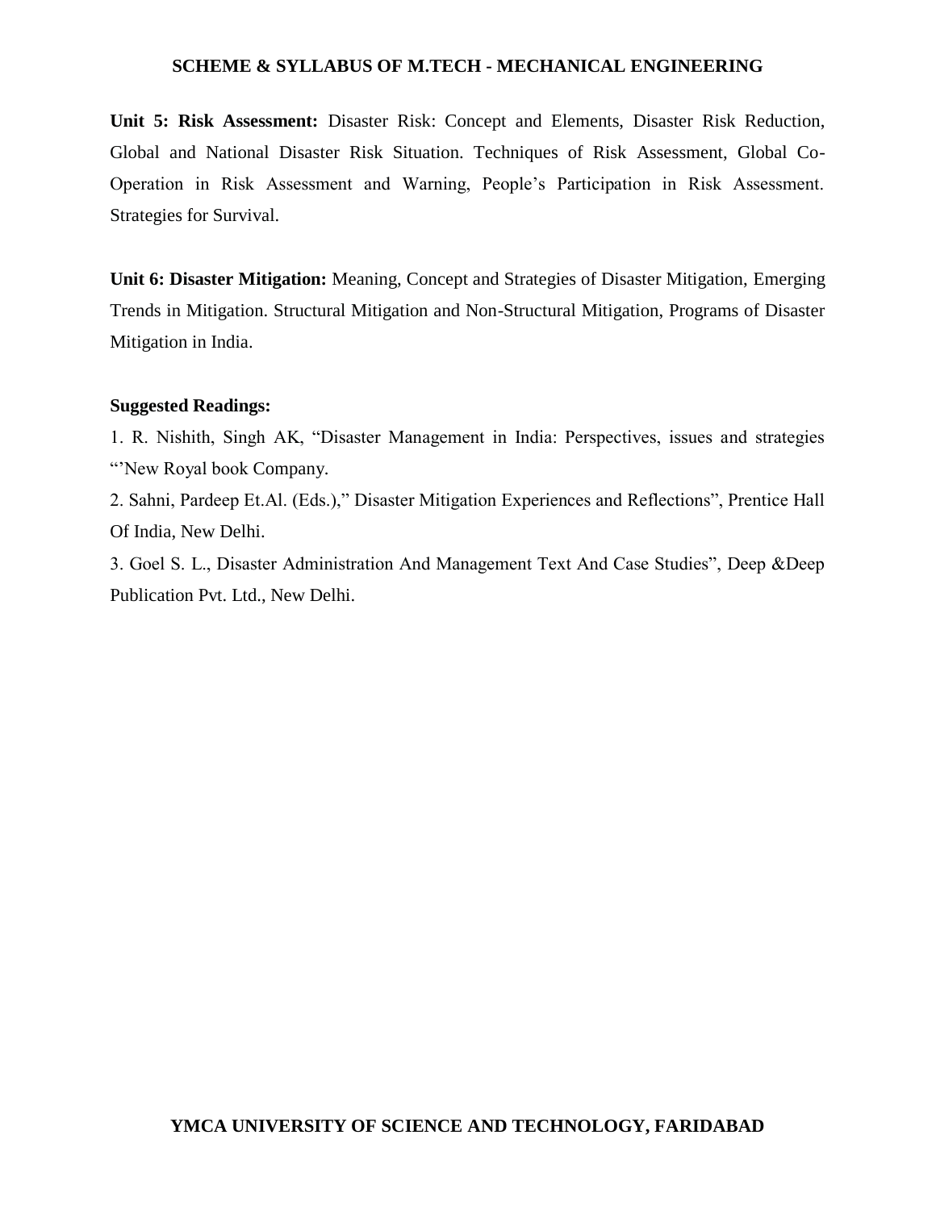**Unit 5: Risk Assessment:** Disaster Risk: Concept and Elements, Disaster Risk Reduction, Global and National Disaster Risk Situation. Techniques of Risk Assessment, Global Co-Operation in Risk Assessment and Warning, People's Participation in Risk Assessment. Strategies for Survival.

**Unit 6: Disaster Mitigation:** Meaning, Concept and Strategies of Disaster Mitigation, Emerging Trends in Mitigation. Structural Mitigation and Non-Structural Mitigation, Programs of Disaster Mitigation in India.

**Suggested Readings:**

1. R. Nishith, Singh AK, "Disaster Management in India: Perspectives, issues and strategies "'New Royal book Company.
2. Sahni, Pardeep Et.Al. (Eds.)," Disaster Mitigation Experiences and Reflections", Prentice Hall Of India, New Delhi.
3. Goel S. L., Disaster Administration And Management Text And Case Studies", Deep &Deep Publication Pvt. Ltd., New Delhi.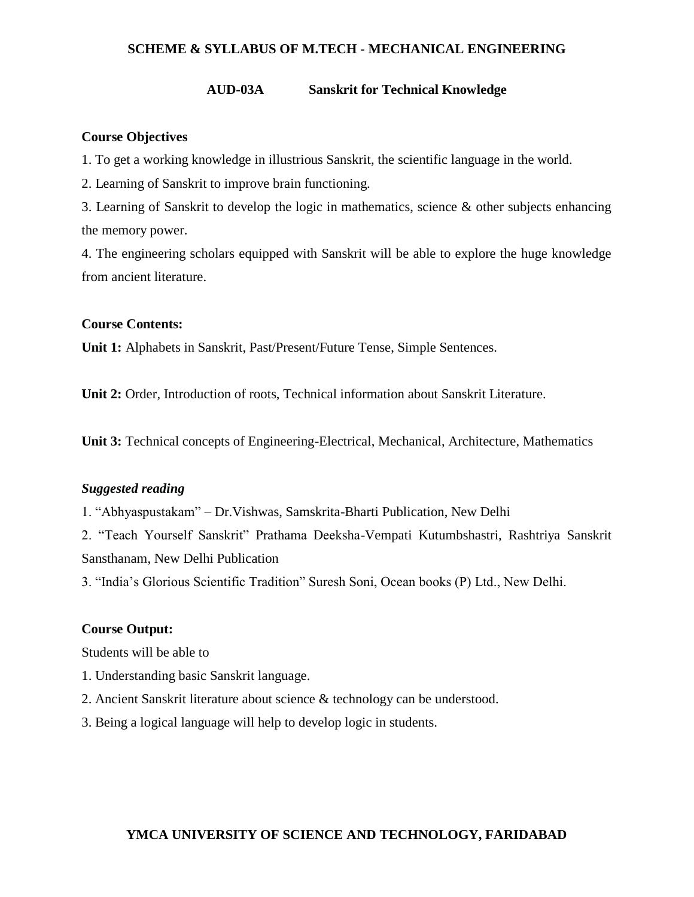## AUD-03A Sanskrit for Technical Knowledge

**Course Objectives**

1. To get a working knowledge in illustrious Sanskrit, the scientific language in the world.
2. Learning of Sanskrit to improve brain functioning.
3. Learning of Sanskrit to develop the logic in mathematics, science & other subjects enhancing the memory power.
4. The engineering scholars equipped with Sanskrit will be able to explore the huge knowledge from ancient literature.

**Course Contents:**

**Unit 1:** Alphabets in Sanskrit, Past/Present/Future Tense, Simple Sentences.

**Unit 2:** Order, Introduction of roots, Technical information about Sanskrit Literature.

**Unit 3:** Technical concepts of Engineering-Electrical, Mechanical, Architecture, Mathematics

***Suggested reading***

1. "Abhyaspustakam" – Dr.Vishwas, Samskrita-Bharti Publication, New Delhi
2. "Teach Yourself Sanskrit" Prathama Deeksha-Vempati Kutumbshastri, Rashtriya Sanskrit Sansthanam, New Delhi Publication
3. "India's Glorious Scientific Tradition" Suresh Soni, Ocean books (P) Ltd., New Delhi.

**Course Output:**

Students will be able to

1. Understanding basic Sanskrit language.
2. Ancient Sanskrit literature about science & technology can be understood.
3. Being a logical language will help to develop logic in students.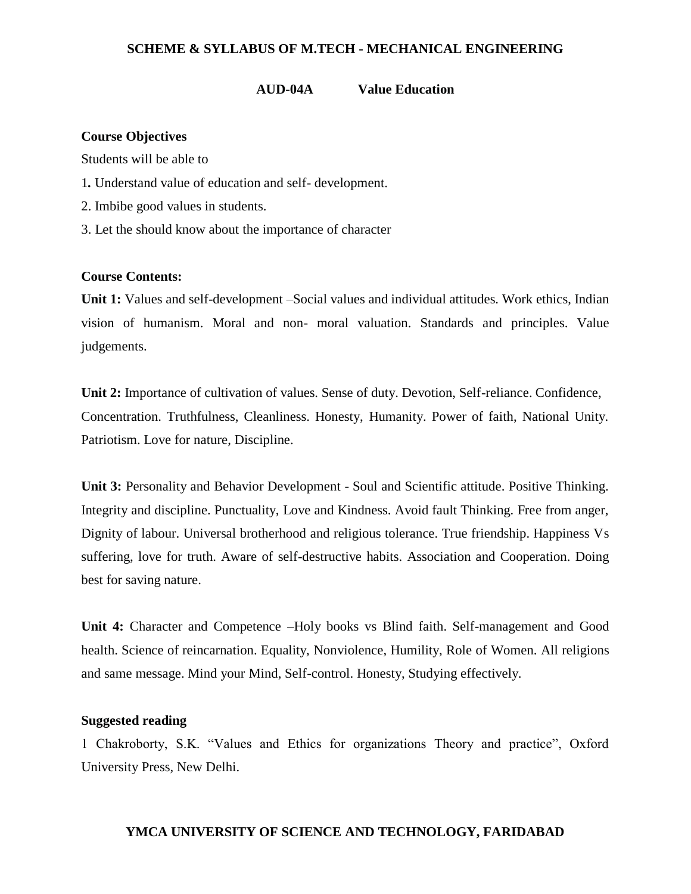## AUD-04A Value Education

### Course Objectives

Students will be able to

1. Understand value of education and self- development.
2. Imbibe good values in students.
3. Let the should know about the importance of character

### Course Contents:

**Unit 1:** Values and self-development –Social values and individual attitudes. Work ethics, Indian vision of humanism. Moral and non- moral valuation. Standards and principles. Value judgements.

**Unit 2:** Importance of cultivation of values. Sense of duty. Devotion, Self-reliance. Confidence, Concentration. Truthfulness, Cleanliness. Honesty, Humanity. Power of faith, National Unity. Patriotism. Love for nature, Discipline.

**Unit 3:** Personality and Behavior Development - Soul and Scientific attitude. Positive Thinking. Integrity and discipline. Punctuality, Love and Kindness. Avoid fault Thinking. Free from anger, Dignity of labour. Universal brotherhood and religious tolerance. True friendship. Happiness Vs suffering, love for truth. Aware of self-destructive habits. Association and Cooperation. Doing best for saving nature.

**Unit 4:** Character and Competence –Holy books vs Blind faith. Self-management and Good health. Science of reincarnation. Equality, Nonviolence, Humility, Role of Women. All religions and same message. Mind your Mind, Self-control. Honesty, Studying effectively.

### Suggested reading

1 Chakroborty, S.K. "Values and Ethics for organizations Theory and practice", Oxford University Press, New Delhi.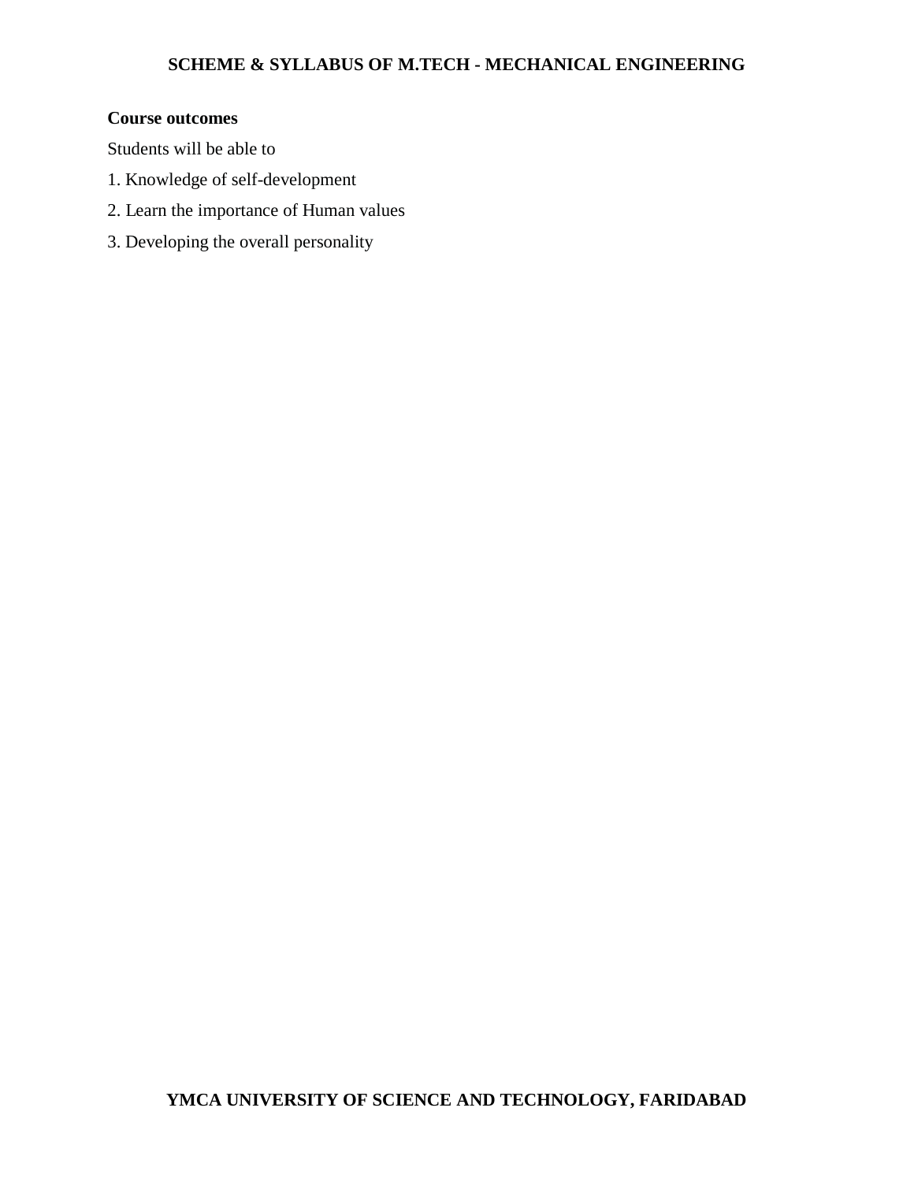**Course outcomes**

Students will be able to

1. Knowledge of self-development
2. Learn the importance of Human values
3. Developing the overall personality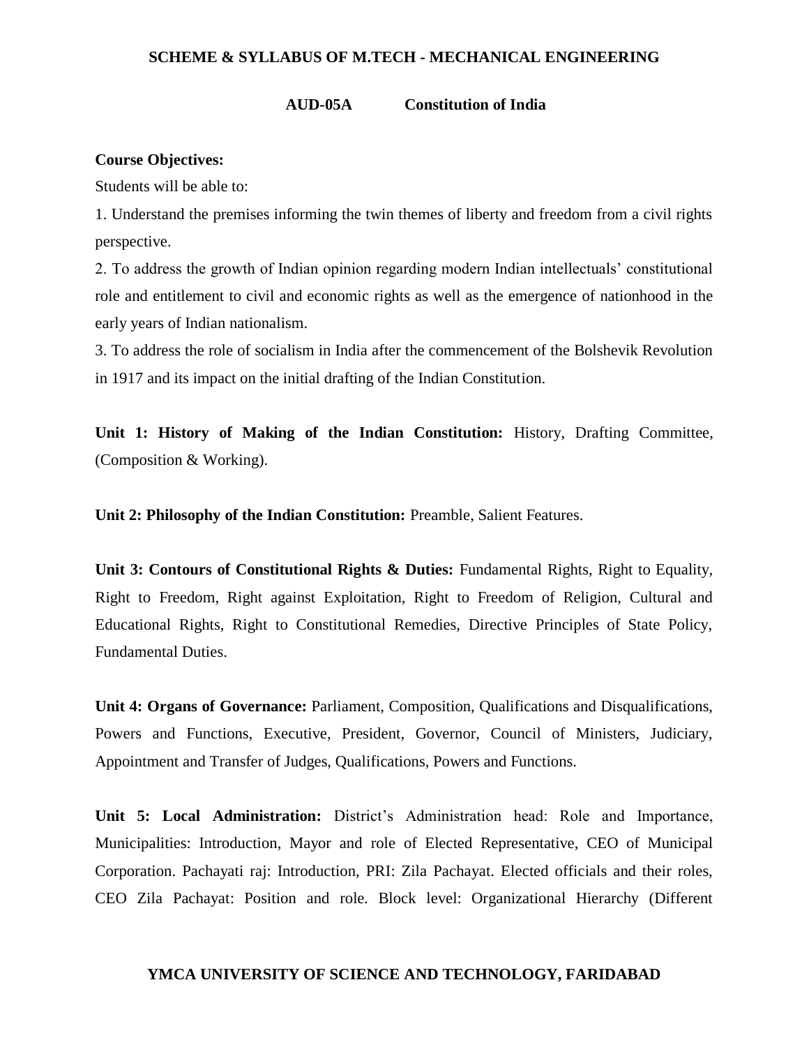## AUD-05A Constitution of India

**Course Objectives:**

Students will be able to:

1. Understand the premises informing the twin themes of liberty and freedom from a civil rights perspective.
2. To address the growth of Indian opinion regarding modern Indian intellectuals' constitutional role and entitlement to civil and economic rights as well as the emergence of nationhood in the early years of Indian nationalism.
3. To address the role of socialism in India after the commencement of the Bolshevik Revolution in 1917 and its impact on the initial drafting of the Indian Constitution.

**Unit 1: History of Making of the Indian Constitution:** History, Drafting Committee, (Composition & Working).

**Unit 2: Philosophy of the Indian Constitution:** Preamble, Salient Features.

**Unit 3: Contours of Constitutional Rights & Duties:** Fundamental Rights, Right to Equality, Right to Freedom, Right against Exploitation, Right to Freedom of Religion, Cultural and Educational Rights, Right to Constitutional Remedies, Directive Principles of State Policy, Fundamental Duties.

**Unit 4: Organs of Governance:** Parliament, Composition, Qualifications and Disqualifications, Powers and Functions, Executive, President, Governor, Council of Ministers, Judiciary, Appointment and Transfer of Judges, Qualifications, Powers and Functions.

**Unit 5: Local Administration:** District's Administration head: Role and Importance, Municipalities: Introduction, Mayor and role of Elected Representative, CEO of Municipal Corporation. Pachayati raj: Introduction, PRI: Zila Pachayat. Elected officials and their roles, CEO Zila Pachayat: Position and role. Block level: Organizational Hierarchy (Different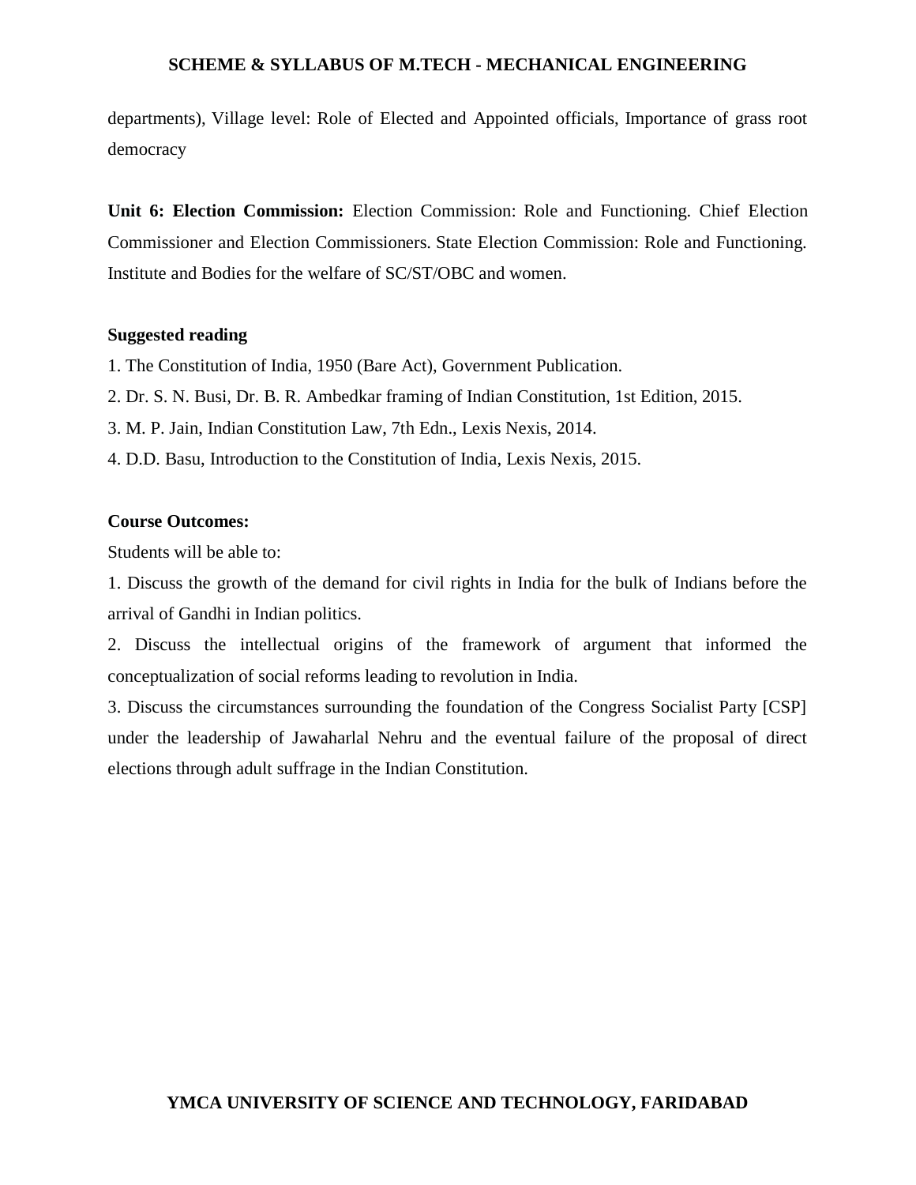departments), Village level: Role of Elected and Appointed officials, Importance of grass root democracy

**Unit 6: Election Commission:** Election Commission: Role and Functioning. Chief Election Commissioner and Election Commissioners. State Election Commission: Role and Functioning. Institute and Bodies for the welfare of SC/ST/OBC and women.

**Suggested reading**

1. The Constitution of India, 1950 (Bare Act), Government Publication.
2. Dr. S. N. Busi, Dr. B. R. Ambedkar framing of Indian Constitution, 1st Edition, 2015.
3. M. P. Jain, Indian Constitution Law, 7th Edn., Lexis Nexis, 2014.
4. D.D. Basu, Introduction to the Constitution of India, Lexis Nexis, 2015.

**Course Outcomes:**

Students will be able to:

1. Discuss the growth of the demand for civil rights in India for the bulk of Indians before the arrival of Gandhi in Indian politics.
2. Discuss the intellectual origins of the framework of argument that informed the conceptualization of social reforms leading to revolution in India.
3. Discuss the circumstances surrounding the foundation of the Congress Socialist Party [CSP] under the leadership of Jawaharlal Nehru and the eventual failure of the proposal of direct elections through adult suffrage in the Indian Constitution.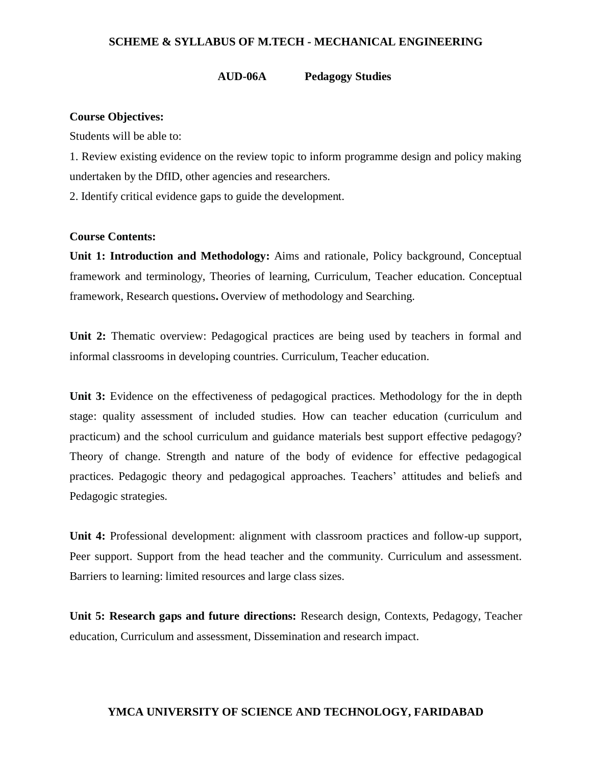## AUD-06A Pedagogy Studies

**Course Objectives:**

Students will be able to:

1. Review existing evidence on the review topic to inform programme design and policy making undertaken by the DfID, other agencies and researchers.
2. Identify critical evidence gaps to guide the development.

**Course Contents:**

**Unit 1: Introduction and Methodology:** Aims and rationale, Policy background, Conceptual framework and terminology, Theories of learning, Curriculum, Teacher education. Conceptual framework, Research questions**.** Overview of methodology and Searching.

**Unit 2:** Thematic overview: Pedagogical practices are being used by teachers in formal and informal classrooms in developing countries. Curriculum, Teacher education.

**Unit 3:** Evidence on the effectiveness of pedagogical practices. Methodology for the in depth stage: quality assessment of included studies. How can teacher education (curriculum and practicum) and the school curriculum and guidance materials best support effective pedagogy? Theory of change. Strength and nature of the body of evidence for effective pedagogical practices. Pedagogic theory and pedagogical approaches. Teachers' attitudes and beliefs and Pedagogic strategies.

**Unit 4:** Professional development: alignment with classroom practices and follow-up support, Peer support. Support from the head teacher and the community. Curriculum and assessment. Barriers to learning: limited resources and large class sizes.

**Unit 5: Research gaps and future directions:** Research design, Contexts, Pedagogy, Teacher education, Curriculum and assessment, Dissemination and research impact.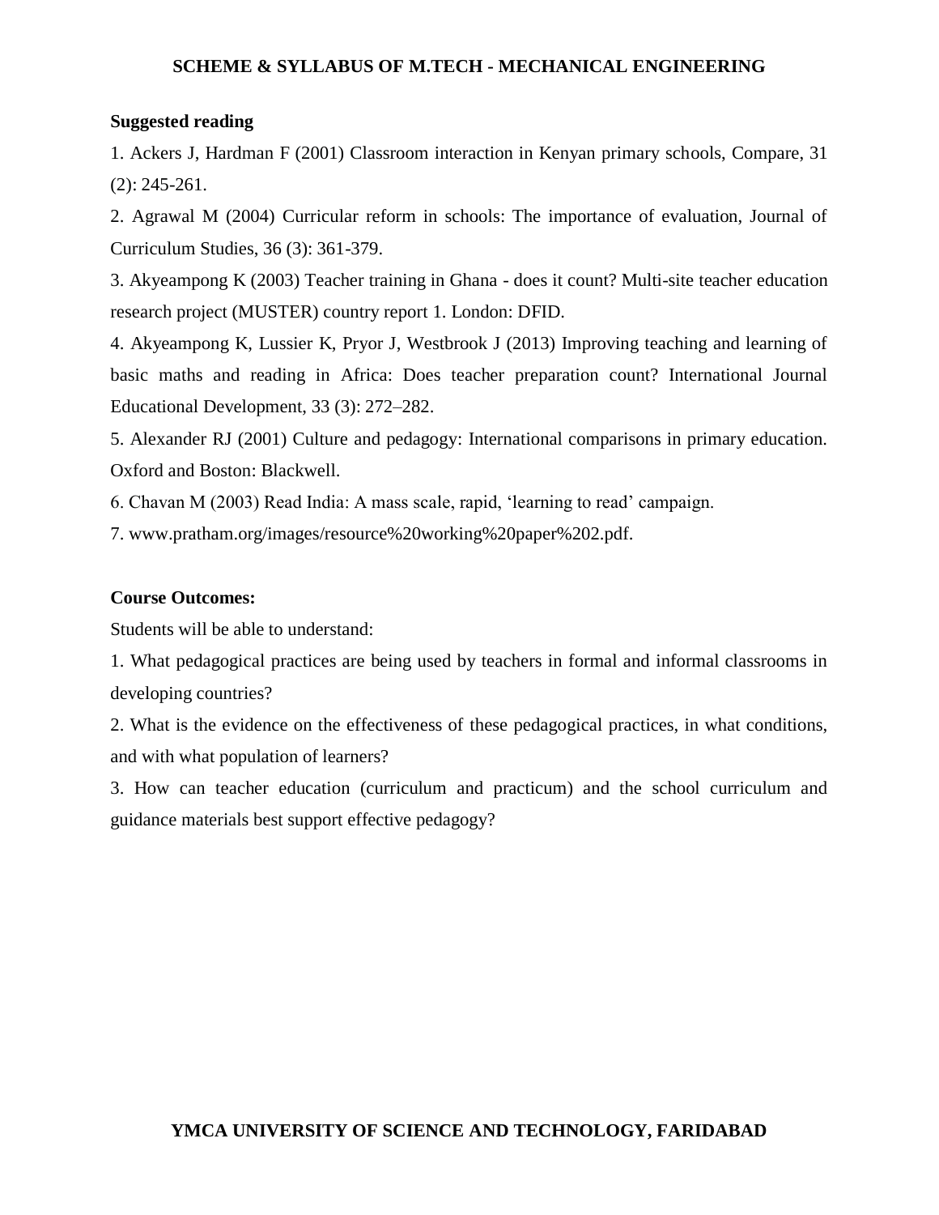**Suggested reading**

1. Ackers J, Hardman F (2001) Classroom interaction in Kenyan primary schools, Compare, 31 (2): 245-261.

2. Agrawal M (2004) Curricular reform in schools: The importance of evaluation, Journal of Curriculum Studies, 36 (3): 361-379.

3. Akyeampong K (2003) Teacher training in Ghana - does it count? Multi-site teacher education research project (MUSTER) country report 1. London: DFID.

4. Akyeampong K, Lussier K, Pryor J, Westbrook J (2013) Improving teaching and learning of basic maths and reading in Africa: Does teacher preparation count? International Journal Educational Development, 33 (3): 272–282.

5. Alexander RJ (2001) Culture and pedagogy: International comparisons in primary education. Oxford and Boston: Blackwell.

6. Chavan M (2003) Read India: A mass scale, rapid, 'learning to read' campaign.

7. www.pratham.org/images/resource%20working%20paper%202.pdf.

**Course Outcomes:**

Students will be able to understand:

1. What pedagogical practices are being used by teachers in formal and informal classrooms in developing countries?

2. What is the evidence on the effectiveness of these pedagogical practices, in what conditions, and with what population of learners?

3. How can teacher education (curriculum and practicum) and the school curriculum and guidance materials best support effective pedagogy?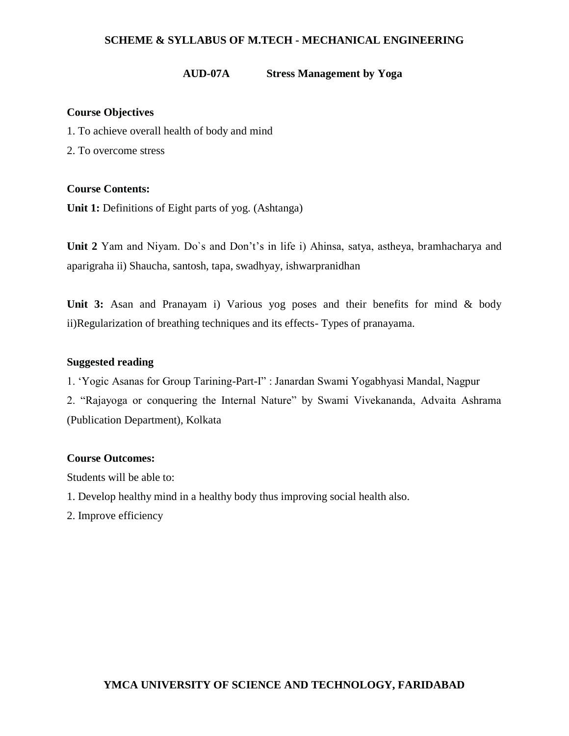## AUD-07A Stress Management by Yoga

### Course Objectives

1. To achieve overall health of body and mind
2. To overcome stress

### Course Contents:

**Unit 1:** Definitions of Eight parts of yog. (Ashtanga)

**Unit 2** Yam and Niyam. Do`s and Don't's in life i) Ahinsa, satya, astheya, bramhacharya and aparigraha ii) Shaucha, santosh, tapa, swadhyay, ishwarpranidhan

**Unit 3:** Asan and Pranayam i) Various yog poses and their benefits for mind & body ii)Regularization of breathing techniques and its effects- Types of pranayama.

### Suggested reading

1. 'Yogic Asanas for Group Tarining-Part-I" : Janardan Swami Yogabhyasi Mandal, Nagpur
2. "Rajayoga or conquering the Internal Nature" by Swami Vivekananda, Advaita Ashrama (Publication Department), Kolkata

### Course Outcomes:

Students will be able to:

1. Develop healthy mind in a healthy body thus improving social health also.
2. Improve efficiency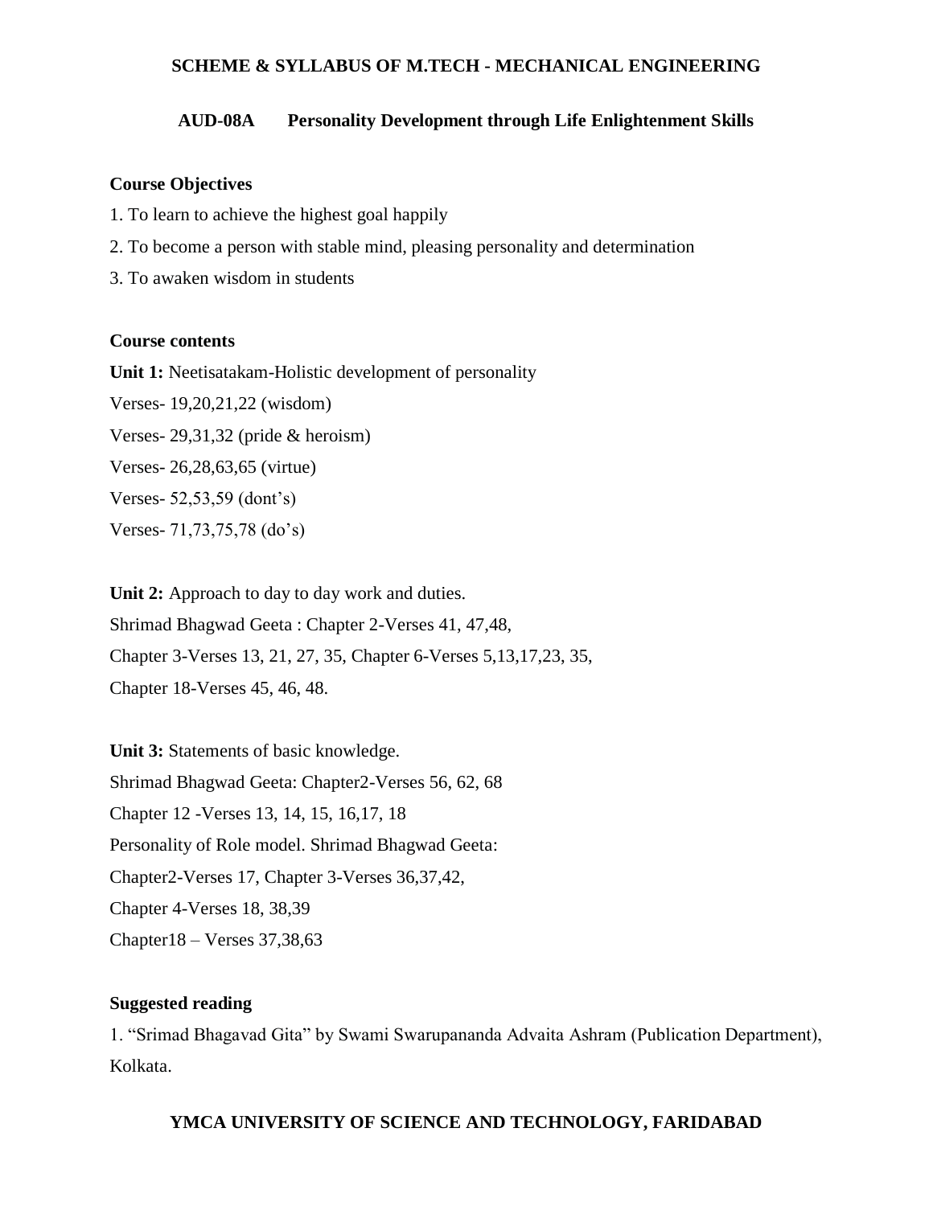## AUD-08A Personality Development through Life Enlightenment Skills

### Course Objectives

1. To learn to achieve the highest goal happily
2. To become a person with stable mind, pleasing personality and determination
3. To awaken wisdom in students

### Course contents

**Unit 1:** Neetisatakam-Holistic development of personality

Verses- 19,20,21,22 (wisdom)

Verses- 29,31,32 (pride & heroism)

Verses- 26,28,63,65 (virtue)

Verses- 52,53,59 (dont's)

Verses- 71,73,75,78 (do's)

**Unit 2:** Approach to day to day work and duties.

Shrimad Bhagwad Geeta : Chapter 2-Verses 41, 47,48,

Chapter 3-Verses 13, 21, 27, 35, Chapter 6-Verses 5,13,17,23, 35,

Chapter 18-Verses 45, 46, 48.

**Unit 3:** Statements of basic knowledge.

Shrimad Bhagwad Geeta: Chapter2-Verses 56, 62, 68

Chapter 12 -Verses 13, 14, 15, 16,17, 18

Personality of Role model. Shrimad Bhagwad Geeta:

Chapter2-Verses 17, Chapter 3-Verses 36,37,42,

Chapter 4-Verses 18, 38,39

Chapter18 – Verses 37,38,63

### Suggested reading

1. "Srimad Bhagavad Gita" by Swami Swarupananda Advaita Ashram (Publication Department), Kolkata.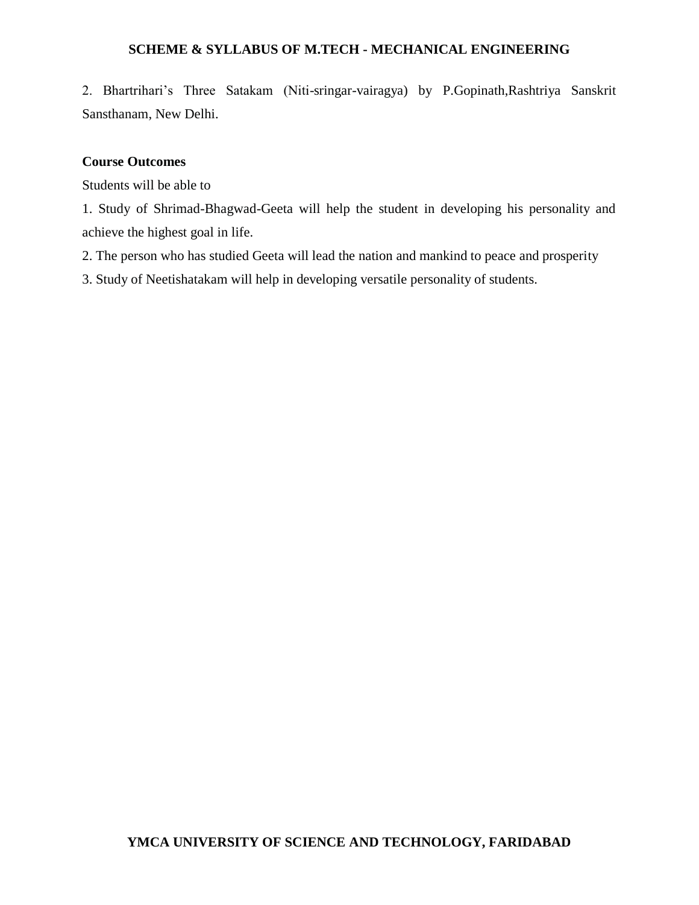2. Bhartrihari's Three Satakam (Niti-sringar-vairagya) by P.Gopinath,Rashtriya Sanskrit Sansthanam, New Delhi.

**Course Outcomes**

Students will be able to

1. Study of Shrimad-Bhagwad-Geeta will help the student in developing his personality and achieve the highest goal in life.
2. The person who has studied Geeta will lead the nation and mankind to peace and prosperity
3. Study of Neetishatakam will help in developing versatile personality of students.